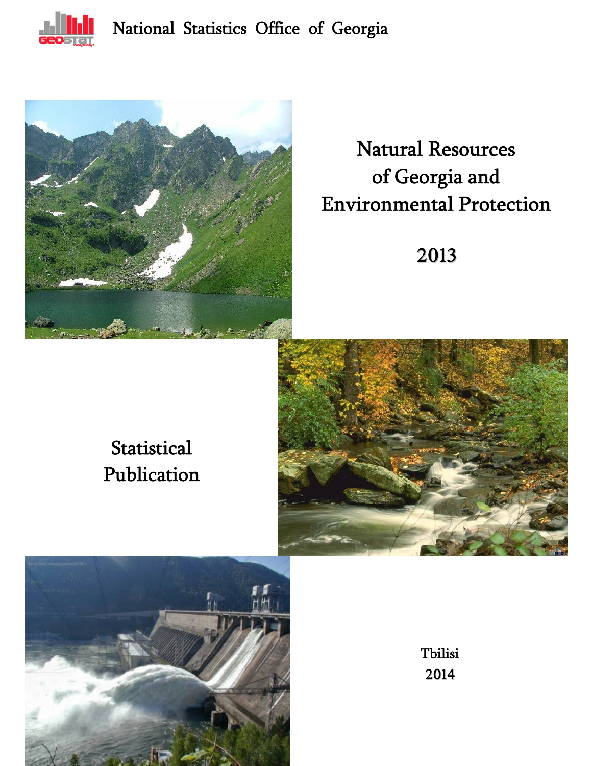National Statistics Office of Georgia

# Natural Resources of Georgia and Environmental Protection

## 2013

Statistical Publication

Tbilisi
2014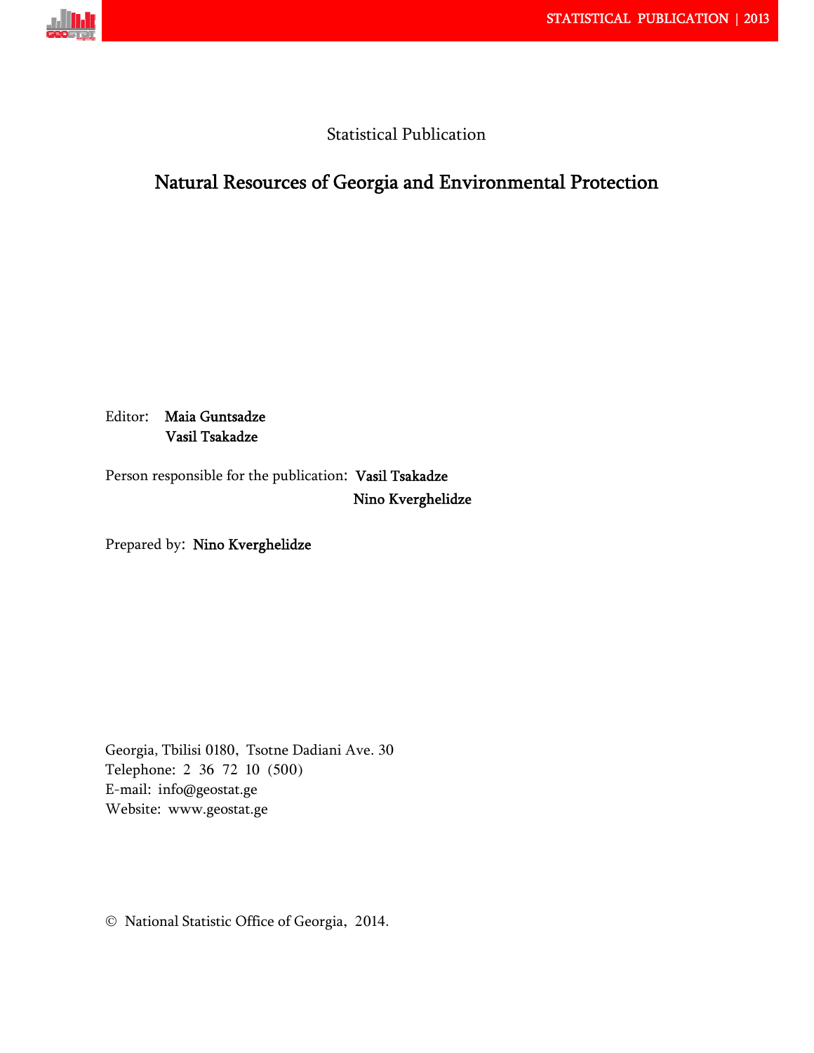Statistical Publication

# Natural Resources of Georgia and Environmental Protection

Editor: **Maia Guntsadze**
**Vasil Tsakadze**

Person responsible for the publication: **Vasil Tsakadze**
**Nino Kverghelidze**

Prepared by: **Nino Kverghelidze**

Georgia, Tbilisi 0180, Tsotne Dadiani Ave. 30
Telephone: 2 36 72 10 (500)
E-mail: info@geostat.ge
Website: www.geostat.ge

© National Statistic Office of Georgia, 2014.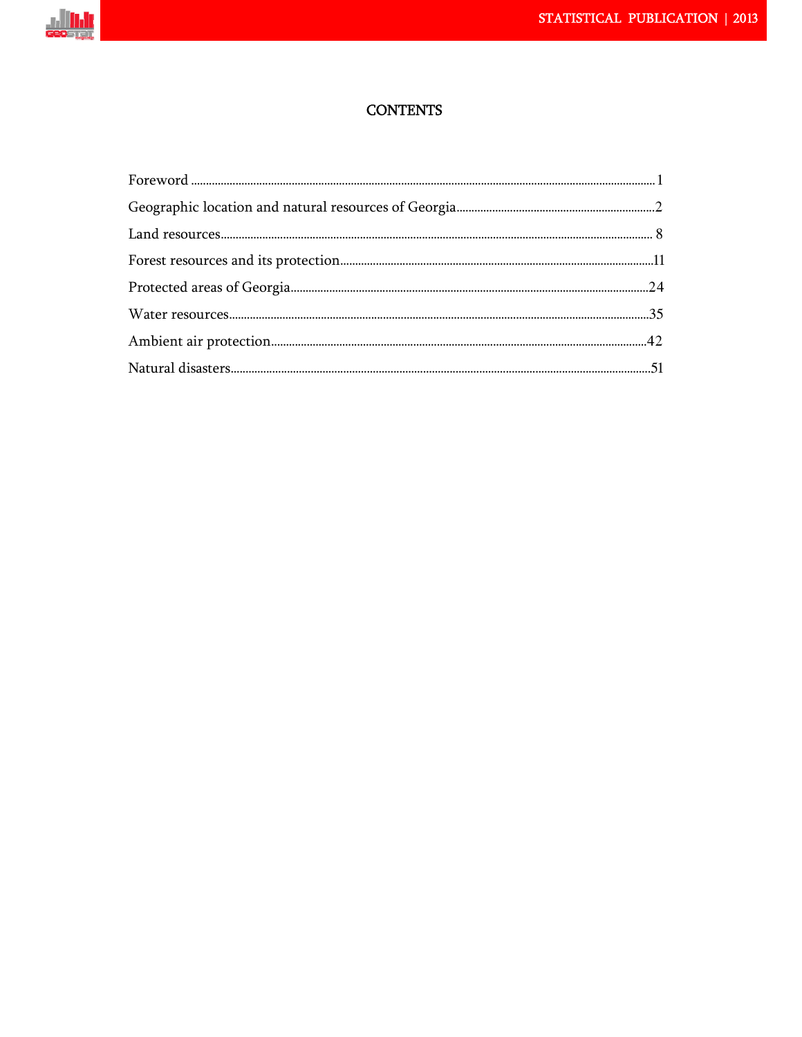# CONTENTS

Foreword ........................................................................................................................................ 1

Geographic location and natural resources of Georgia .................................................................. 2

Land resources ................................................................................................................................. 8

Forest resources and its protection ................................................................................................ 11

Protected areas of Georgia ............................................................................................................. 24

Water resources ............................................................................................................................... 35

Ambient air protection .................................................................................................................... 42

Natural disasters .............................................................................................................................. 51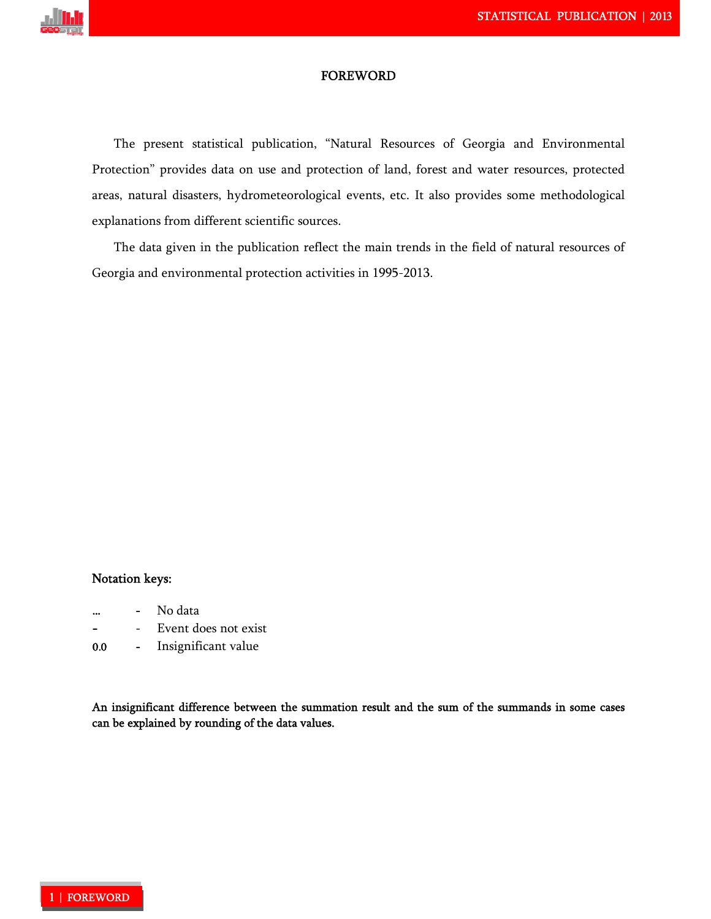# FOREWORD

The present statistical publication, “Natural Resources of Georgia and Environmental Protection” provides data on use and protection of land, forest and water resources, protected areas, natural disasters, hydrometeorological events, etc. It also provides some methodological explanations from different scientific sources.

The data given in the publication reflect the main trends in the field of natural resources of Georgia and environmental protection activities in 1995-2013.

**Notation keys:**

...  -  No data  
-  -  Event does not exist  
0.0  -  Insignificant value

**An insignificant difference between the summation result and the sum of the summands in some cases can be explained by rounding of the data values.**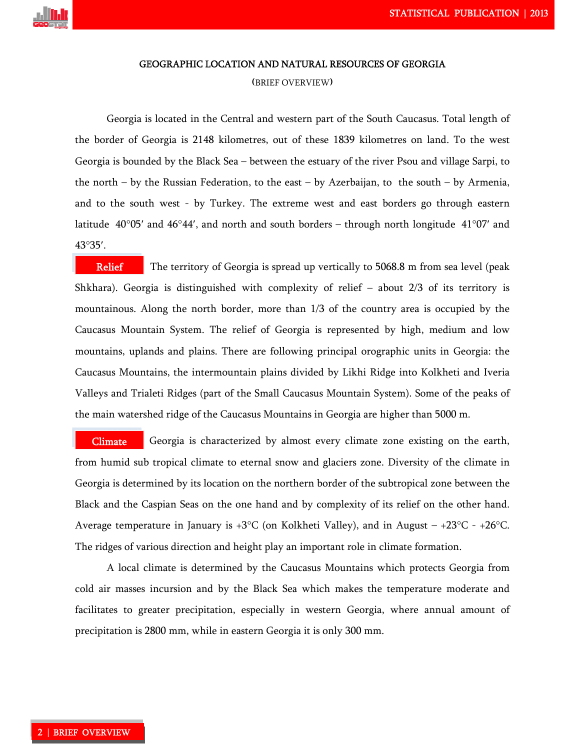# GEOGRAPHIC LOCATION AND NATURAL RESOURCES OF GEORGIA

(BRIEF OVERVIEW)

Georgia is located in the Central and western part of the South Caucasus. Total length of the border of Georgia is 2148 kilometres, out of these 1839 kilometres on land. To the west Georgia is bounded by the Black Sea – between the estuary of the river Psou and village Sarpi, to the north – by the Russian Federation, to the east – by Azerbaijan, to the south – by Armenia, and to the south west - by Turkey. The extreme west and east borders go through eastern latitude 40°05′ and 46°44′, and north and south borders – through north longitude 41°07′ and 43°35′.

**Relief** The territory of Georgia is spread up vertically to 5068.8 m from sea level (peak Shkhara). Georgia is distinguished with complexity of relief – about 2/3 of its territory is mountainous. Along the north border, more than 1/3 of the country area is occupied by the Caucasus Mountain System. The relief of Georgia is represented by high, medium and low mountains, uplands and plains. There are following principal orographic units in Georgia: the Caucasus Mountains, the intermountain plains divided by Likhi Ridge into Kolkheti and Iveria Valleys and Trialeti Ridges (part of the Small Caucasus Mountain System). Some of the peaks of the main watershed ridge of the Caucasus Mountains in Georgia are higher than 5000 m.

**Climate** Georgia is characterized by almost every climate zone existing on the earth, from humid sub tropical climate to eternal snow and glaciers zone. Diversity of the climate in Georgia is determined by its location on the northern border of the subtropical zone between the Black and the Caspian Seas on the one hand and by complexity of its relief on the other hand. Average temperature in January is +3°C (on Kolkheti Valley), and in August – +23°C - +26°C. The ridges of various direction and height play an important role in climate formation.

A local climate is determined by the Caucasus Mountains which protects Georgia from cold air masses incursion and by the Black Sea which makes the temperature moderate and facilitates to greater precipitation, especially in western Georgia, where annual amount of precipitation is 2800 mm, while in eastern Georgia it is only 300 mm.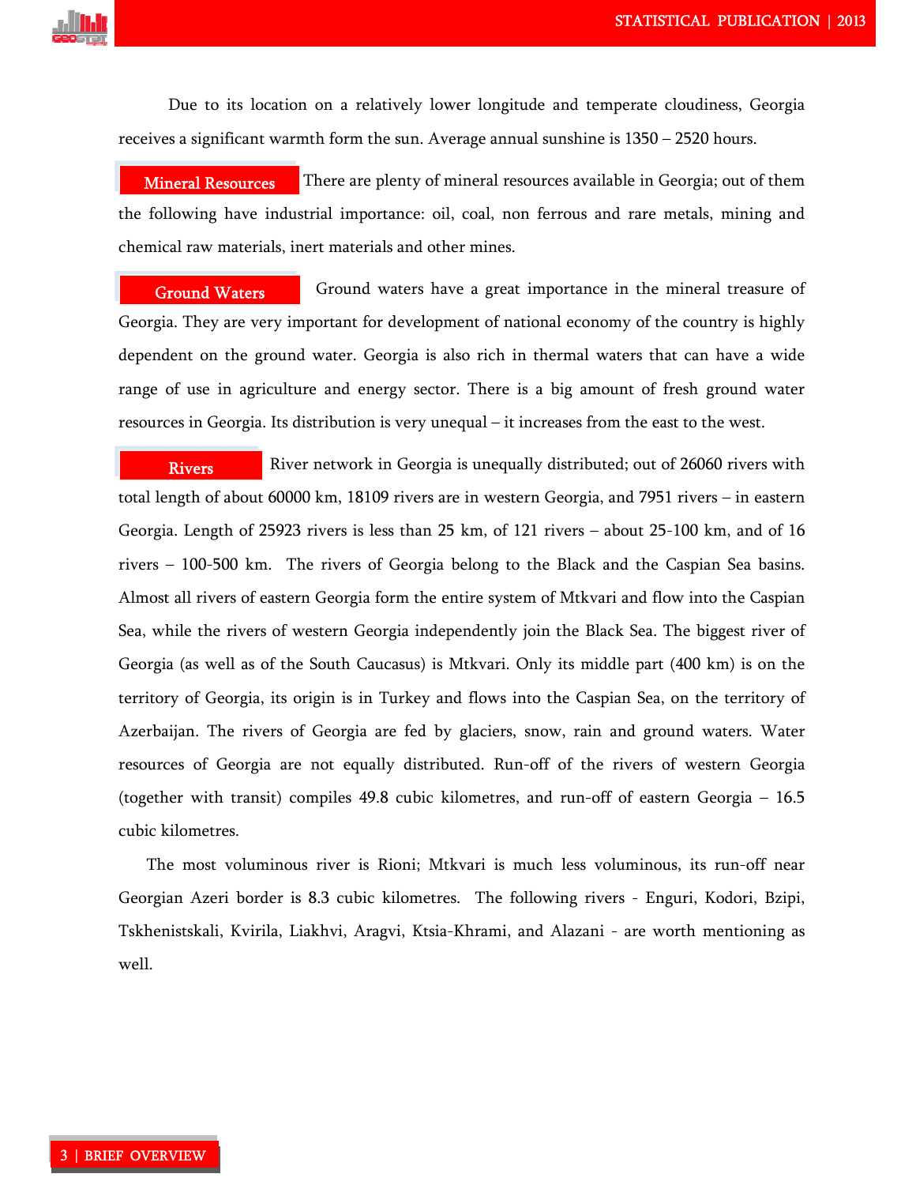Due to its location on a relatively lower longitude and temperate cloudiness, Georgia receives a significant warmth form the sun. Average annual sunshine is 1350 – 2520 hours.

**Mineral Resources** There are plenty of mineral resources available in Georgia; out of them the following have industrial importance: oil, coal, non ferrous and rare metals, mining and chemical raw materials, inert materials and other mines.

**Ground Waters** Ground waters have a great importance in the mineral treasure of Georgia. They are very important for development of national economy of the country is highly dependent on the ground water. Georgia is also rich in thermal waters that can have a wide range of use in agriculture and energy sector. There is a big amount of fresh ground water resources in Georgia. Its distribution is very unequal – it increases from the east to the west.

**Rivers** River network in Georgia is unequally distributed; out of 26060 rivers with total length of about 60000 km, 18109 rivers are in western Georgia, and 7951 rivers – in eastern Georgia. Length of 25923 rivers is less than 25 km, of 121 rivers – about 25-100 km, and of 16 rivers – 100-500 km. The rivers of Georgia belong to the Black and the Caspian Sea basins. Almost all rivers of eastern Georgia form the entire system of Mtkvari and flow into the Caspian Sea, while the rivers of western Georgia independently join the Black Sea. The biggest river of Georgia (as well as of the South Caucasus) is Mtkvari. Only its middle part (400 km) is on the territory of Georgia, its origin is in Turkey and flows into the Caspian Sea, on the territory of Azerbaijan. The rivers of Georgia are fed by glaciers, snow, rain and ground waters. Water resources of Georgia are not equally distributed. Run-off of the rivers of western Georgia (together with transit) compiles 49.8 cubic kilometres, and run-off of eastern Georgia – 16.5 cubic kilometres.

The most voluminous river is Rioni; Mtkvari is much less voluminous, its run-off near Georgian Azeri border is 8.3 cubic kilometres. The following rivers - Enguri, Kodori, Bzipi, Tskhenistskali, Kvirila, Liakhvi, Aragvi, Ktsia-Khrami, and Alazani - are worth mentioning as well.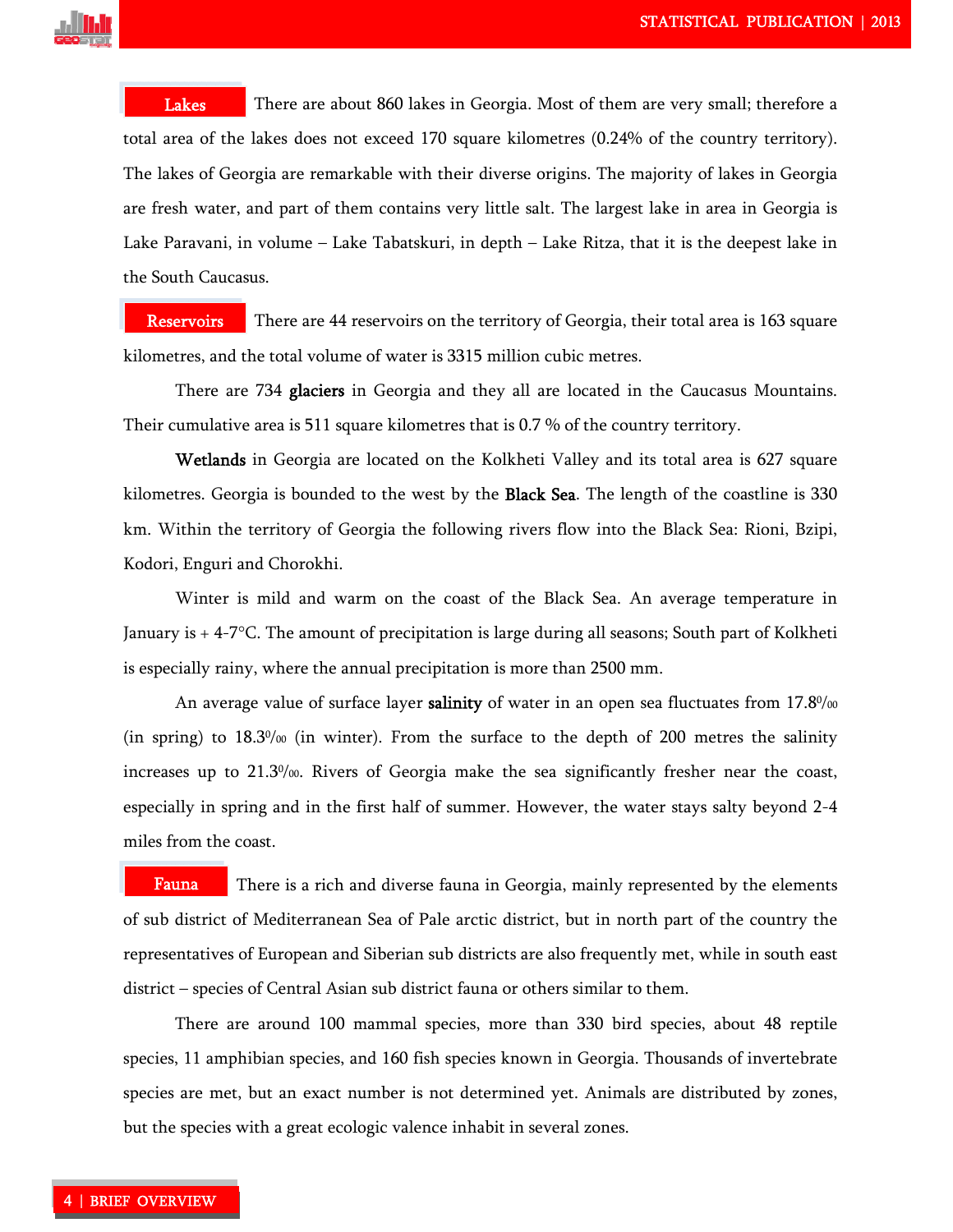**Lakes** There are about 860 lakes in Georgia. Most of them are very small; therefore a total area of the lakes does not exceed 170 square kilometres (0.24% of the country territory). The lakes of Georgia are remarkable with their diverse origins. The majority of lakes in Georgia are fresh water, and part of them contains very little salt. The largest lake in area in Georgia is Lake Paravani, in volume – Lake Tabatskuri, in depth – Lake Ritza, that it is the deepest lake in the South Caucasus.

**Reservoirs** There are 44 reservoirs on the territory of Georgia, their total area is 163 square kilometres, and the total volume of water is 3315 million cubic metres.

There are 734 **glaciers** in Georgia and they all are located in the Caucasus Mountains. Their cumulative area is 511 square kilometres that is 0.7 % of the country territory.

**Wetlands** in Georgia are located on the Kolkheti Valley and its total area is 627 square kilometres. Georgia is bounded to the west by the **Black Sea**. The length of the coastline is 330 km. Within the territory of Georgia the following rivers flow into the Black Sea: Rioni, Bzipi, Kodori, Enguri and Chorokhi.

Winter is mild and warm on the coast of the Black Sea. An average temperature in January is + 4-7°C. The amount of precipitation is large during all seasons; South part of Kolkheti is especially rainy, where the annual precipitation is more than 2500 mm.

An average value of surface layer **salinity** of water in an open sea fluctuates from 17.8‰ (in spring) to 18.3‰ (in winter). From the surface to the depth of 200 metres the salinity increases up to 21.3‰. Rivers of Georgia make the sea significantly fresher near the coast, especially in spring and in the first half of summer. However, the water stays salty beyond 2-4 miles from the coast.

**Fauna** There is a rich and diverse fauna in Georgia, mainly represented by the elements of sub district of Mediterranean Sea of Pale arctic district, but in north part of the country the representatives of European and Siberian sub districts are also frequently met, while in south east district – species of Central Asian sub district fauna or others similar to them.

There are around 100 mammal species, more than 330 bird species, about 48 reptile species, 11 amphibian species, and 160 fish species known in Georgia. Thousands of invertebrate species are met, but an exact number is not determined yet. Animals are distributed by zones, but the species with a great ecologic valence inhabit in several zones.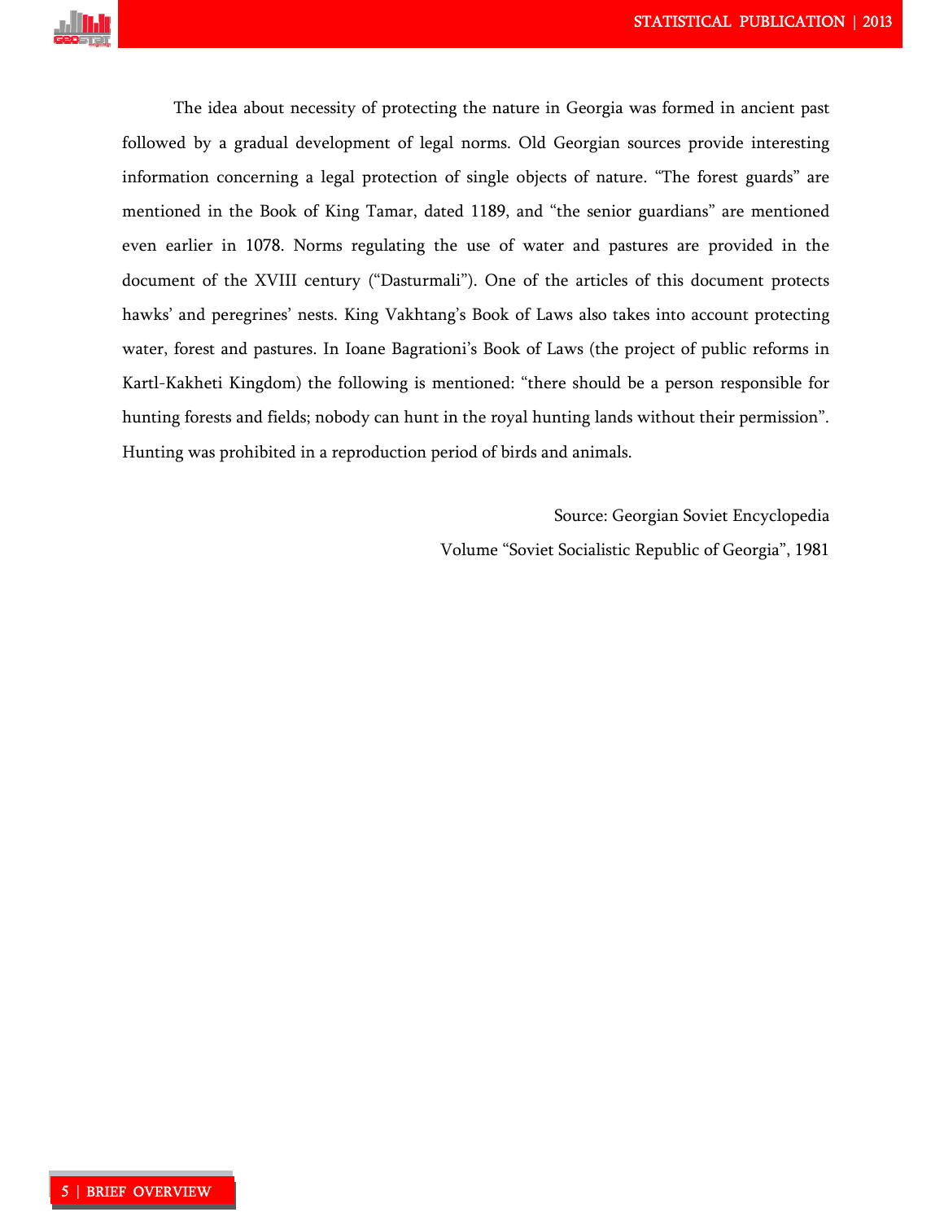The idea about necessity of protecting the nature in Georgia was formed in ancient past followed by a gradual development of legal norms. Old Georgian sources provide interesting information concerning a legal protection of single objects of nature. "The forest guards" are mentioned in the Book of King Tamar, dated 1189, and "the senior guardians" are mentioned even earlier in 1078. Norms regulating the use of water and pastures are provided in the document of the XVIII century ("Dasturmali"). One of the articles of this document protects hawks' and peregrines' nests. King Vakhtang's Book of Laws also takes into account protecting water, forest and pastures. In Ioane Bagrationi's Book of Laws (the project of public reforms in Kartl-Kakheti Kingdom) the following is mentioned: "there should be a person responsible for hunting forests and fields; nobody can hunt in the royal hunting lands without their permission". Hunting was prohibited in a reproduction period of birds and animals.

Source: Georgian Soviet Encyclopedia
Volume "Soviet Socialistic Republic of Georgia", 1981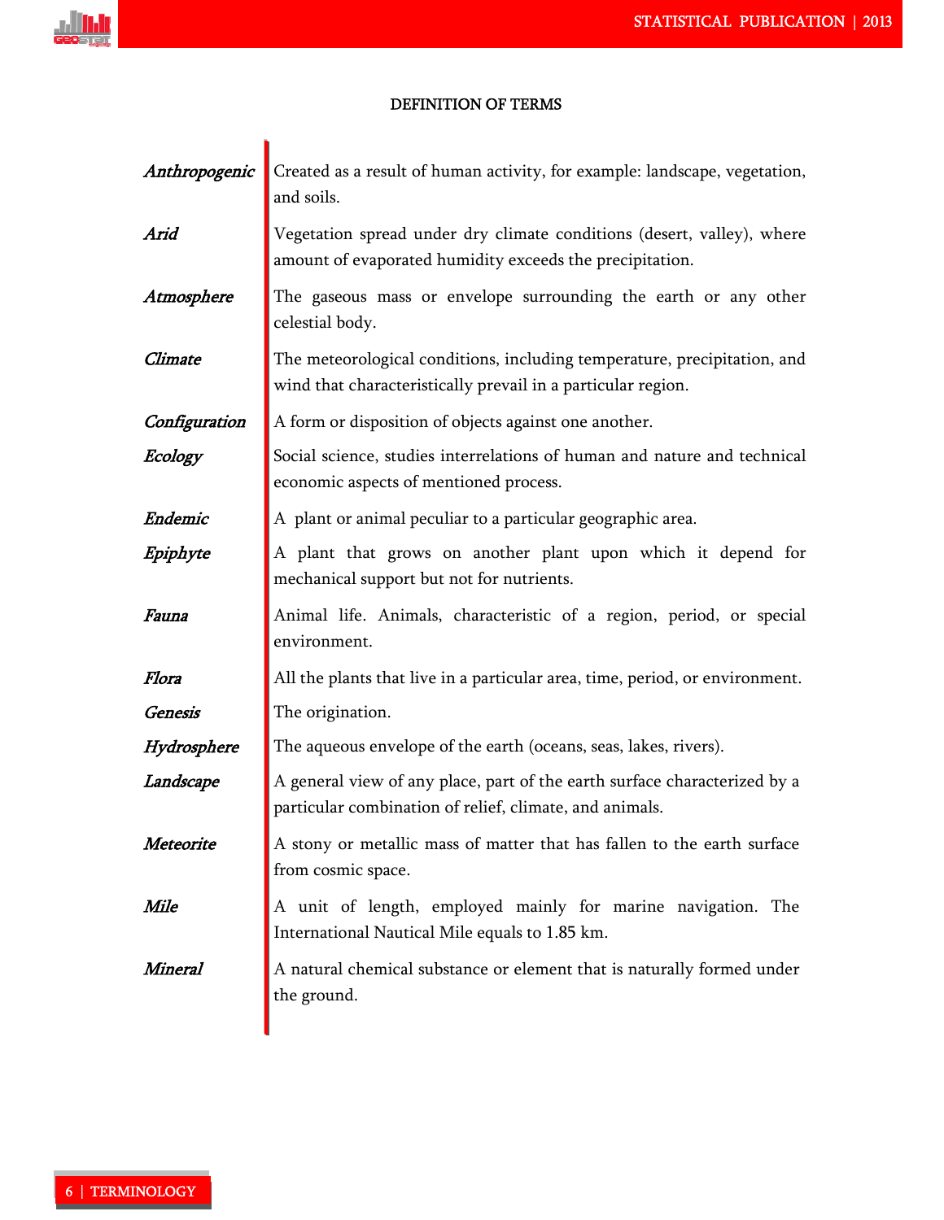## DEFINITION OF TERMS

***Anthropogenic*** — Created as a result of human activity, for example: landscape, vegetation, and soils.

***Arid*** — Vegetation spread under dry climate conditions (desert, valley), where amount of evaporated humidity exceeds the precipitation.

***Atmosphere*** — The gaseous mass or envelope surrounding the earth or any other celestial body.

***Climate*** — The meteorological conditions, including temperature, precipitation, and wind that characteristically prevail in a particular region.

***Configuration*** — A form or disposition of objects against one another.

***Ecology*** — Social science, studies interrelations of human and nature and technical economic aspects of mentioned process.

***Endemic*** — A plant or animal peculiar to a particular geographic area.

***Epiphyte*** — A plant that grows on another plant upon which it depend for mechanical support but not for nutrients.

***Fauna*** — Animal life. Animals, characteristic of a region, period, or special environment.

***Flora*** — All the plants that live in a particular area, time, period, or environment.

***Genesis*** — The origination.

***Hydrosphere*** — The aqueous envelope of the earth (oceans, seas, lakes, rivers).

***Landscape*** — A general view of any place, part of the earth surface characterized by a particular combination of relief, climate, and animals.

***Meteorite*** — A stony or metallic mass of matter that has fallen to the earth surface from cosmic space.

***Mile*** — A unit of length, employed mainly for marine navigation. The International Nautical Mile equals to 1.85 km.

***Mineral*** — A natural chemical substance or element that is naturally formed under the ground.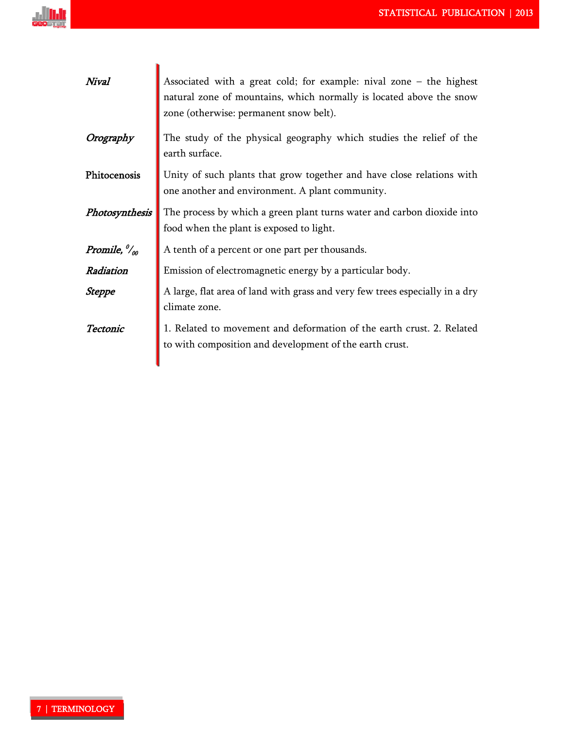| | |
|---|---|
| *Nival* | Associated with a great cold; for example: nival zone – the highest natural zone of mountains, which normally is located above the snow zone (otherwise: permanent snow belt). |
| *Orography* | The study of the physical geography which studies the relief of the earth surface. |
| Phitocenosis | Unity of such plants that grow together and have close relations with one another and environment. A plant community. |
| *Photosynthesis* | The process by which a green plant turns water and carbon dioxide into food when the plant is exposed to light. |
| *Promile, ⁰⁄₀₀* | A tenth of a percent or one part per thousands. |
| *Radiation* | Emission of electromagnetic energy by a particular body. |
| *Steppe* | A large, flat area of land with grass and very few trees especially in a dry climate zone. |
| *Tectonic* | 1. Related to movement and deformation of the earth crust. 2. Related to with composition and development of the earth crust. |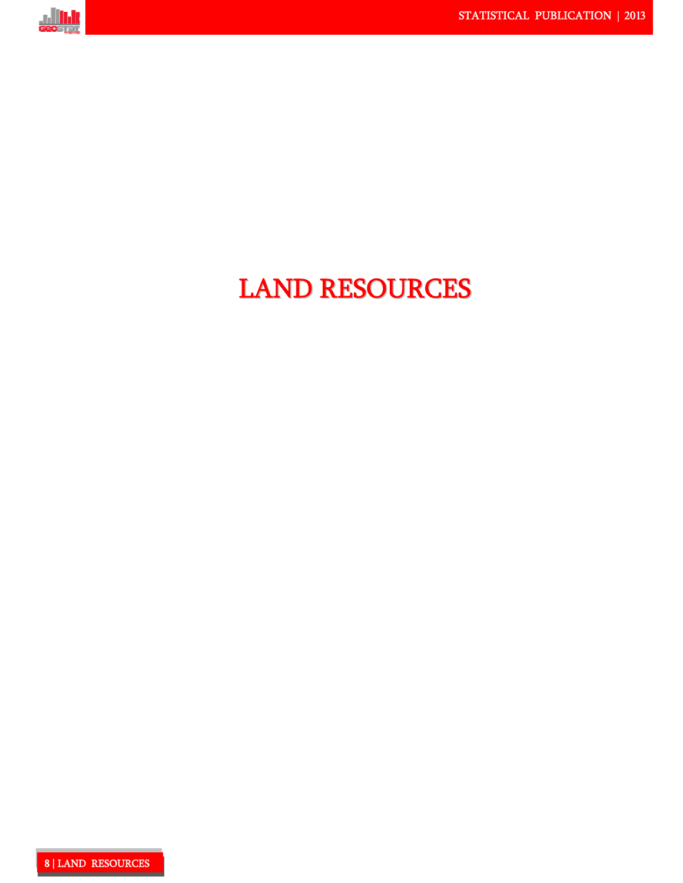# LAND RESOURCES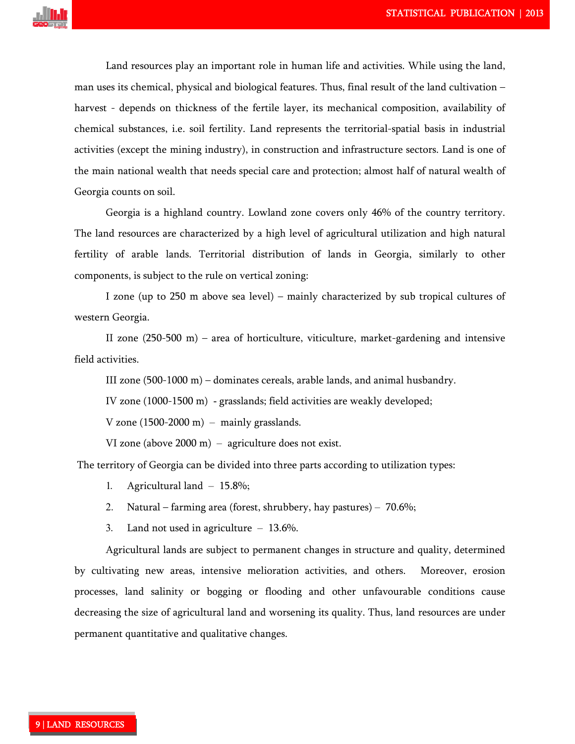Land resources play an important role in human life and activities. While using the land, man uses its chemical, physical and biological features. Thus, final result of the land cultivation – harvest - depends on thickness of the fertile layer, its mechanical composition, availability of chemical substances, i.e. soil fertility. Land represents the territorial-spatial basis in industrial activities (except the mining industry), in construction and infrastructure sectors. Land is one of the main national wealth that needs special care and protection; almost half of natural wealth of Georgia counts on soil.

Georgia is a highland country. Lowland zone covers only 46% of the country territory. The land resources are characterized by a high level of agricultural utilization and high natural fertility of arable lands. Territorial distribution of lands in Georgia, similarly to other components, is subject to the rule on vertical zoning:

I zone (up to 250 m above sea level) – mainly characterized by sub tropical cultures of western Georgia.

II zone (250-500 m) – area of horticulture, viticulture, market-gardening and intensive field activities.

III zone (500-1000 m) – dominates cereals, arable lands, and animal husbandry.

IV zone (1000-1500 m) - grasslands; field activities are weakly developed;

V zone (1500-2000 m) – mainly grasslands.

VI zone (above 2000 m) – agriculture does not exist.

The territory of Georgia can be divided into three parts according to utilization types:

1. Agricultural land – 15.8%;
2. Natural – farming area (forest, shrubbery, hay pastures) – 70.6%;
3. Land not used in agriculture – 13.6%.

Agricultural lands are subject to permanent changes in structure and quality, determined by cultivating new areas, intensive melioration activities, and others. Moreover, erosion processes, land salinity or bogging or flooding and other unfavourable conditions cause decreasing the size of agricultural land and worsening its quality. Thus, land resources are under permanent quantitative and qualitative changes.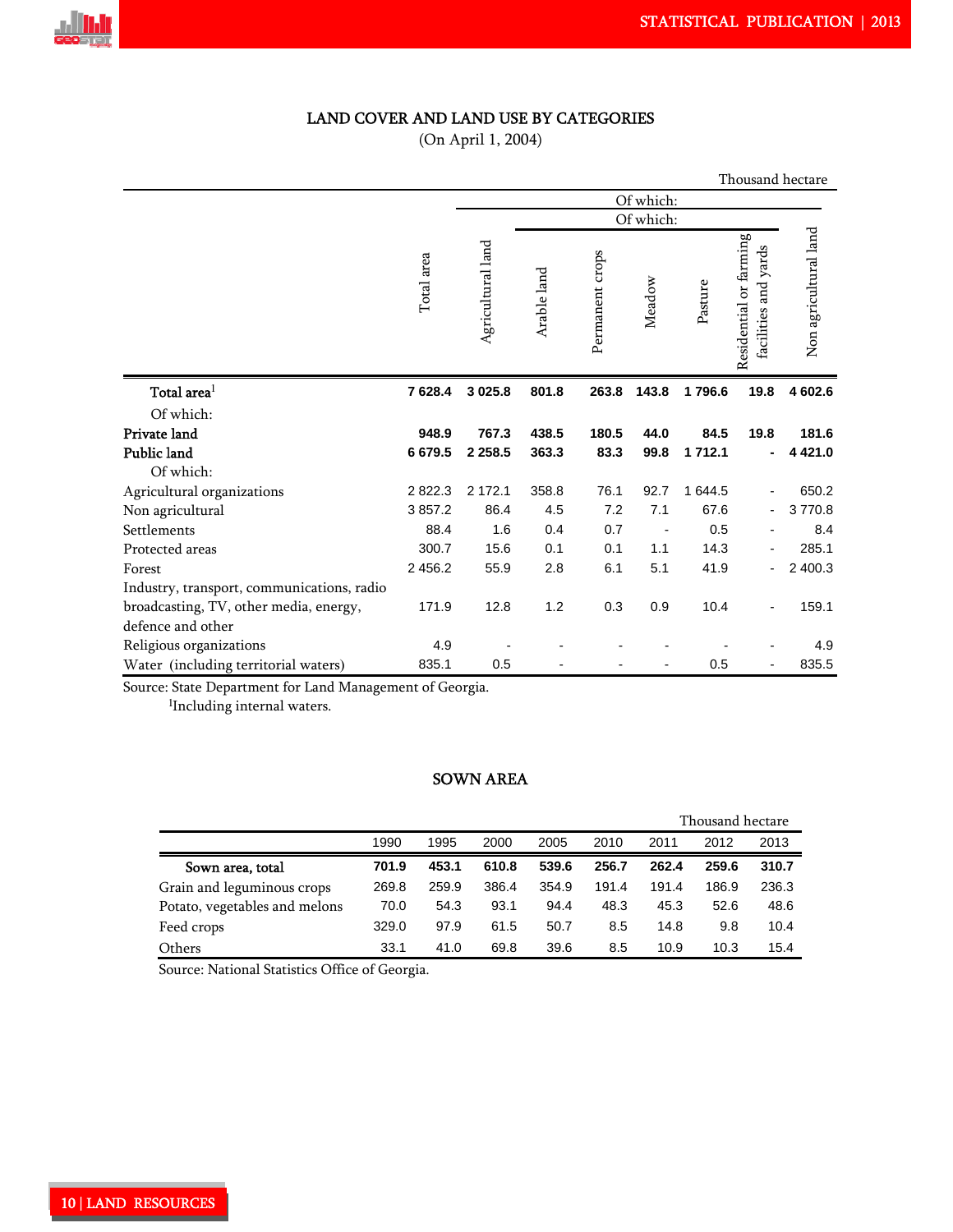## LAND COVER AND LAND USE BY CATEGORIES

(On April 1, 2004)

Thousand hectare

| | Total area | Agricultural land | Arable land | Permanent crops | Meadow | Pasture | Residential or farming facilities and yards | Non agricultural land |
|---|---|---|---|---|---|---|---|---|
| | | Of which: | | | | | | |
| | | | Of which: | | | | | |
| **Total area[1]** | **7 628.4** | **3 025.8** | **801.8** | **263.8** | **143.8** | **1 796.6** | **19.8** | **4 602.6** |
| Of which: | | | | | | | | |
| **Private land** | **948.9** | **767.3** | **438.5** | **180.5** | **44.0** | **84.5** | **19.8** | **181.6** |
| **Public land** | **6 679.5** | **2 258.5** | **363.3** | **83.3** | **99.8** | **1 712.1** | **-** | **4 421.0** |
| Of which: | | | | | | | | |
| Agricultural organizations | 2 822.3 | 2 172.1 | 358.8 | 76.1 | 92.7 | 1 644.5 | - | 650.2 |
| Non agricultural | 3 857.2 | 86.4 | 4.5 | 7.2 | 7.1 | 67.6 | - | 3 770.8 |
| Settlements | 88.4 | 1.6 | 0.4 | 0.7 | - | 0.5 | - | 8.4 |
| Protected areas | 300.7 | 15.6 | 0.1 | 0.1 | 1.1 | 14.3 | - | 285.1 |
| Forest | 2 456.2 | 55.9 | 2.8 | 6.1 | 5.1 | 41.9 | - | 2 400.3 |
| Industry, transport, communications, radio broadcasting, TV, other media, energy, defence and other | 171.9 | 12.8 | 1.2 | 0.3 | 0.9 | 10.4 | - | 159.1 |
| Religious organizations | 4.9 | - | - | - | - | - | - | 4.9 |
| Water (including territorial waters) | 835.1 | 0.5 | - | - | - | 0.5 | - | 835.5 |

Source: State Department for Land Management of Georgia.

[1]Including internal waters.

## SOWN AREA

Thousand hectare

| | 1990 | 1995 | 2000 | 2005 | 2010 | 2011 | 2012 | 2013 |
|---|---|---|---|---|---|---|---|---|
| **Sown area, total** | **701.9** | **453.1** | **610.8** | **539.6** | **256.7** | **262.4** | **259.6** | **310.7** |
| Grain and leguminous crops | 269.8 | 259.9 | 386.4 | 354.9 | 191.4 | 191.4 | 186.9 | 236.3 |
| Potato, vegetables and melons | 70.0 | 54.3 | 93.1 | 94.4 | 48.3 | 45.3 | 52.6 | 48.6 |
| Feed crops | 329.0 | 97.9 | 61.5 | 50.7 | 8.5 | 14.8 | 9.8 | 10.4 |
| Others | 33.1 | 41.0 | 69.8 | 39.6 | 8.5 | 10.9 | 10.3 | 15.4 |

Source: National Statistics Office of Georgia.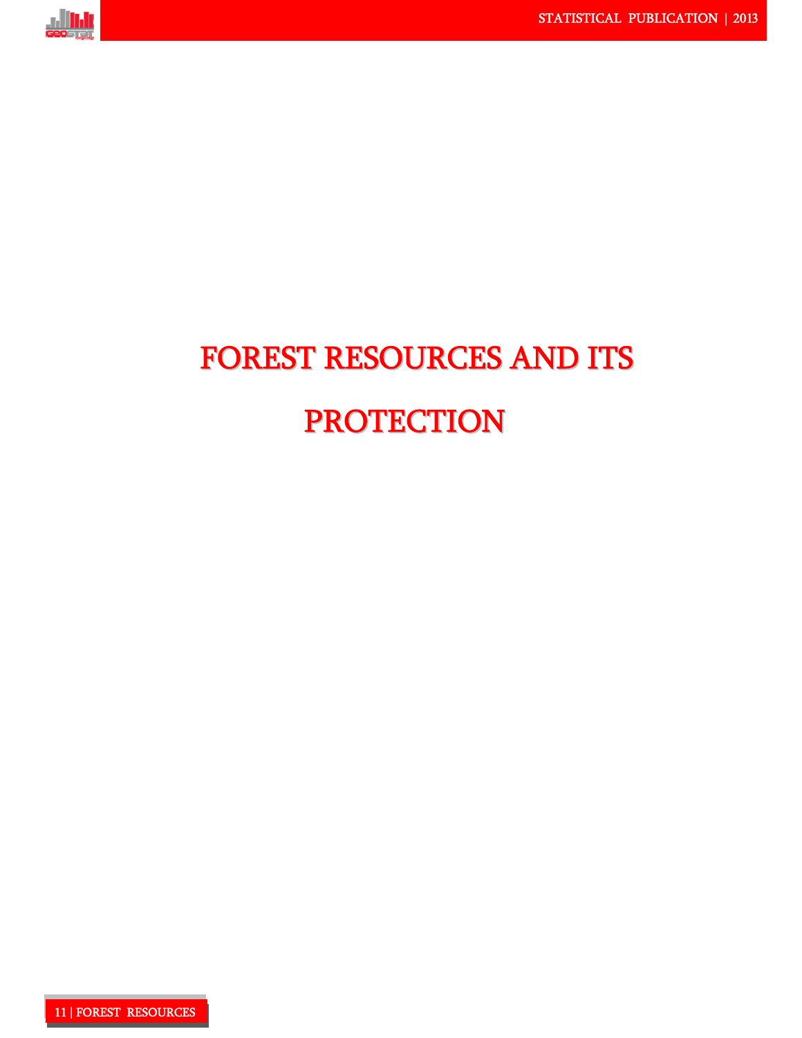# FOREST RESOURCES AND ITS PROTECTION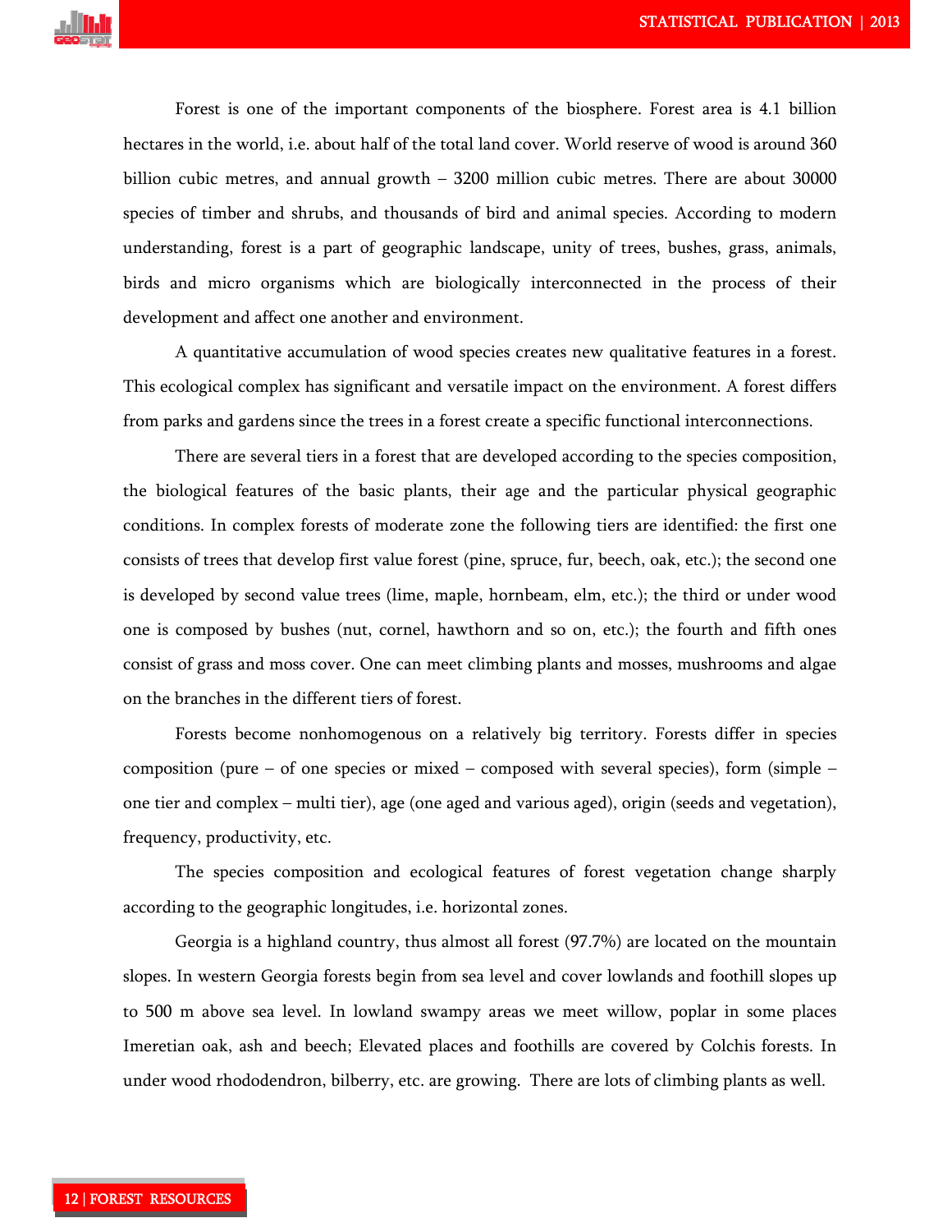Forest is one of the important components of the biosphere. Forest area is 4.1 billion hectares in the world, i.e. about half of the total land cover. World reserve of wood is around 360 billion cubic metres, and annual growth – 3200 million cubic metres. There are about 30000 species of timber and shrubs, and thousands of bird and animal species. According to modern understanding, forest is a part of geographic landscape, unity of trees, bushes, grass, animals, birds and micro organisms which are biologically interconnected in the process of their development and affect one another and environment.

A quantitative accumulation of wood species creates new qualitative features in a forest. This ecological complex has significant and versatile impact on the environment. A forest differs from parks and gardens since the trees in a forest create a specific functional interconnections.

There are several tiers in a forest that are developed according to the species composition, the biological features of the basic plants, their age and the particular physical geographic conditions. In complex forests of moderate zone the following tiers are identified: the first one consists of trees that develop first value forest (pine, spruce, fur, beech, oak, etc.); the second one is developed by second value trees (lime, maple, hornbeam, elm, etc.); the third or under wood one is composed by bushes (nut, cornel, hawthorn and so on, etc.); the fourth and fifth ones consist of grass and moss cover. One can meet climbing plants and mosses, mushrooms and algae on the branches in the different tiers of forest.

Forests become nonhomogenous on a relatively big territory. Forests differ in species composition (pure – of one species or mixed – composed with several species), form (simple – one tier and complex – multi tier), age (one aged and various aged), origin (seeds and vegetation), frequency, productivity, etc.

The species composition and ecological features of forest vegetation change sharply according to the geographic longitudes, i.e. horizontal zones.

Georgia is a highland country, thus almost all forest (97.7%) are located on the mountain slopes. In western Georgia forests begin from sea level and cover lowlands and foothill slopes up to 500 m above sea level. In lowland swampy areas we meet willow, poplar in some places Imeretian oak, ash and beech; Elevated places and foothills are covered by Colchis forests. In under wood rhododendron, bilberry, etc. are growing. There are lots of climbing plants as well.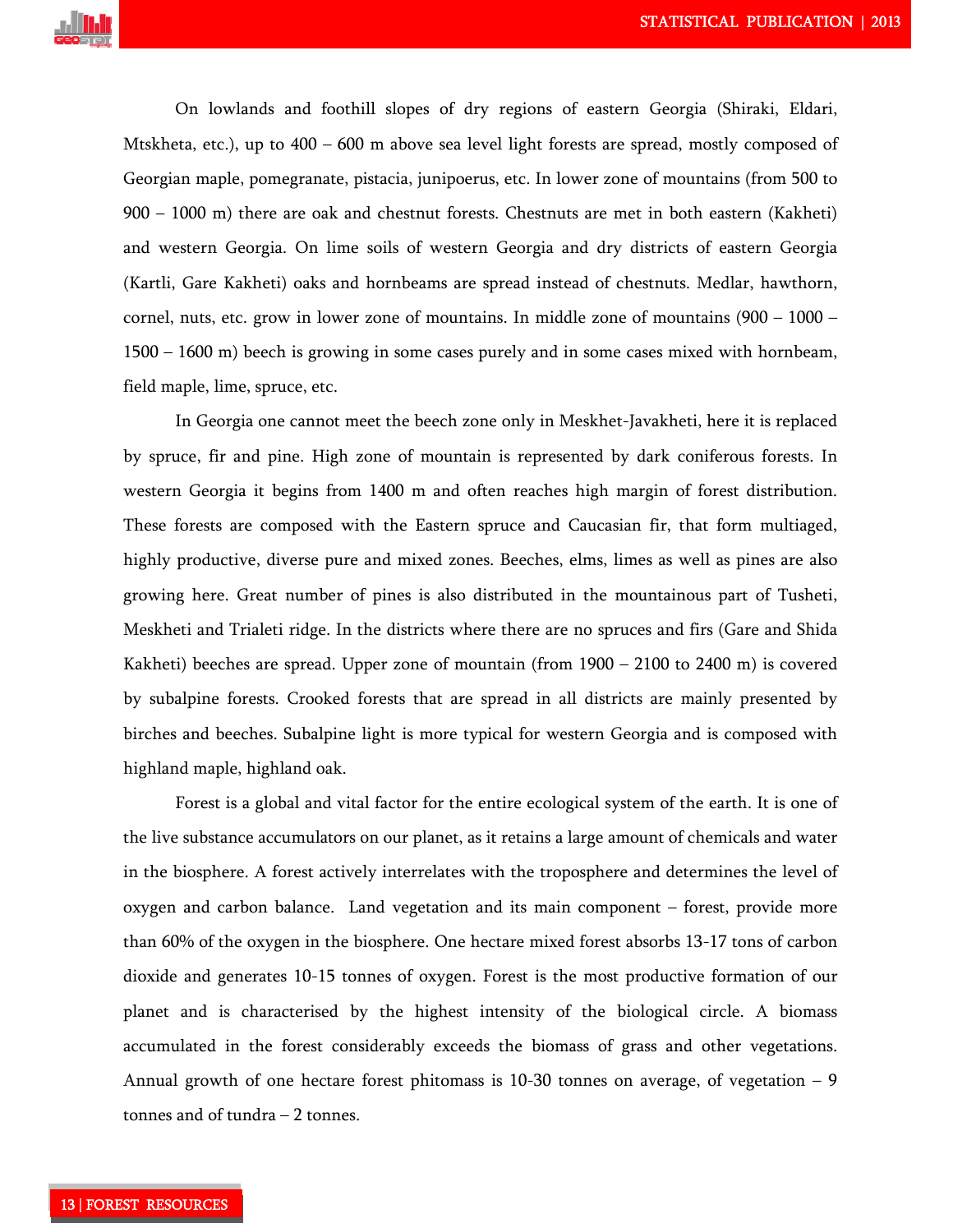On lowlands and foothill slopes of dry regions of eastern Georgia (Shiraki, Eldari, Mtskheta, etc.), up to 400 – 600 m above sea level light forests are spread, mostly composed of Georgian maple, pomegranate, pistacia, junipoerus, etc. In lower zone of mountains (from 500 to 900 – 1000 m) there are oak and chestnut forests. Chestnuts are met in both eastern (Kakheti) and western Georgia. On lime soils of western Georgia and dry districts of eastern Georgia (Kartli, Gare Kakheti) oaks and hornbeams are spread instead of chestnuts. Medlar, hawthorn, cornel, nuts, etc. grow in lower zone of mountains. In middle zone of mountains (900 – 1000 – 1500 – 1600 m) beech is growing in some cases purely and in some cases mixed with hornbeam, field maple, lime, spruce, etc.

In Georgia one cannot meet the beech zone only in Meskhet-Javakheti, here it is replaced by spruce, fir and pine. High zone of mountain is represented by dark coniferous forests. In western Georgia it begins from 1400 m and often reaches high margin of forest distribution. These forests are composed with the Eastern spruce and Caucasian fir, that form multiaged, highly productive, diverse pure and mixed zones. Beeches, elms, limes as well as pines are also growing here. Great number of pines is also distributed in the mountainous part of Tusheti, Meskheti and Trialeti ridge. In the districts where there are no spruces and firs (Gare and Shida Kakheti) beeches are spread. Upper zone of mountain (from 1900 – 2100 to 2400 m) is covered by subalpine forests. Crooked forests that are spread in all districts are mainly presented by birches and beeches. Subalpine light is more typical for western Georgia and is composed with highland maple, highland oak.

Forest is a global and vital factor for the entire ecological system of the earth. It is one of the live substance accumulators on our planet, as it retains a large amount of chemicals and water in the biosphere. A forest actively interrelates with the troposphere and determines the level of oxygen and carbon balance. Land vegetation and its main component – forest, provide more than 60% of the oxygen in the biosphere. One hectare mixed forest absorbs 13-17 tons of carbon dioxide and generates 10-15 tonnes of oxygen. Forest is the most productive formation of our planet and is characterised by the highest intensity of the biological circle. A biomass accumulated in the forest considerably exceeds the biomass of grass and other vegetations. Annual growth of one hectare forest phitomass is 10-30 tonnes on average, of vegetation – 9 tonnes and of tundra – 2 tonnes.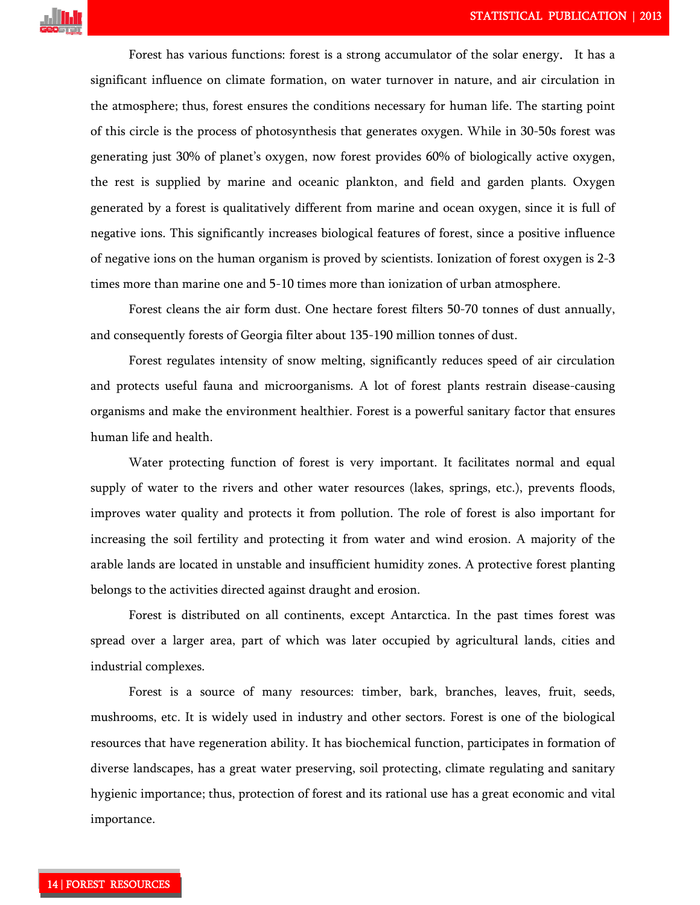Forest has various functions: forest is a strong accumulator of the solar energy. It has a significant influence on climate formation, on water turnover in nature, and air circulation in the atmosphere; thus, forest ensures the conditions necessary for human life. The starting point of this circle is the process of photosynthesis that generates oxygen. While in 30-50s forest was generating just 30% of planet's oxygen, now forest provides 60% of biologically active oxygen, the rest is supplied by marine and oceanic plankton, and field and garden plants. Oxygen generated by a forest is qualitatively different from marine and ocean oxygen, since it is full of negative ions. This significantly increases biological features of forest, since a positive influence of negative ions on the human organism is proved by scientists. Ionization of forest oxygen is 2-3 times more than marine one and 5-10 times more than ionization of urban atmosphere.

Forest cleans the air form dust. One hectare forest filters 50-70 tonnes of dust annually, and consequently forests of Georgia filter about 135-190 million tonnes of dust.

Forest regulates intensity of snow melting, significantly reduces speed of air circulation and protects useful fauna and microorganisms. A lot of forest plants restrain disease-causing organisms and make the environment healthier. Forest is a powerful sanitary factor that ensures human life and health.

Water protecting function of forest is very important. It facilitates normal and equal supply of water to the rivers and other water resources (lakes, springs, etc.), prevents floods, improves water quality and protects it from pollution. The role of forest is also important for increasing the soil fertility and protecting it from water and wind erosion. A majority of the arable lands are located in unstable and insufficient humidity zones. A protective forest planting belongs to the activities directed against draught and erosion.

Forest is distributed on all continents, except Antarctica. In the past times forest was spread over a larger area, part of which was later occupied by agricultural lands, cities and industrial complexes.

Forest is a source of many resources: timber, bark, branches, leaves, fruit, seeds, mushrooms, etc. It is widely used in industry and other sectors. Forest is one of the biological resources that have regeneration ability. It has biochemical function, participates in formation of diverse landscapes, has a great water preserving, soil protecting, climate regulating and sanitary hygienic importance; thus, protection of forest and its rational use has a great economic and vital importance.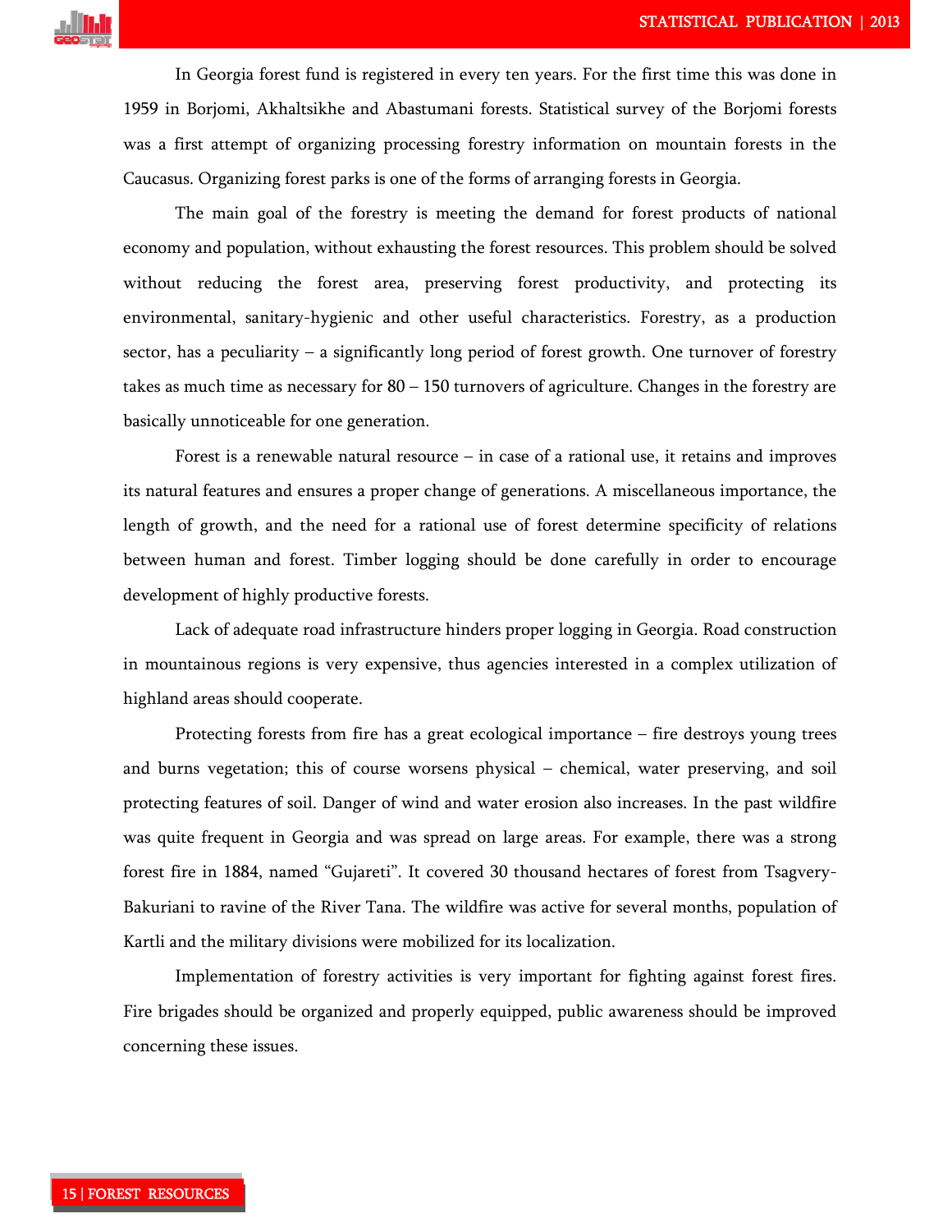In Georgia forest fund is registered in every ten years. For the first time this was done in 1959 in Borjomi, Akhaltsikhe and Abastumani forests. Statistical survey of the Borjomi forests was a first attempt of organizing processing forestry information on mountain forests in the Caucasus. Organizing forest parks is one of the forms of arranging forests in Georgia.

The main goal of the forestry is meeting the demand for forest products of national economy and population, without exhausting the forest resources. This problem should be solved without reducing the forest area, preserving forest productivity, and protecting its environmental, sanitary-hygienic and other useful characteristics. Forestry, as a production sector, has a peculiarity – a significantly long period of forest growth. One turnover of forestry takes as much time as necessary for 80 – 150 turnovers of agriculture. Changes in the forestry are basically unnoticeable for one generation.

Forest is a renewable natural resource – in case of a rational use, it retains and improves its natural features and ensures a proper change of generations. A miscellaneous importance, the length of growth, and the need for a rational use of forest determine specificity of relations between human and forest. Timber logging should be done carefully in order to encourage development of highly productive forests.

Lack of adequate road infrastructure hinders proper logging in Georgia. Road construction in mountainous regions is very expensive, thus agencies interested in a complex utilization of highland areas should cooperate.

Protecting forests from fire has a great ecological importance – fire destroys young trees and burns vegetation; this of course worsens physical – chemical, water preserving, and soil protecting features of soil. Danger of wind and water erosion also increases. In the past wildfire was quite frequent in Georgia and was spread on large areas. For example, there was a strong forest fire in 1884, named "Gujareti". It covered 30 thousand hectares of forest from Tsagvery-Bakuriani to ravine of the River Tana. The wildfire was active for several months, population of Kartli and the military divisions were mobilized for its localization.

Implementation of forestry activities is very important for fighting against forest fires. Fire brigades should be organized and properly equipped, public awareness should be improved concerning these issues.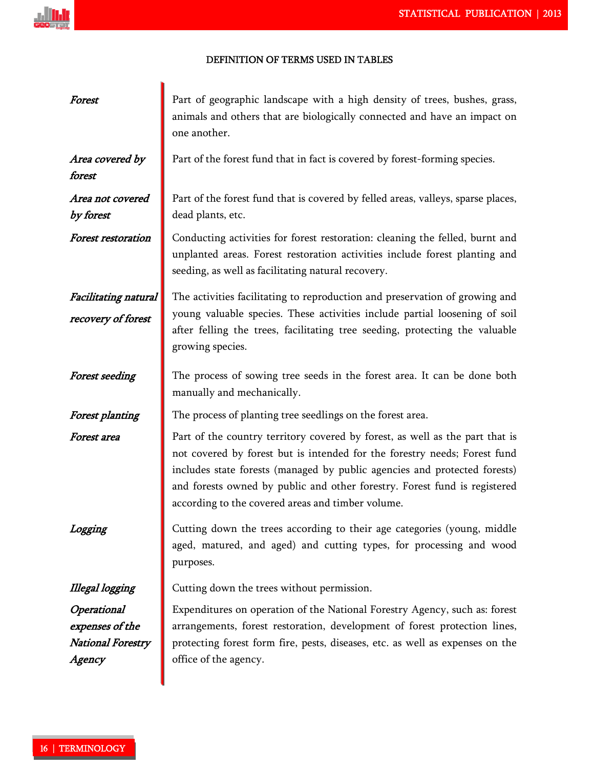## DEFINITION OF TERMS USED IN TABLES

*Forest*

Part of geographic landscape with a high density of trees, bushes, grass, animals and others that are biologically connected and have an impact on one another.

*Area covered by forest*

Part of the forest fund that in fact is covered by forest-forming species.

*Area not covered by forest*

Part of the forest fund that is covered by felled areas, valleys, sparse places, dead plants, etc.

*Forest restoration*

Conducting activities for forest restoration: cleaning the felled, burnt and unplanted areas. Forest restoration activities include forest planting and seeding, as well as facilitating natural recovery.

*Facilitating natural recovery of forest*

The activities facilitating to reproduction and preservation of growing and young valuable species. These activities include partial loosening of soil after felling the trees, facilitating tree seeding, protecting the valuable growing species.

*Forest seeding*

The process of sowing tree seeds in the forest area. It can be done both manually and mechanically.

*Forest planting*

The process of planting tree seedlings on the forest area.

*Forest area*

Part of the country territory covered by forest, as well as the part that is not covered by forest but is intended for the forestry needs; Forest fund includes state forests (managed by public agencies and protected forests) and forests owned by public and other forestry. Forest fund is registered according to the covered areas and timber volume.

*Logging*

Cutting down the trees according to their age categories (young, middle aged, matured, and aged) and cutting types, for processing and wood purposes.

*Illegal logging*

Cutting down the trees without permission.

*Operational expenses of the National Forestry Agency*

Expenditures on operation of the National Forestry Agency, such as: forest arrangements, forest restoration, development of forest protection lines, protecting forest form fire, pests, diseases, etc. as well as expenses on the office of the agency.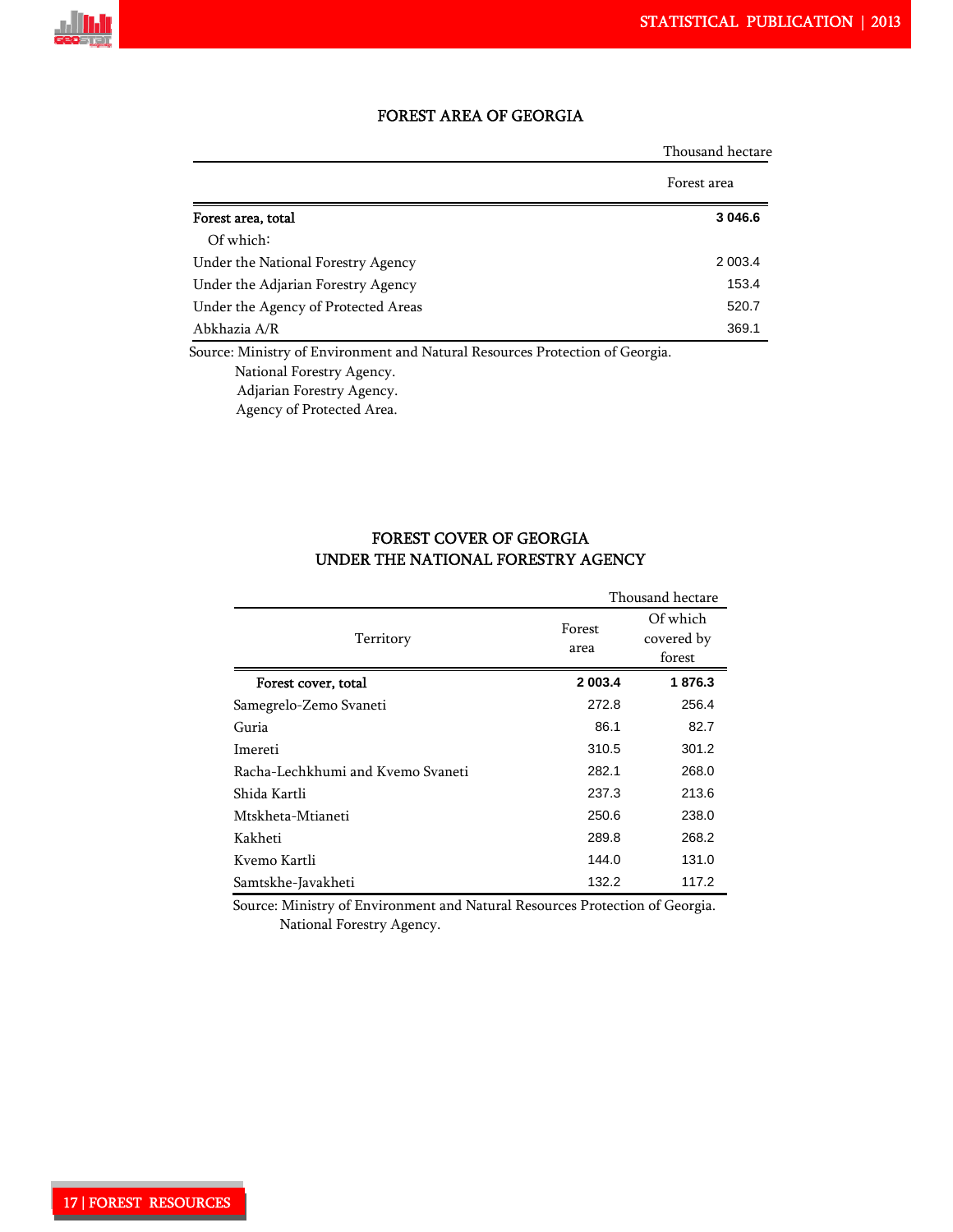## FOREST AREA OF GEORGIA

Thousand hectare

| | Forest area |
|---|---|
| **Forest area, total** | **3 046.6** |
| Of which: | |
| Under the National Forestry Agency | 2 003.4 |
| Under the Adjarian Forestry Agency | 153.4 |
| Under the Agency of Protected Areas | 520.7 |
| Abkhazia A/R | 369.1 |

Source: Ministry of Environment and Natural Resources Protection of Georgia.
National Forestry Agency.
Adjarian Forestry Agency.
Agency of Protected Area.

## FOREST COVER OF GEORGIA UNDER THE NATIONAL FORESTRY AGENCY

Thousand hectare

| Territory | Forest area | Of which covered by forest |
|---|---|---|
| **Forest cover, total** | **2 003.4** | **1 876.3** |
| Samegrelo-Zemo Svaneti | 272.8 | 256.4 |
| Guria | 86.1 | 82.7 |
| Imereti | 310.5 | 301.2 |
| Racha-Lechkhumi and Kvemo Svaneti | 282.1 | 268.0 |
| Shida Kartli | 237.3 | 213.6 |
| Mtskheta-Mtianeti | 250.6 | 238.0 |
| Kakheti | 289.8 | 268.2 |
| Kvemo Kartli | 144.0 | 131.0 |
| Samtskhe-Javakheti | 132.2 | 117.2 |

Source: Ministry of Environment and Natural Resources Protection of Georgia.
National Forestry Agency.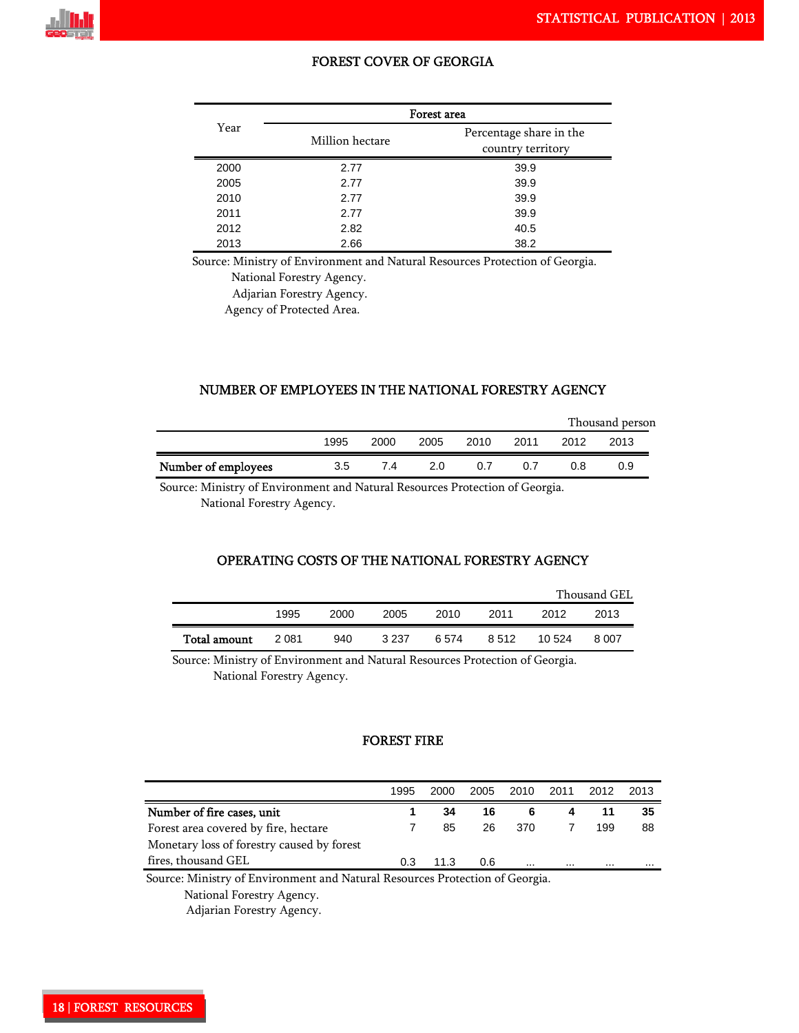## FOREST COVER OF GEORGIA

| Year | Forest area | |
|---|---|---|
| | Million hectare | Percentage share in the country territory |
| 2000 | 2.77 | 39.9 |
| 2005 | 2.77 | 39.9 |
| 2010 | 2.77 | 39.9 |
| 2011 | 2.77 | 39.9 |
| 2012 | 2.82 | 40.5 |
| 2013 | 2.66 | 38.2 |

Source: Ministry of Environment and Natural Resources Protection of Georgia.
National Forestry Agency.
Adjarian Forestry Agency.
Agency of Protected Area.

## NUMBER OF EMPLOYEES IN THE NATIONAL FORESTRY AGENCY

Thousand person

| | 1995 | 2000 | 2005 | 2010 | 2011 | 2012 | 2013 |
|---|---|---|---|---|---|---|---|
| **Number of employees** | 3.5 | 7.4 | 2.0 | 0.7 | 0.7 | 0.8 | 0.9 |

Source: Ministry of Environment and Natural Resources Protection of Georgia.
National Forestry Agency.

## OPERATING COSTS OF THE NATIONAL FORESTRY AGENCY

Thousand GEL

| | 1995 | 2000 | 2005 | 2010 | 2011 | 2012 | 2013 |
|---|---|---|---|---|---|---|---|
| **Total amount** | 2 081 | 940 | 3 237 | 6 574 | 8 512 | 10 524 | 8 007 |

Source: Ministry of Environment and Natural Resources Protection of Georgia.
National Forestry Agency.

## FOREST FIRE

| | 1995 | 2000 | 2005 | 2010 | 2011 | 2012 | 2013 |
|---|---|---|---|---|---|---|---|
| **Number of fire cases, unit** | **1** | **34** | **16** | **6** | **4** | **11** | **35** |
| Forest area covered by fire, hectare | 7 | 85 | 26 | 370 | 7 | 199 | 88 |
| Monetary loss of forestry caused by forest fires, thousand GEL | 0.3 | 11.3 | 0.6 | ... | ... | ... | ... |

Source: Ministry of Environment and Natural Resources Protection of Georgia.
National Forestry Agency.
Adjarian Forestry Agency.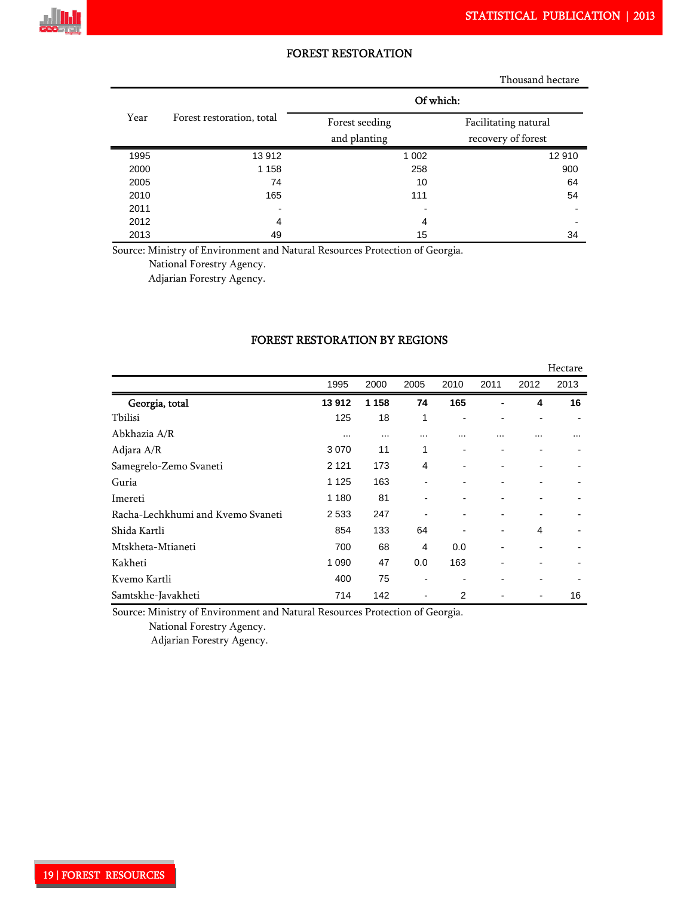## FOREST RESTORATION

Thousand hectare

| Year | Forest restoration, total | Of which: | |
|---|---|---|---|
| | | Forest seeding and planting | Facilitating natural recovery of forest |
| 1995 | 13 912 | 1 002 | 12 910 |
| 2000 | 1 158 | 258 | 900 |
| 2005 | 74 | 10 | 64 |
| 2010 | 165 | 111 | 54 |
| 2011 | - | - | - |
| 2012 | 4 | 4 | - |
| 2013 | 49 | 15 | 34 |

Source: Ministry of Environment and Natural Resources Protection of Georgia.
National Forestry Agency.
Adjarian Forestry Agency.

## FOREST RESTORATION BY REGIONS

Hectare

| | 1995 | 2000 | 2005 | 2010 | 2011 | 2012 | 2013 |
|---|---|---|---|---|---|---|---|
| **Georgia, total** | **13 912** | **1 158** | **74** | **165** | **-** | **4** | **16** |
| Tbilisi | 125 | 18 | 1 | - | - | - | - |
| Abkhazia A/R | ... | ... | ... | ... | ... | ... | ... |
| Adjara A/R | 3 070 | 11 | 1 | - | - | - | - |
| Samegrelo-Zemo Svaneti | 2 121 | 173 | 4 | - | - | - | - |
| Guria | 1 125 | 163 | - | - | - | - | - |
| Imereti | 1 180 | 81 | - | - | - | - | - |
| Racha-Lechkhumi and Kvemo Svaneti | 2 533 | 247 | - | - | - | - | - |
| Shida Kartli | 854 | 133 | 64 | - | - | 4 | - |
| Mtskheta-Mtianeti | 700 | 68 | 4 | 0.0 | - | - | - |
| Kakheti | 1 090 | 47 | 0.0 | 163 | - | - | - |
| Kvemo Kartli | 400 | 75 | - | - | - | - | - |
| Samtskhe-Javakheti | 714 | 142 | - | 2 | - | - | 16 |

Source: Ministry of Environment and Natural Resources Protection of Georgia.
National Forestry Agency.
Adjarian Forestry Agency.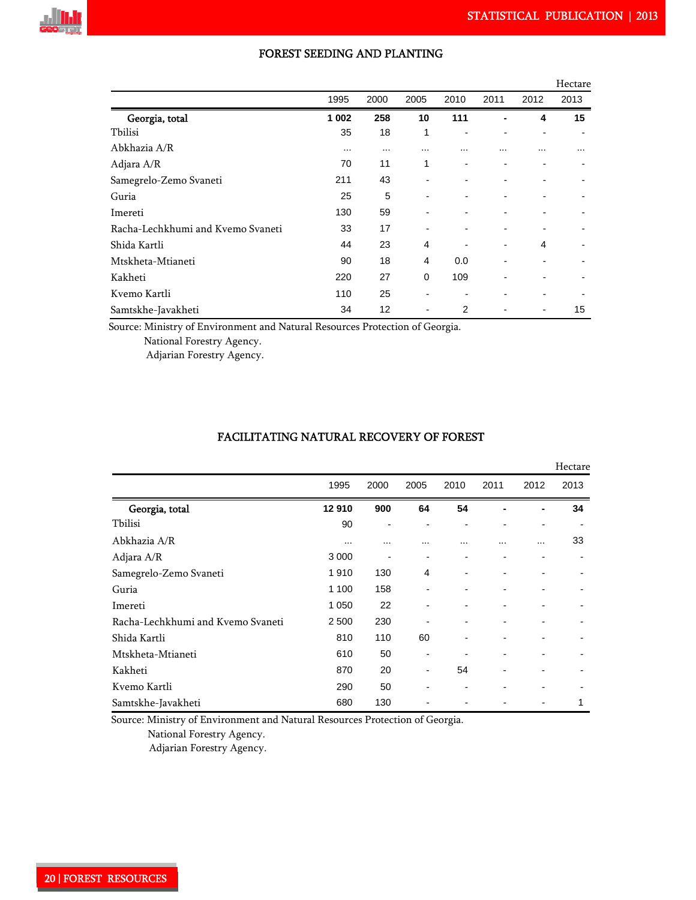## FOREST SEEDING AND PLANTING

Hectare

| | 1995 | 2000 | 2005 | 2010 | 2011 | 2012 | 2013 |
|---|---|---|---|---|---|---|---|
| **Georgia, total** | **1 002** | **258** | **10** | **111** | **-** | **4** | **15** |
| Tbilisi | 35 | 18 | 1 | - | - | - | - |
| Abkhazia A/R | ... | ... | ... | ... | ... | ... | ... |
| Adjara A/R | 70 | 11 | 1 | - | - | - | - |
| Samegrelo-Zemo Svaneti | 211 | 43 | - | - | - | - | - |
| Guria | 25 | 5 | - | - | - | - | - |
| Imereti | 130 | 59 | - | - | - | - | - |
| Racha-Lechkhumi and Kvemo Svaneti | 33 | 17 | - | - | - | - | - |
| Shida Kartli | 44 | 23 | 4 | - | - | 4 | - |
| Mtskheta-Mtianeti | 90 | 18 | 4 | 0.0 | - | - | - |
| Kakheti | 220 | 27 | 0 | 109 | - | - | - |
| Kvemo Kartli | 110 | 25 | - | - | - | - | - |
| Samtskhe-Javakheti | 34 | 12 | - | 2 | - | - | 15 |

Source: Ministry of Environment and Natural Resources Protection of Georgia.
National Forestry Agency.
Adjarian Forestry Agency.

## FACILITATING NATURAL RECOVERY OF FOREST

Hectare

| | 1995 | 2000 | 2005 | 2010 | 2011 | 2012 | 2013 |
|---|---|---|---|---|---|---|---|
| **Georgia, total** | **12 910** | **900** | **64** | **54** | **-** | **-** | **34** |
| Tbilisi | 90 | - | - | - | - | - | - |
| Abkhazia A/R | ... | ... | ... | ... | ... | ... | 33 |
| Adjara A/R | 3 000 | - | - | - | - | - | - |
| Samegrelo-Zemo Svaneti | 1 910 | 130 | 4 | - | - | - | - |
| Guria | 1 100 | 158 | - | - | - | - | - |
| Imereti | 1 050 | 22 | - | - | - | - | - |
| Racha-Lechkhumi and Kvemo Svaneti | 2 500 | 230 | - | - | - | - | - |
| Shida Kartli | 810 | 110 | 60 | - | - | - | - |
| Mtskheta-Mtianeti | 610 | 50 | - | - | - | - | - |
| Kakheti | 870 | 20 | - | 54 | - | - | - |
| Kvemo Kartli | 290 | 50 | - | - | - | - | - |
| Samtskhe-Javakheti | 680 | 130 | - | - | - | - | 1 |

Source: Ministry of Environment and Natural Resources Protection of Georgia.
National Forestry Agency.
Adjarian Forestry Agency.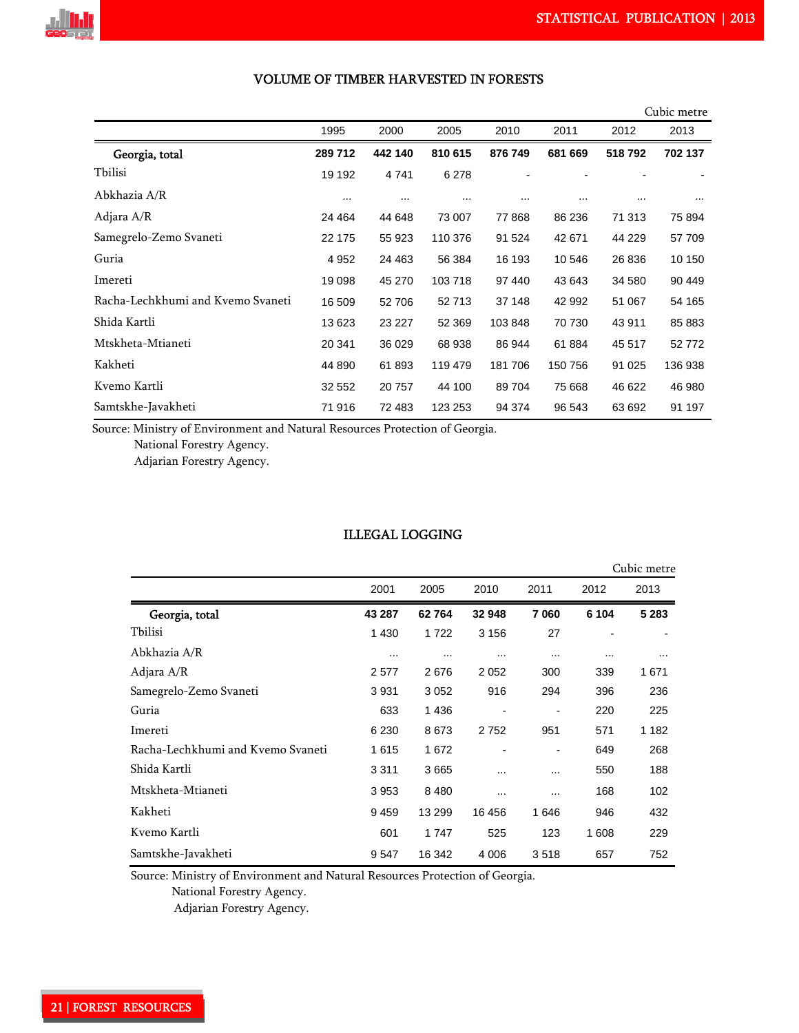## VOLUME OF TIMBER HARVESTED IN FORESTS

Cubic metre

| | 1995 | 2000 | 2005 | 2010 | 2011 | 2012 | 2013 |
|---|---|---|---|---|---|---|---|
| **Georgia, total** | **289 712** | **442 140** | **810 615** | **876 749** | **681 669** | **518 792** | **702 137** |
| Tbilisi | 19 192 | 4 741 | 6 278 | - | - | - | - |
| Abkhazia A/R | ... | ... | ... | ... | ... | ... | ... |
| Adjara A/R | 24 464 | 44 648 | 73 007 | 77 868 | 86 236 | 71 313 | 75 894 |
| Samegrelo-Zemo Svaneti | 22 175 | 55 923 | 110 376 | 91 524 | 42 671 | 44 229 | 57 709 |
| Guria | 4 952 | 24 463 | 56 384 | 16 193 | 10 546 | 26 836 | 10 150 |
| Imereti | 19 098 | 45 270 | 103 718 | 97 440 | 43 643 | 34 580 | 90 449 |
| Racha-Lechkhumi and Kvemo Svaneti | 16 509 | 52 706 | 52 713 | 37 148 | 42 992 | 51 067 | 54 165 |
| Shida Kartli | 13 623 | 23 227 | 52 369 | 103 848 | 70 730 | 43 911 | 85 883 |
| Mtskheta-Mtianeti | 20 341 | 36 029 | 68 938 | 86 944 | 61 884 | 45 517 | 52 772 |
| Kakheti | 44 890 | 61 893 | 119 479 | 181 706 | 150 756 | 91 025 | 136 938 |
| Kvemo Kartli | 32 552 | 20 757 | 44 100 | 89 704 | 75 668 | 46 622 | 46 980 |
| Samtskhe-Javakheti | 71 916 | 72 483 | 123 253 | 94 374 | 96 543 | 63 692 | 91 197 |

Source: Ministry of Environment and Natural Resources Protection of Georgia.
National Forestry Agency.
Adjarian Forestry Agency.

## ILLEGAL LOGGING

Cubic metre

| | 2001 | 2005 | 2010 | 2011 | 2012 | 2013 |
|---|---|---|---|---|---|---|
| **Georgia, total** | **43 287** | **62 764** | **32 948** | **7 060** | **6 104** | **5 283** |
| Tbilisi | 1 430 | 1 722 | 3 156 | 27 | - | - |
| Abkhazia A/R | ... | ... | ... | ... | ... | ... |
| Adjara A/R | 2 577 | 2 676 | 2 052 | 300 | 339 | 1 671 |
| Samegrelo-Zemo Svaneti | 3 931 | 3 052 | 916 | 294 | 396 | 236 |
| Guria | 633 | 1 436 | - | - | 220 | 225 |
| Imereti | 6 230 | 8 673 | 2 752 | 951 | 571 | 1 182 |
| Racha-Lechkhumi and Kvemo Svaneti | 1 615 | 1 672 | - | - | 649 | 268 |
| Shida Kartli | 3 311 | 3 665 | ... | ... | 550 | 188 |
| Mtskheta-Mtianeti | 3 953 | 8 480 | ... | ... | 168 | 102 |
| Kakheti | 9 459 | 13 299 | 16 456 | 1 646 | 946 | 432 |
| Kvemo Kartli | 601 | 1 747 | 525 | 123 | 1 608 | 229 |
| Samtskhe-Javakheti | 9 547 | 16 342 | 4 006 | 3 518 | 657 | 752 |

Source: Ministry of Environment and Natural Resources Protection of Georgia.
National Forestry Agency.
Adjarian Forestry Agency.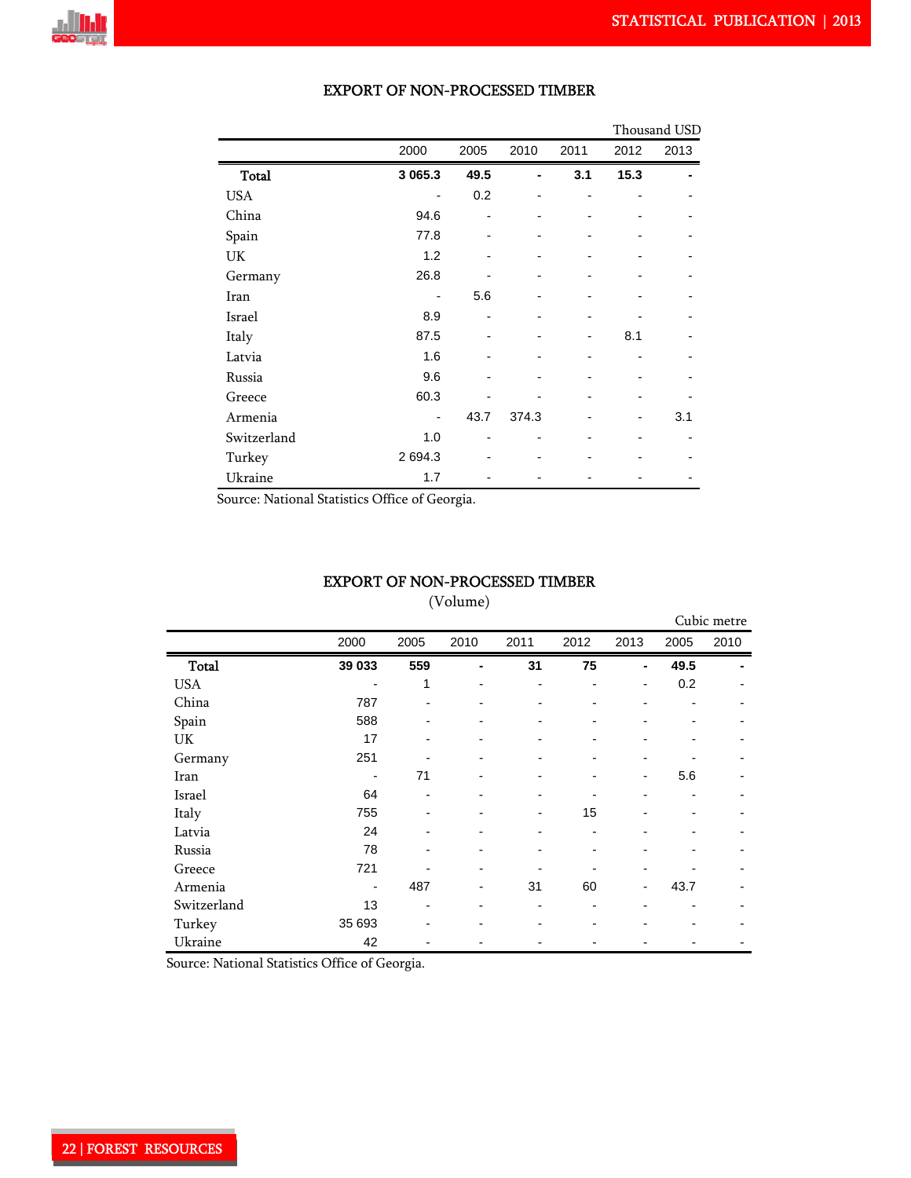## EXPORT OF NON-PROCESSED TIMBER

Thousand USD

| | 2000 | 2005 | 2010 | 2011 | 2012 | 2013 |
|---|---|---|---|---|---|---|
| **Total** | **3 065.3** | **49.5** | **-** | **3.1** | **15.3** | **-** |
| USA | - | 0.2 | - | - | - | - |
| China | 94.6 | - | - | - | - | - |
| Spain | 77.8 | - | - | - | - | - |
| UK | 1.2 | - | - | - | - | - |
| Germany | 26.8 | - | - | - | - | - |
| Iran | - | 5.6 | - | - | - | - |
| Israel | 8.9 | - | - | - | - | - |
| Italy | 87.5 | - | - | - | 8.1 | - |
| Latvia | 1.6 | - | - | - | - | - |
| Russia | 9.6 | - | - | - | - | - |
| Greece | 60.3 | - | - | - | - | - |
| Armenia | - | 43.7 | 374.3 | - | - | 3.1 |
| Switzerland | 1.0 | - | - | - | - | - |
| Turkey | 2 694.3 | - | - | - | - | - |
| Ukraine | 1.7 | - | - | - | - | - |

Source: National Statistics Office of Georgia.

## EXPORT OF NON-PROCESSED TIMBER

(Volume)

Cubic metre

| | 2000 | 2005 | 2010 | 2011 | 2012 | 2013 | 2005 | 2010 |
|---|---|---|---|---|---|---|---|---|
| **Total** | **39 033** | **559** | **-** | **31** | **75** | **-** | **49.5** | **-** |
| USA | - | 1 | - | - | - | - | 0.2 | - |
| China | 787 | - | - | - | - | - | - | - |
| Spain | 588 | - | - | - | - | - | - | - |
| UK | 17 | - | - | - | - | - | - | - |
| Germany | 251 | - | - | - | - | - | - | - |
| Iran | - | 71 | - | - | - | - | 5.6 | - |
| Israel | 64 | - | - | - | - | - | - | - |
| Italy | 755 | - | - | - | 15 | - | - | - |
| Latvia | 24 | - | - | - | - | - | - | - |
| Russia | 78 | - | - | - | - | - | - | - |
| Greece | 721 | - | - | - | - | - | - | - |
| Armenia | - | 487 | - | 31 | 60 | - | 43.7 | - |
| Switzerland | 13 | - | - | - | - | - | - | - |
| Turkey | 35 693 | - | - | - | - | - | - | - |
| Ukraine | 42 | - | - | - | - | - | - | - |

Source: National Statistics Office of Georgia.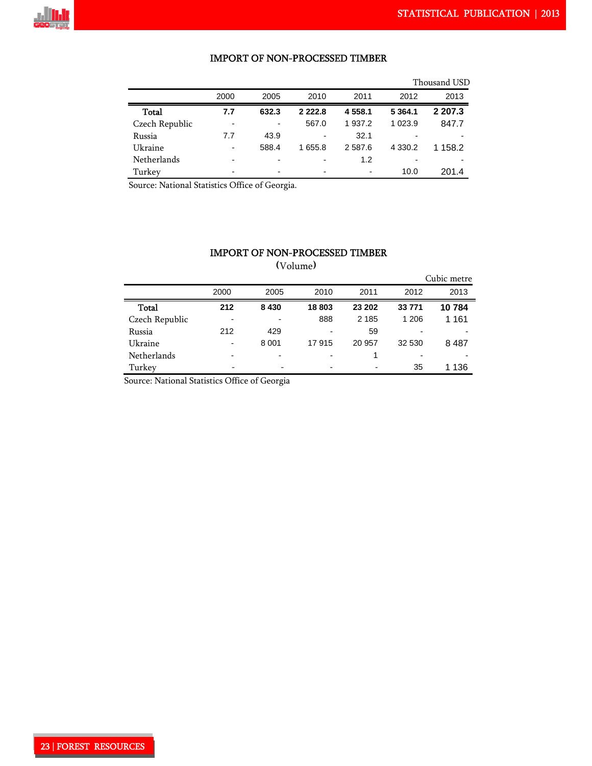## IMPORT OF NON-PROCESSED TIMBER

Thousand USD

| | 2000 | 2005 | 2010 | 2011 | 2012 | 2013 |
|---|---|---|---|---|---|---|
| **Total** | **7.7** | **632.3** | **2 222.8** | **4 558.1** | **5 364.1** | **2 207.3** |
| Czech Republic | - | - | 567.0 | 1 937.2 | 1 023.9 | 847.7 |
| Russia | 7.7 | 43.9 | - | 32.1 | - | - |
| Ukraine | - | 588.4 | 1 655.8 | 2 587.6 | 4 330.2 | 1 158.2 |
| Netherlands | - | - | - | 1.2 | - | - |
| Turkey | - | - | - | - | 10.0 | 201.4 |

Source: National Statistics Office of Georgia.

## IMPORT OF NON-PROCESSED TIMBER
(Volume)

Cubic metre

| | 2000 | 2005 | 2010 | 2011 | 2012 | 2013 |
|---|---|---|---|---|---|---|
| **Total** | **212** | **8 430** | **18 803** | **23 202** | **33 771** | **10 784** |
| Czech Republic | - | - | 888 | 2 185 | 1 206 | 1 161 |
| Russia | 212 | 429 | - | 59 | - | - |
| Ukraine | - | 8 001 | 17 915 | 20 957 | 32 530 | 8 487 |
| Netherlands | - | - | - | 1 | - | - |
| Turkey | - | - | - | - | 35 | 1 136 |

Source: National Statistics Office of Georgia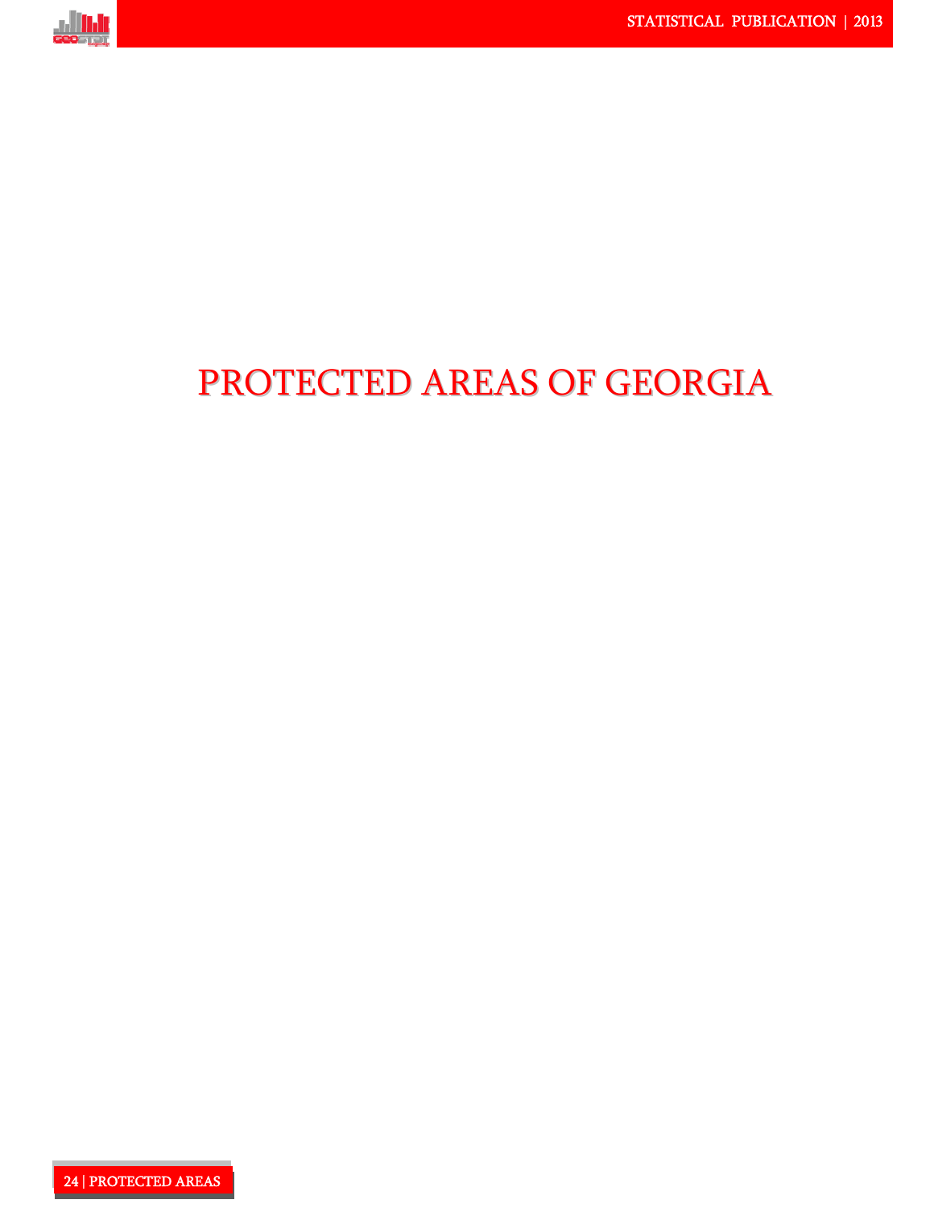# PROTECTED AREAS OF GEORGIA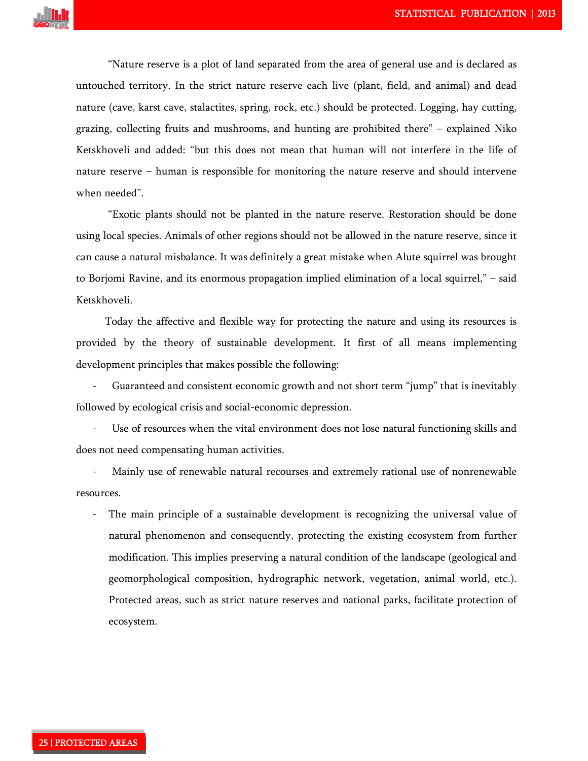"Nature reserve is a plot of land separated from the area of general use and is declared as untouched territory. In the strict nature reserve each live (plant, field, and animal) and dead nature (cave, karst cave, stalactites, spring, rock, etc.) should be protected. Logging, hay cutting, grazing, collecting fruits and mushrooms, and hunting are prohibited there" – explained Niko Ketskhoveli and added: "but this does not mean that human will not interfere in the life of nature reserve – human is responsible for monitoring the nature reserve and should intervene when needed".

"Exotic plants should not be planted in the nature reserve. Restoration should be done using local species. Animals of other regions should not be allowed in the nature reserve, since it can cause a natural misbalance. It was definitely a great mistake when Alute squirrel was brought to Borjomi Ravine, and its enormous propagation implied elimination of a local squirrel," – said Ketskhoveli.

Today the affective and flexible way for protecting the nature and using its resources is provided by the theory of sustainable development. It first of all means implementing development principles that makes possible the following:

- Guaranteed and consistent economic growth and not short term "jump" that is inevitably followed by ecological crisis and social-economic depression.
- Use of resources when the vital environment does not lose natural functioning skills and does not need compensating human activities.
- Mainly use of renewable natural recourses and extremely rational use of nonrenewable resources.
- The main principle of a sustainable development is recognizing the universal value of natural phenomenon and consequently, protecting the existing ecosystem from further modification. This implies preserving a natural condition of the landscape (geological and geomorphological composition, hydrographic network, vegetation, animal world, etc.). Protected areas, such as strict nature reserves and national parks, facilitate protection of ecosystem.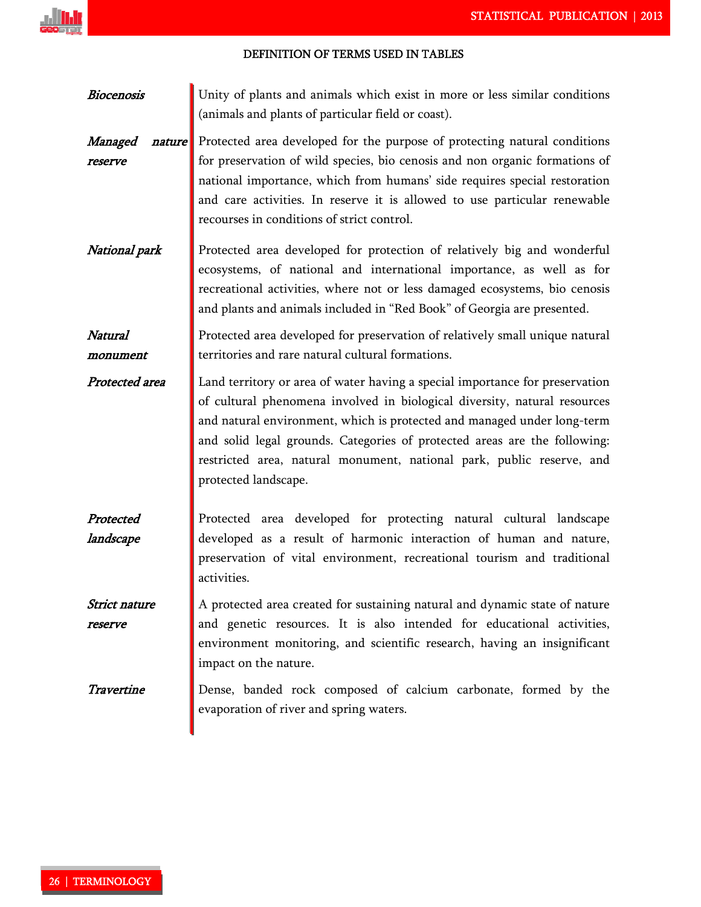## DEFINITION OF TERMS USED IN TABLES

***Biocenosis*** Unity of plants and animals which exist in more or less similar conditions (animals and plants of particular field or coast).

***Managed nature reserve*** Protected area developed for the purpose of protecting natural conditions for preservation of wild species, bio cenosis and non organic formations of national importance, which from humans' side requires special restoration and care activities. In reserve it is allowed to use particular renewable recourses in conditions of strict control.

***National park*** Protected area developed for protection of relatively big and wonderful ecosystems, of national and international importance, as well as for recreational activities, where not or less damaged ecosystems, bio cenosis and plants and animals included in "Red Book" of Georgia are presented.

***Natural monument*** Protected area developed for preservation of relatively small unique natural territories and rare natural cultural formations.

***Protected area*** Land territory or area of water having a special importance for preservation of cultural phenomena involved in biological diversity, natural resources and natural environment, which is protected and managed under long-term and solid legal grounds. Categories of protected areas are the following: restricted area, natural monument, national park, public reserve, and protected landscape.

***Protected landscape*** Protected area developed for protecting natural cultural landscape developed as a result of harmonic interaction of human and nature, preservation of vital environment, recreational tourism and traditional activities.

***Strict nature reserve*** A protected area created for sustaining natural and dynamic state of nature and genetic resources. It is also intended for educational activities, environment monitoring, and scientific research, having an insignificant impact on the nature.

***Travertine*** Dense, banded rock composed of calcium carbonate, formed by the evaporation of river and spring waters.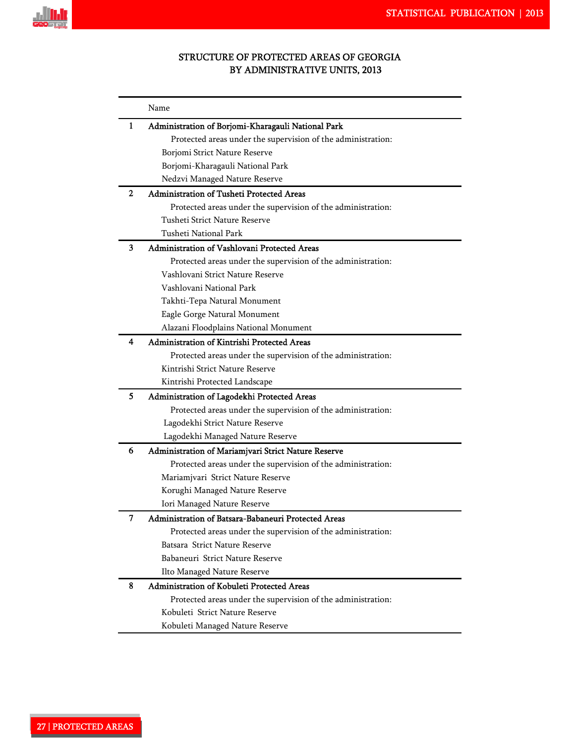## STRUCTURE OF PROTECTED AREAS OF GEORGIA BY ADMINISTRATIVE UNITS, 2013

| | Name |
|---|---|
| 1 | Administration of Borjomi-Kharagauli National Park |
| | Protected areas under the supervision of the administration: |
| | Borjomi Strict Nature Reserve |
| | Borjomi-Kharagauli National Park |
| | Nedzvi Managed Nature Reserve |
| 2 | Administration of Tusheti Protected Areas |
| | Protected areas under the supervision of the administration: |
| | Tusheti Strict Nature Reserve |
| | Tusheti National Park |
| 3 | Administration of Vashlovani Protected Areas |
| | Protected areas under the supervision of the administration: |
| | Vashlovani Strict Nature Reserve |
| | Vashlovani National Park |
| | Takhti-Tepa Natural Monument |
| | Eagle Gorge Natural Monument |
| | Alazani Floodplains National Monument |
| 4 | Administration of Kintrishi Protected Areas |
| | Protected areas under the supervision of the administration: |
| | Kintrishi Strict Nature Reserve |
| | Kintrishi Protected Landscape |
| 5 | Administration of Lagodekhi Protected Areas |
| | Protected areas under the supervision of the administration: |
| | Lagodekhi Strict Nature Reserve |
| | Lagodekhi Managed Nature Reserve |
| 6 | Administration of Mariamjvari Strict Nature Reserve |
| | Protected areas under the supervision of the administration: |
| | Mariamjvari Strict Nature Reserve |
| | Korughi Managed Nature Reserve |
| | Iori Managed Nature Reserve |
| 7 | Administration of Batsara-Babaneuri Protected Areas |
| | Protected areas under the supervision of the administration: |
| | Batsara Strict Nature Reserve |
| | Babaneuri Strict Nature Reserve |
| | Ilto Managed Nature Reserve |
| 8 | Administration of Kobuleti Protected Areas |
| | Protected areas under the supervision of the administration: |
| | Kobuleti Strict Nature Reserve |
| | Kobuleti Managed Nature Reserve |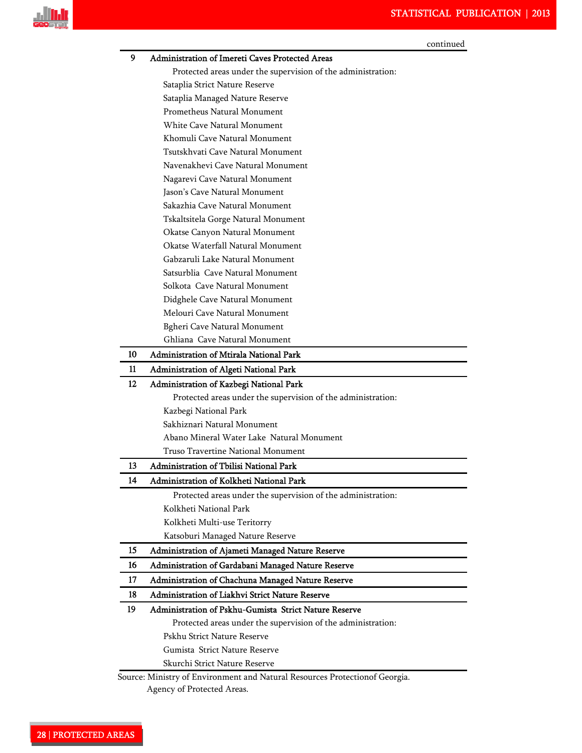continued

| | |
|---|---|
| 9 | Administration of Imereti Caves Protected Areas |
| | Protected areas under the supervision of the administration: |
| | Sataplia Strict Nature Reserve |
| | Sataplia Managed Nature Reserve |
| | Prometheus Natural Monument |
| | White Cave Natural Monument |
| | Khomuli Cave Natural Monument |
| | Tsutskhvati Cave Natural Monument |
| | Navenakhevi Cave Natural Monument |
| | Nagarevi Cave Natural Monument |
| | Jason’s Cave Natural Monument |
| | Sakazhia Cave Natural Monument |
| | Tskaltsitela Gorge Natural Monument |
| | Okatse Canyon Natural Monument |
| | Okatse Waterfall Natural Monument |
| | Gabzaruli Lake Natural Monument |
| | Satsurblia Cave Natural Monument |
| | Solkota Cave Natural Monument |
| | Didghele Cave Natural Monument |
| | Melouri Cave Natural Monument |
| | Bgheri Cave Natural Monument |
| | Ghliana Cave Natural Monument |
| 10 | Administration of Mtirala National Park |
| 11 | Administration of Algeti National Park |
| 12 | Administration of Kazbegi National Park |
| | Protected areas under the supervision of the administration: |
| | Kazbegi National Park |
| | Sakhiznari Natural Monument |
| | Abano Mineral Water Lake Natural Monument |
| | Truso Travertine National Monument |
| 13 | Administration of Tbilisi National Park |
| 14 | Administration of Kolkheti National Park |
| | Protected areas under the supervision of the administration: |
| | Kolkheti National Park |
| | Kolkheti Multi-use Teritorry |
| | Katsoburi Managed Nature Reserve |
| 15 | Administration of Ajameti Managed Nature Reserve |
| 16 | Administration of Gardabani Managed Nature Reserve |
| 17 | Administration of Chachuna Managed Nature Reserve |
| 18 | Administration of Liakhvi Strict Nature Reserve |
| 19 | Administration of Pskhu-Gumista Strict Nature Reserve |
| | Protected areas under the supervision of the administration: |
| | Pskhu Strict Nature Reserve |
| | Gumista Strict Nature Reserve |
| | Skurchi Strict Nature Reserve |

Source: Ministry of Environment and Natural Resources Protectionof Georgia.
Agency of Protected Areas.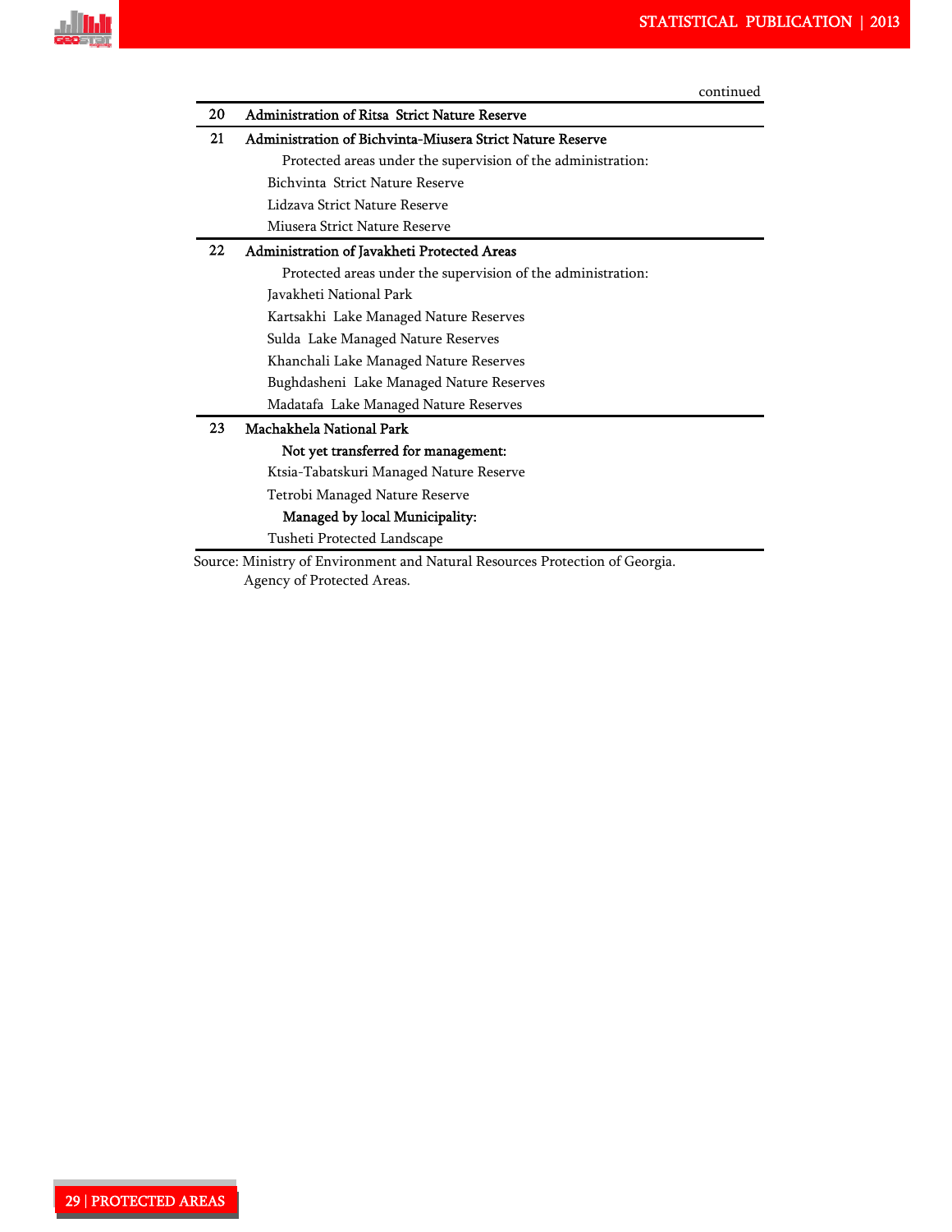continued

| | |
|---|---|
| 20 | **Administration of Ritsa Strict Nature Reserve** |
| 21 | **Administration of Bichvinta-Miusera Strict Nature Reserve** |
| | Protected areas under the supervision of the administration: |
| | Bichvinta Strict Nature Reserve |
| | Lidzava Strict Nature Reserve |
| | Miusera Strict Nature Reserve |
| 22 | **Administration of Javakheti Protected Areas** |
| | Protected areas under the supervision of the administration: |
| | Javakheti National Park |
| | Kartsakhi Lake Managed Nature Reserves |
| | Sulda Lake Managed Nature Reserves |
| | Khanchali Lake Managed Nature Reserves |
| | Bughdasheni Lake Managed Nature Reserves |
| | Madatafa Lake Managed Nature Reserves |
| 23 | **Machakhela National Park** |
| | **Not yet transferred for management:** |
| | Ktsia-Tabatskuri Managed Nature Reserve |
| | Tetrobi Managed Nature Reserve |
| | **Managed by local Municipality:** |
| | Tusheti Protected Landscape |

Source: Ministry of Environment and Natural Resources Protection of Georgia.
Agency of Protected Areas.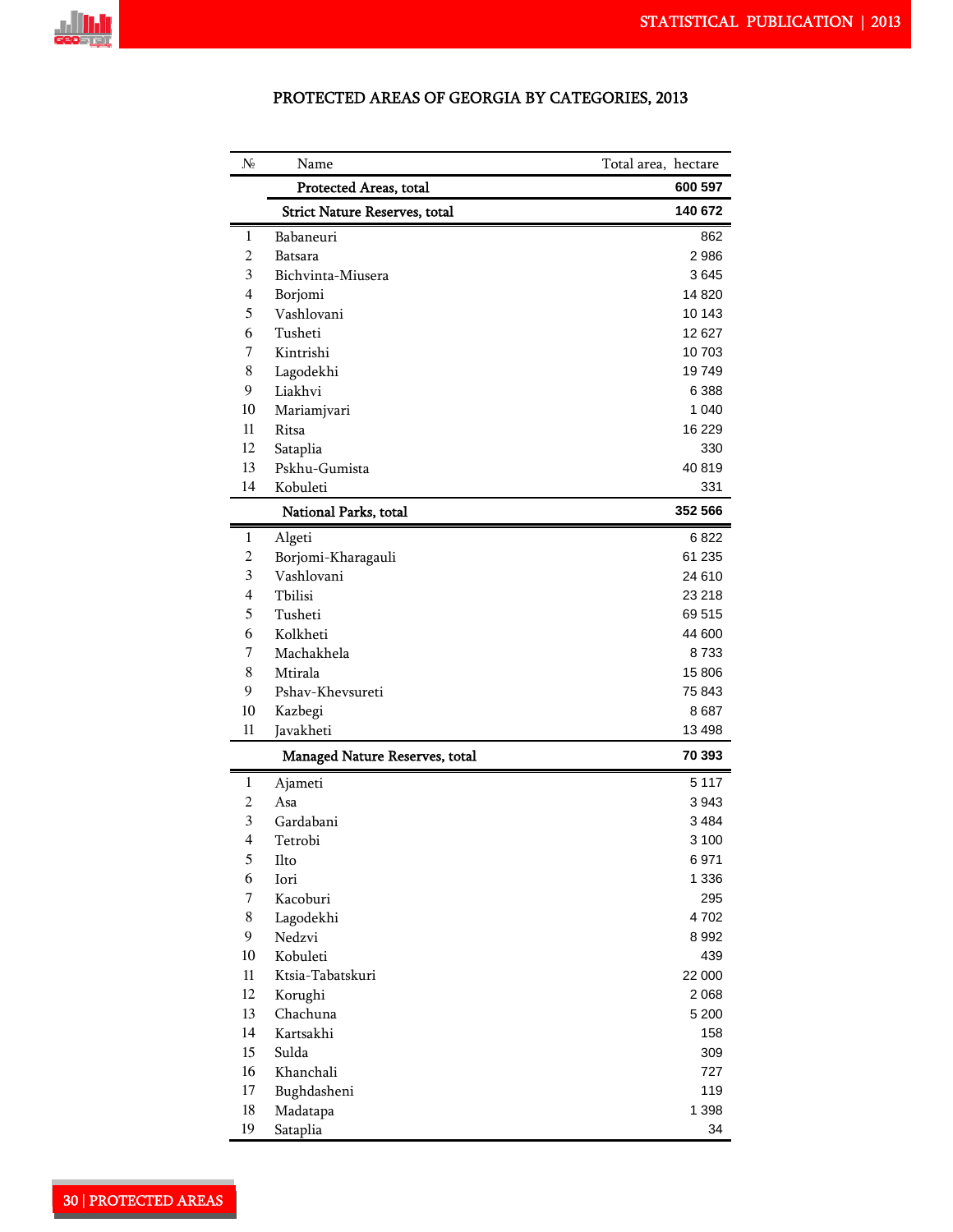# PROTECTED AREAS OF GEORGIA BY CATEGORIES, 2013

| № | Name | Total area, hectare |
|---|---|---|
| | **Protected Areas, total** | **600 597** |
| | **Strict Nature Reserves, total** | **140 672** |
| 1 | Babaneuri | 862 |
| 2 | Batsara | 2 986 |
| 3 | Bichvinta-Miusera | 3 645 |
| 4 | Borjomi | 14 820 |
| 5 | Vashlovani | 10 143 |
| 6 | Tusheti | 12 627 |
| 7 | Kintrishi | 10 703 |
| 8 | Lagodekhi | 19 749 |
| 9 | Liakhvi | 6 388 |
| 10 | Mariamjvari | 1 040 |
| 11 | Ritsa | 16 229 |
| 12 | Sataplia | 330 |
| 13 | Pskhu-Gumista | 40 819 |
| 14 | Kobuleti | 331 |
| | **National Parks, total** | **352 566** |
| 1 | Algeti | 6 822 |
| 2 | Borjomi-Kharagauli | 61 235 |
| 3 | Vashlovani | 24 610 |
| 4 | Tbilisi | 23 218 |
| 5 | Tusheti | 69 515 |
| 6 | Kolkheti | 44 600 |
| 7 | Machakhela | 8 733 |
| 8 | Mtirala | 15 806 |
| 9 | Pshav-Khevsureti | 75 843 |
| 10 | Kazbegi | 8 687 |
| 11 | Javakheti | 13 498 |
| | **Managed Nature Reserves, total** | **70 393** |
| 1 | Ajameti | 5 117 |
| 2 | Asa | 3 943 |
| 3 | Gardabani | 3 484 |
| 4 | Tetrobi | 3 100 |
| 5 | Ilto | 6 971 |
| 6 | Iori | 1 336 |
| 7 | Kacoburi | 295 |
| 8 | Lagodekhi | 4 702 |
| 9 | Nedzvi | 8 992 |
| 10 | Kobuleti | 439 |
| 11 | Ktsia-Tabatskuri | 22 000 |
| 12 | Korughi | 2 068 |
| 13 | Chachuna | 5 200 |
| 14 | Kartsakhi | 158 |
| 15 | Sulda | 309 |
| 16 | Khanchali | 727 |
| 17 | Bughdasheni | 119 |
| 18 | Madatapa | 1 398 |
| 19 | Sataplia | 34 |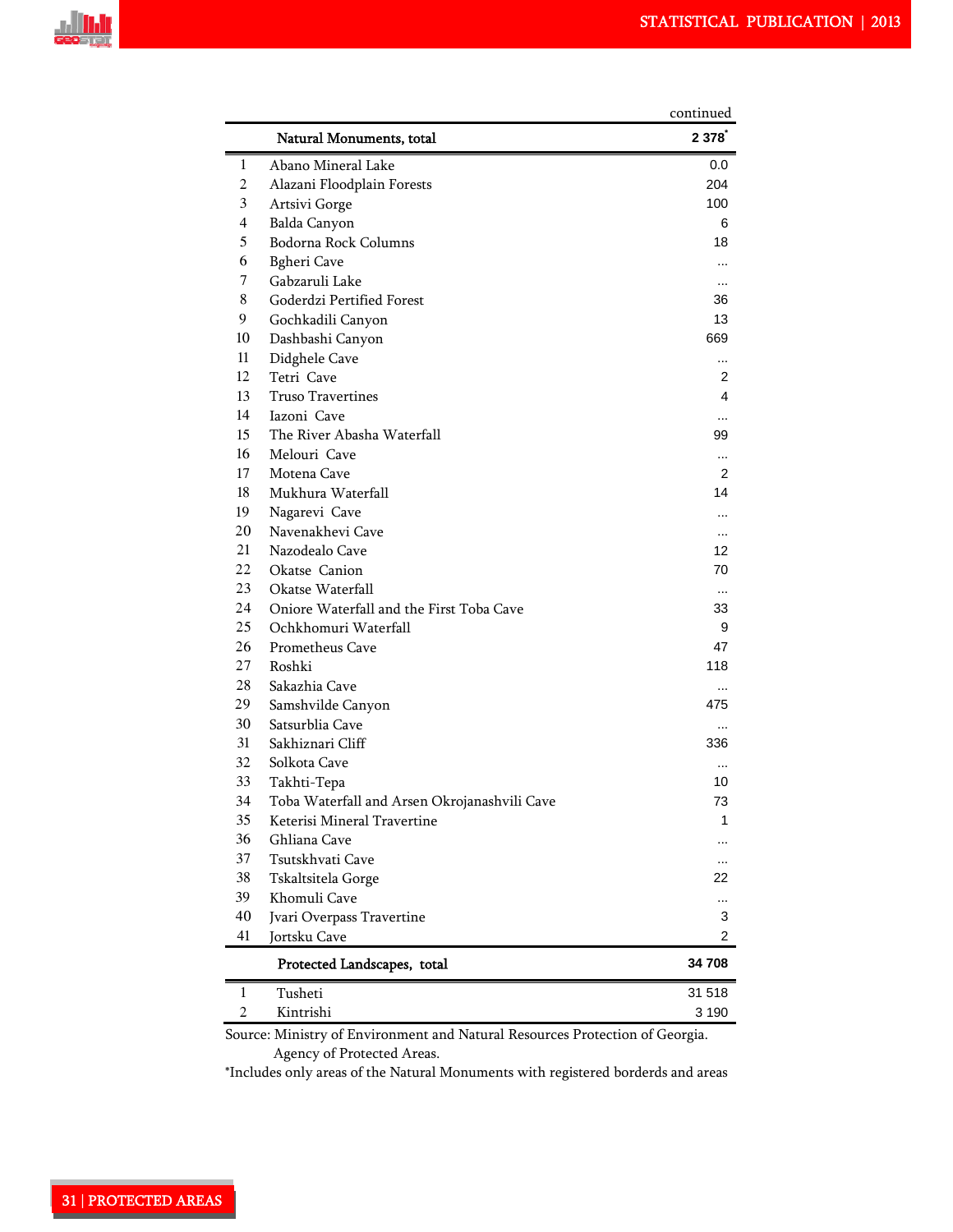continued

| | Natural Monuments, total | 2 378* |
|---|---|---|
| 1 | Abano Mineral Lake | 0.0 |
| 2 | Alazani Floodplain Forests | 204 |
| 3 | Artsivi Gorge | 100 |
| 4 | Balda Canyon | 6 |
| 5 | Bodorna Rock Columns | 18 |
| 6 | Bgheri Cave | ... |
| 7 | Gabzaruli Lake | ... |
| 8 | Goderdzi Pertified Forest | 36 |
| 9 | Gochkadili Canyon | 13 |
| 10 | Dashbashi Canyon | 669 |
| 11 | Didghele Cave | ... |
| 12 | Tetri Cave | 2 |
| 13 | Truso Travertines | 4 |
| 14 | Iazoni Cave | ... |
| 15 | The River Abasha Waterfall | 99 |
| 16 | Melouri Cave | ... |
| 17 | Motena Cave | 2 |
| 18 | Mukhura Waterfall | 14 |
| 19 | Nagarevi Cave | ... |
| 20 | Navenakhevi Cave | ... |
| 21 | Nazodealo Cave | 12 |
| 22 | Okatse Canion | 70 |
| 23 | Okatse Waterfall | ... |
| 24 | Oniore Waterfall and the First Toba Cave | 33 |
| 25 | Ochkhomuri Waterfall | 9 |
| 26 | Prometheus Cave | 47 |
| 27 | Roshki | 118 |
| 28 | Sakazhia Cave | ... |
| 29 | Samshvilde Canyon | 475 |
| 30 | Satsurblia Cave | ... |
| 31 | Sakhiznari Cliff | 336 |
| 32 | Solkota Cave | ... |
| 33 | Takhti-Tepa | 10 |
| 34 | Toba Waterfall and Arsen Okrojanashvili Cave | 73 |
| 35 | Keterisi Mineral Travertine | 1 |
| 36 | Ghliana Cave | ... |
| 37 | Tsutskhvati Cave | ... |
| 38 | Tskaltsitela Gorge | 22 |
| 39 | Khomuli Cave | ... |
| 40 | Jvari Overpass Travertine | 3 |
| 41 | Jortsku Cave | 2 |
| | **Protected Landscapes, total** | **34 708** |
| 1 | Tusheti | 31 518 |
| 2 | Kintrishi | 3 190 |

Source: Ministry of Environment and Natural Resources Protection of Georgia. Agency of Protected Areas.

*Includes only areas of the Natural Monuments with registered borderds and areas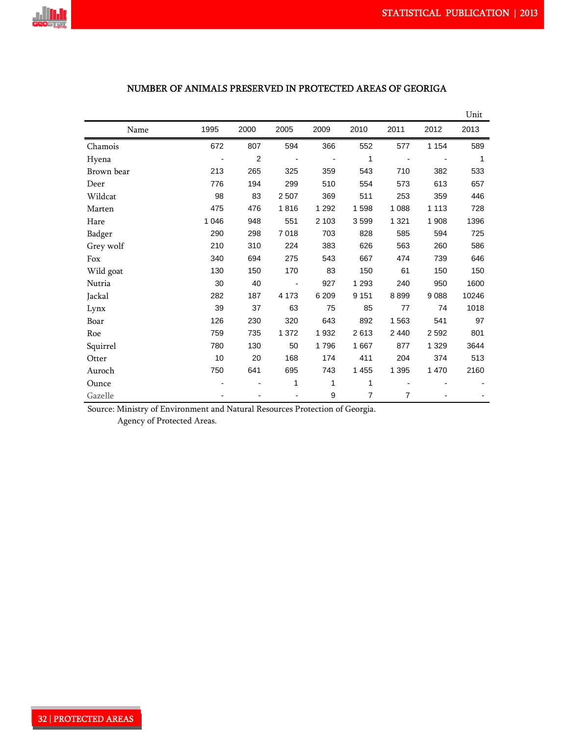## NUMBER OF ANIMALS PRESERVED IN PROTECTED AREAS OF GEORIGA

Unit

| Name | 1995 | 2000 | 2005 | 2009 | 2010 | 2011 | 2012 | 2013 |
|---|---|---|---|---|---|---|---|---|
| Chamois | 672 | 807 | 594 | 366 | 552 | 577 | 1 154 | 589 |
| Hyena | - | 2 | - | - | 1 | - | - | 1 |
| Brown bear | 213 | 265 | 325 | 359 | 543 | 710 | 382 | 533 |
| Deer | 776 | 194 | 299 | 510 | 554 | 573 | 613 | 657 |
| Wildcat | 98 | 83 | 2 507 | 369 | 511 | 253 | 359 | 446 |
| Marten | 475 | 476 | 1 816 | 1 292 | 1 598 | 1 088 | 1 113 | 728 |
| Hare | 1 046 | 948 | 551 | 2 103 | 3 599 | 1 321 | 1 908 | 1396 |
| Badger | 290 | 298 | 7 018 | 703 | 828 | 585 | 594 | 725 |
| Grey wolf | 210 | 310 | 224 | 383 | 626 | 563 | 260 | 586 |
| Fox | 340 | 694 | 275 | 543 | 667 | 474 | 739 | 646 |
| Wild goat | 130 | 150 | 170 | 83 | 150 | 61 | 150 | 150 |
| Nutria | 30 | 40 | - | 927 | 1 293 | 240 | 950 | 1600 |
| Jackal | 282 | 187 | 4 173 | 6 209 | 9 151 | 8 899 | 9 088 | 10246 |
| Lynx | 39 | 37 | 63 | 75 | 85 | 77 | 74 | 1018 |
| Boar | 126 | 230 | 320 | 643 | 892 | 1 563 | 541 | 97 |
| Roe | 759 | 735 | 1 372 | 1 932 | 2 613 | 2 440 | 2 592 | 801 |
| Squirrel | 780 | 130 | 50 | 1 796 | 1 667 | 877 | 1 329 | 3644 |
| Otter | 10 | 20 | 168 | 174 | 411 | 204 | 374 | 513 |
| Auroch | 750 | 641 | 695 | 743 | 1 455 | 1 395 | 1 470 | 2160 |
| Ounce | - | - | 1 | 1 | 1 | - | - | - |
| Gazelle | - | - | - | 9 | 7 | 7 | - | - |

Source: Ministry of Environment and Natural Resources Protection of Georgia.
Agency of Protected Areas.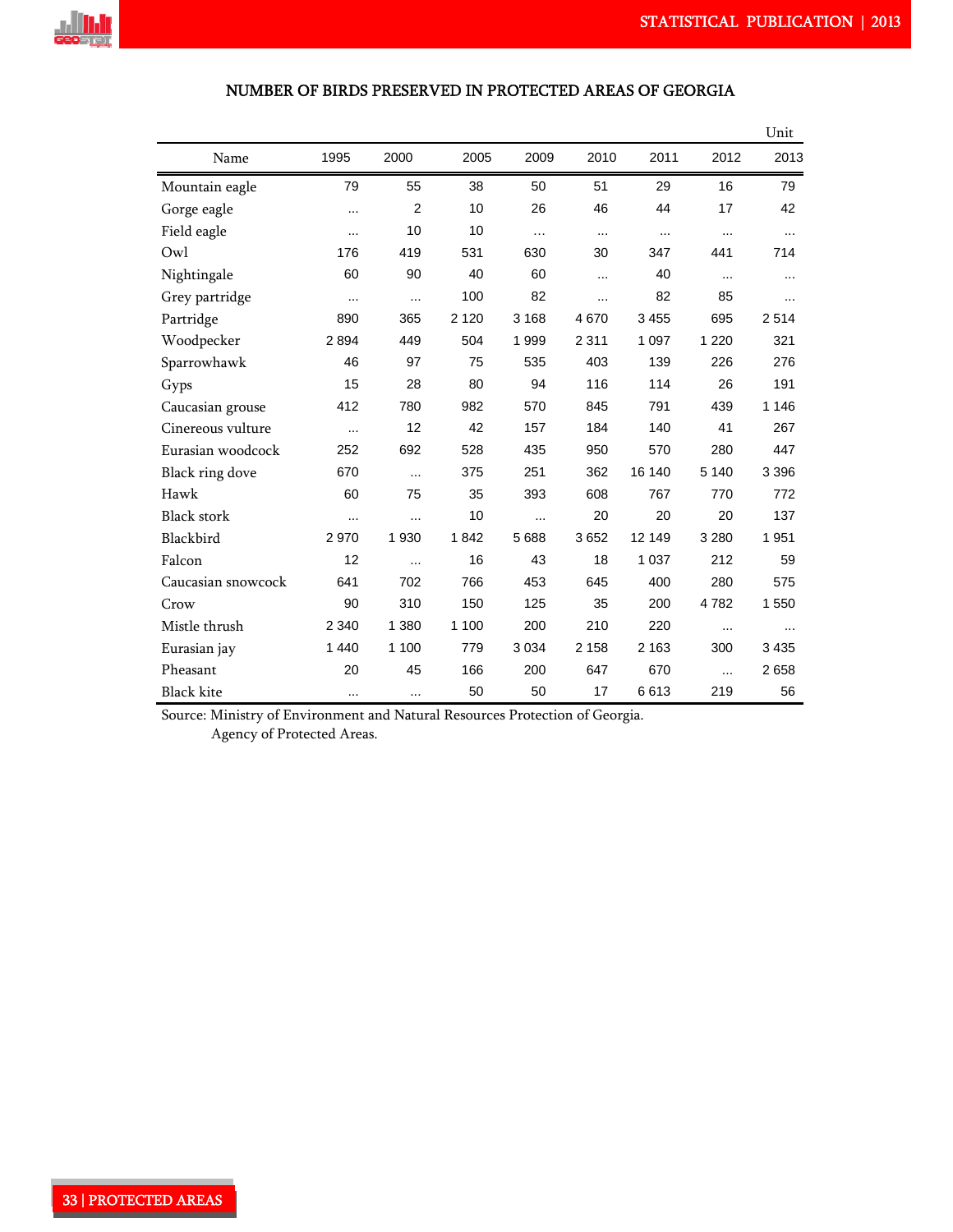## NUMBER OF BIRDS PRESERVED IN PROTECTED AREAS OF GEORGIA

Unit

| Name | 1995 | 2000 | 2005 | 2009 | 2010 | 2011 | 2012 | 2013 |
|---|---|---|---|---|---|---|---|---|
| Mountain eagle | 79 | 55 | 38 | 50 | 51 | 29 | 16 | 79 |
| Gorge eagle | ... | 2 | 10 | 26 | 46 | 44 | 17 | 42 |
| Field eagle | ... | 10 | 10 | ... | ... | ... | ... | ... |
| Owl | 176 | 419 | 531 | 630 | 30 | 347 | 441 | 714 |
| Nightingale | 60 | 90 | 40 | 60 | ... | 40 | ... | ... |
| Grey partridge | ... | ... | 100 | 82 | ... | 82 | 85 | ... |
| Partridge | 890 | 365 | 2 120 | 3 168 | 4 670 | 3 455 | 695 | 2 514 |
| Woodpecker | 2 894 | 449 | 504 | 1 999 | 2 311 | 1 097 | 1 220 | 321 |
| Sparrowhawk | 46 | 97 | 75 | 535 | 403 | 139 | 226 | 276 |
| Gyps | 15 | 28 | 80 | 94 | 116 | 114 | 26 | 191 |
| Caucasian grouse | 412 | 780 | 982 | 570 | 845 | 791 | 439 | 1 146 |
| Cinereous vulture | ... | 12 | 42 | 157 | 184 | 140 | 41 | 267 |
| Eurasian woodcock | 252 | 692 | 528 | 435 | 950 | 570 | 280 | 447 |
| Black ring dove | 670 | ... | 375 | 251 | 362 | 16 140 | 5 140 | 3 396 |
| Hawk | 60 | 75 | 35 | 393 | 608 | 767 | 770 | 772 |
| Black stork | ... | ... | 10 | ... | 20 | 20 | 20 | 137 |
| Blackbird | 2 970 | 1 930 | 1 842 | 5 688 | 3 652 | 12 149 | 3 280 | 1 951 |
| Falcon | 12 | ... | 16 | 43 | 18 | 1 037 | 212 | 59 |
| Caucasian snowcock | 641 | 702 | 766 | 453 | 645 | 400 | 280 | 575 |
| Crow | 90 | 310 | 150 | 125 | 35 | 200 | 4 782 | 1 550 |
| Mistle thrush | 2 340 | 1 380 | 1 100 | 200 | 210 | 220 | ... | ... |
| Eurasian jay | 1 440 | 1 100 | 779 | 3 034 | 2 158 | 2 163 | 300 | 3 435 |
| Pheasant | 20 | 45 | 166 | 200 | 647 | 670 | ... | 2 658 |
| Black kite | ... | ... | 50 | 50 | 17 | 6 613 | 219 | 56 |

Source: Ministry of Environment and Natural Resources Protection of Georgia.
Agency of Protected Areas.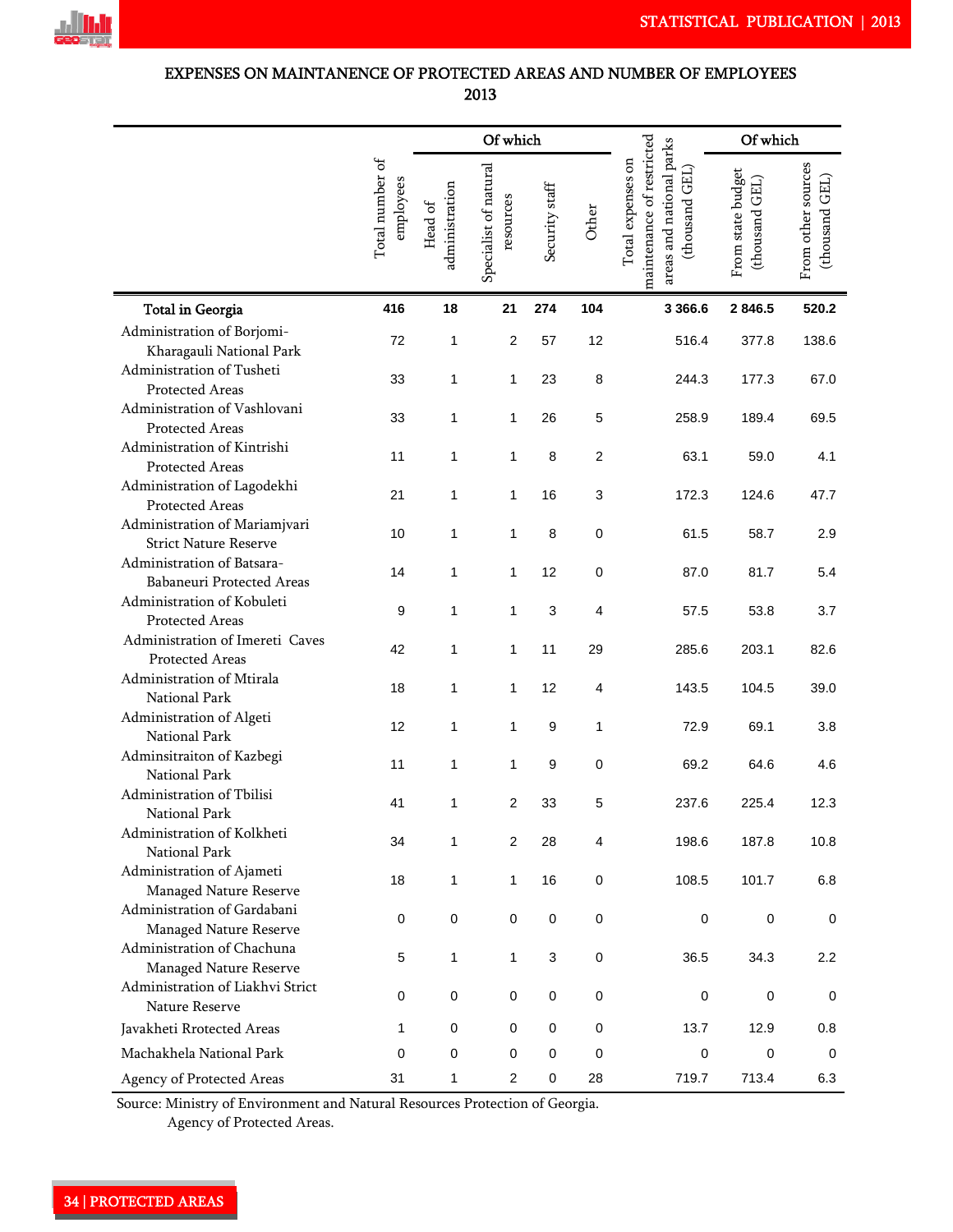# EXPENSES ON MAINTANENCE OF PROTECTED AREAS AND NUMBER OF EMPLOYEES 2013

| | Total number of employees | Of which | | | | Total expenses on maintenance of restricted areas and national parks (thousand GEL) | Of which | |
|---|---|---|---|---|---|---|---|---|
| | | Head of administration | Specialist of natural resources | Security staff | Other | | From state budget (thousand GEL) | From other sources (thousand GEL) |
| **Total in Georgia** | **416** | **18** | **21** | **274** | **104** | **3 366.6** | **2 846.5** | **520.2** |
| Administration of Borjomi-Kharagauli National Park | 72 | 1 | 2 | 57 | 12 | 516.4 | 377.8 | 138.6 |
| Administration of Tusheti Protected Areas | 33 | 1 | 1 | 23 | 8 | 244.3 | 177.3 | 67.0 |
| Administration of Vashlovani Protected Areas | 33 | 1 | 1 | 26 | 5 | 258.9 | 189.4 | 69.5 |
| Administration of Kintrishi Protected Areas | 11 | 1 | 1 | 8 | 2 | 63.1 | 59.0 | 4.1 |
| Administration of Lagodekhi Protected Areas | 21 | 1 | 1 | 16 | 3 | 172.3 | 124.6 | 47.7 |
| Administration of Mariamjvari Strict Nature Reserve | 10 | 1 | 1 | 8 | 0 | 61.5 | 58.7 | 2.9 |
| Administration of Batsara-Babaneuri Protected Areas | 14 | 1 | 1 | 12 | 0 | 87.0 | 81.7 | 5.4 |
| Administration of Kobuleti Protected Areas | 9 | 1 | 1 | 3 | 4 | 57.5 | 53.8 | 3.7 |
| Administration of Imereti Caves Protected Areas | 42 | 1 | 1 | 11 | 29 | 285.6 | 203.1 | 82.6 |
| Administration of Mtirala National Park | 18 | 1 | 1 | 12 | 4 | 143.5 | 104.5 | 39.0 |
| Administration of Algeti National Park | 12 | 1 | 1 | 9 | 1 | 72.9 | 69.1 | 3.8 |
| Adminsitraiton of Kazbegi National Park | 11 | 1 | 1 | 9 | 0 | 69.2 | 64.6 | 4.6 |
| Administration of Tbilisi National Park | 41 | 1 | 2 | 33 | 5 | 237.6 | 225.4 | 12.3 |
| Administration of Kolkheti National Park | 34 | 1 | 2 | 28 | 4 | 198.6 | 187.8 | 10.8 |
| Administration of Ajameti Managed Nature Reserve | 18 | 1 | 1 | 16 | 0 | 108.5 | 101.7 | 6.8 |
| Administration of Gardabani Managed Nature Reserve | 0 | 0 | 0 | 0 | 0 | 0 | 0 | 0 |
| Administration of Chachuna Managed Nature Reserve | 5 | 1 | 1 | 3 | 0 | 36.5 | 34.3 | 2.2 |
| Administration of Liakhvi Strict Nature Reserve | 0 | 0 | 0 | 0 | 0 | 0 | 0 | 0 |
| Javakheti Rrotected Areas | 1 | 0 | 0 | 0 | 0 | 13.7 | 12.9 | 0.8 |
| Machakhela National Park | 0 | 0 | 0 | 0 | 0 | 0 | 0 | 0 |
| Agency of Protected Areas | 31 | 1 | 2 | 0 | 28 | 719.7 | 713.4 | 6.3 |

Source: Ministry of Environment and Natural Resources Protection of Georgia.
Agency of Protected Areas.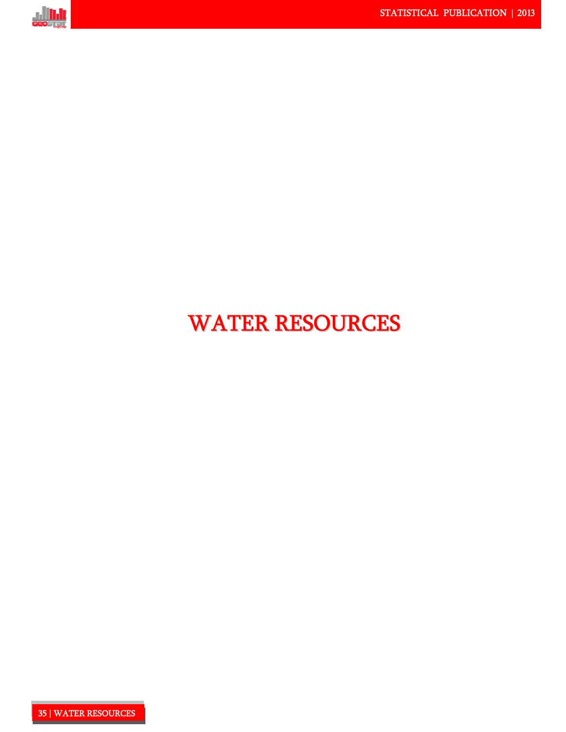# WATER RESOURCES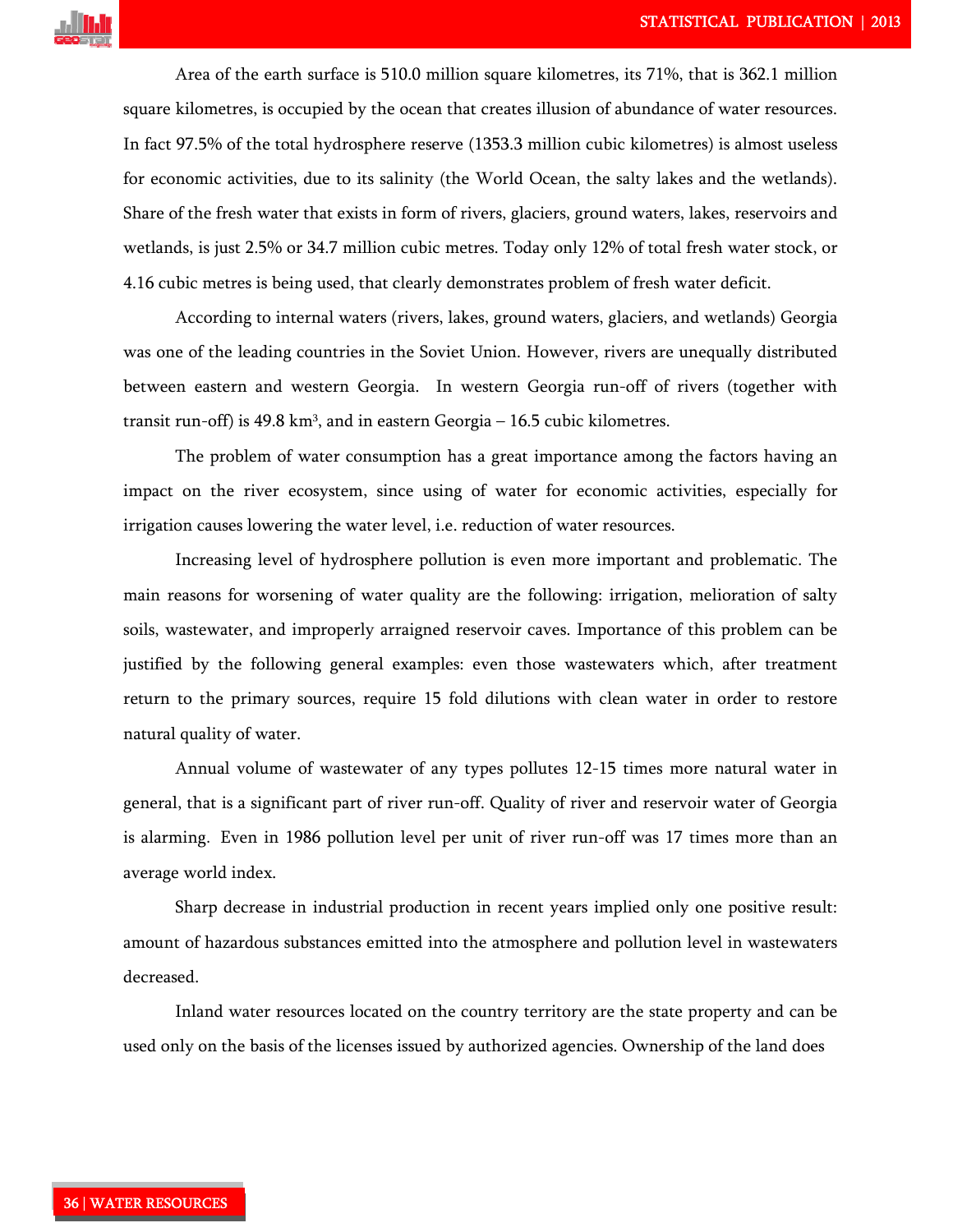Area of the earth surface is 510.0 million square kilometres, its 71%, that is 362.1 million square kilometres, is occupied by the ocean that creates illusion of abundance of water resources. In fact 97.5% of the total hydrosphere reserve (1353.3 million cubic kilometres) is almost useless for economic activities, due to its salinity (the World Ocean, the salty lakes and the wetlands). Share of the fresh water that exists in form of rivers, glaciers, ground waters, lakes, reservoirs and wetlands, is just 2.5% or 34.7 million cubic metres. Today only 12% of total fresh water stock, or 4.16 cubic metres is being used, that clearly demonstrates problem of fresh water deficit.

According to internal waters (rivers, lakes, ground waters, glaciers, and wetlands) Georgia was one of the leading countries in the Soviet Union. However, rivers are unequally distributed between eastern and western Georgia. In western Georgia run-off of rivers (together with transit run-off) is 49.8 km$^3$, and in eastern Georgia – 16.5 cubic kilometres.

The problem of water consumption has a great importance among the factors having an impact on the river ecosystem, since using of water for economic activities, especially for irrigation causes lowering the water level, i.e. reduction of water resources.

Increasing level of hydrosphere pollution is even more important and problematic. The main reasons for worsening of water quality are the following: irrigation, melioration of salty soils, wastewater, and improperly arraigned reservoir caves. Importance of this problem can be justified by the following general examples: even those wastewaters which, after treatment return to the primary sources, require 15 fold dilutions with clean water in order to restore natural quality of water.

Annual volume of wastewater of any types pollutes 12-15 times more natural water in general, that is a significant part of river run-off. Quality of river and reservoir water of Georgia is alarming. Even in 1986 pollution level per unit of river run-off was 17 times more than an average world index.

Sharp decrease in industrial production in recent years implied only one positive result: amount of hazardous substances emitted into the atmosphere and pollution level in wastewaters decreased.

Inland water resources located on the country territory are the state property and can be used only on the basis of the licenses issued by authorized agencies. Ownership of the land does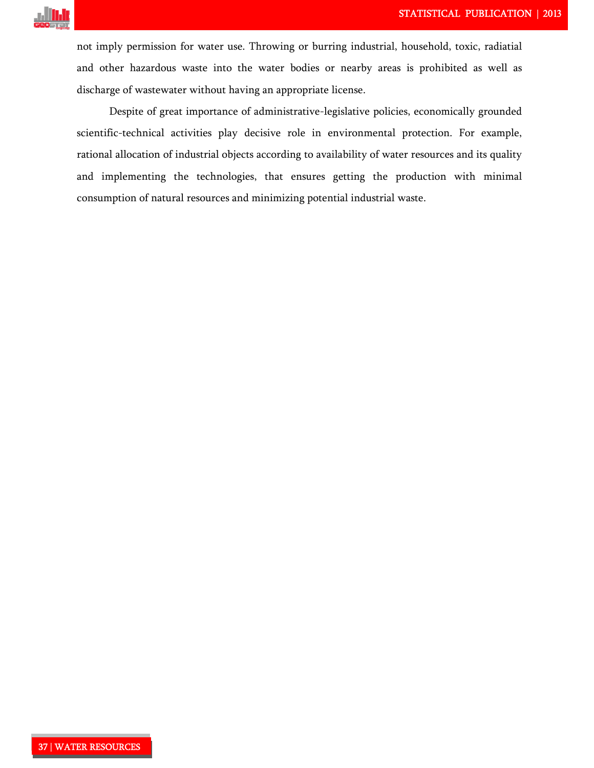not imply permission for water use. Throwing or burring industrial, household, toxic, radiatial and other hazardous waste into the water bodies or nearby areas is prohibited as well as discharge of wastewater without having an appropriate license.

Despite of great importance of administrative-legislative policies, economically grounded scientific-technical activities play decisive role in environmental protection. For example, rational allocation of industrial objects according to availability of water resources and its quality and implementing the technologies, that ensures getting the production with minimal consumption of natural resources and minimizing potential industrial waste.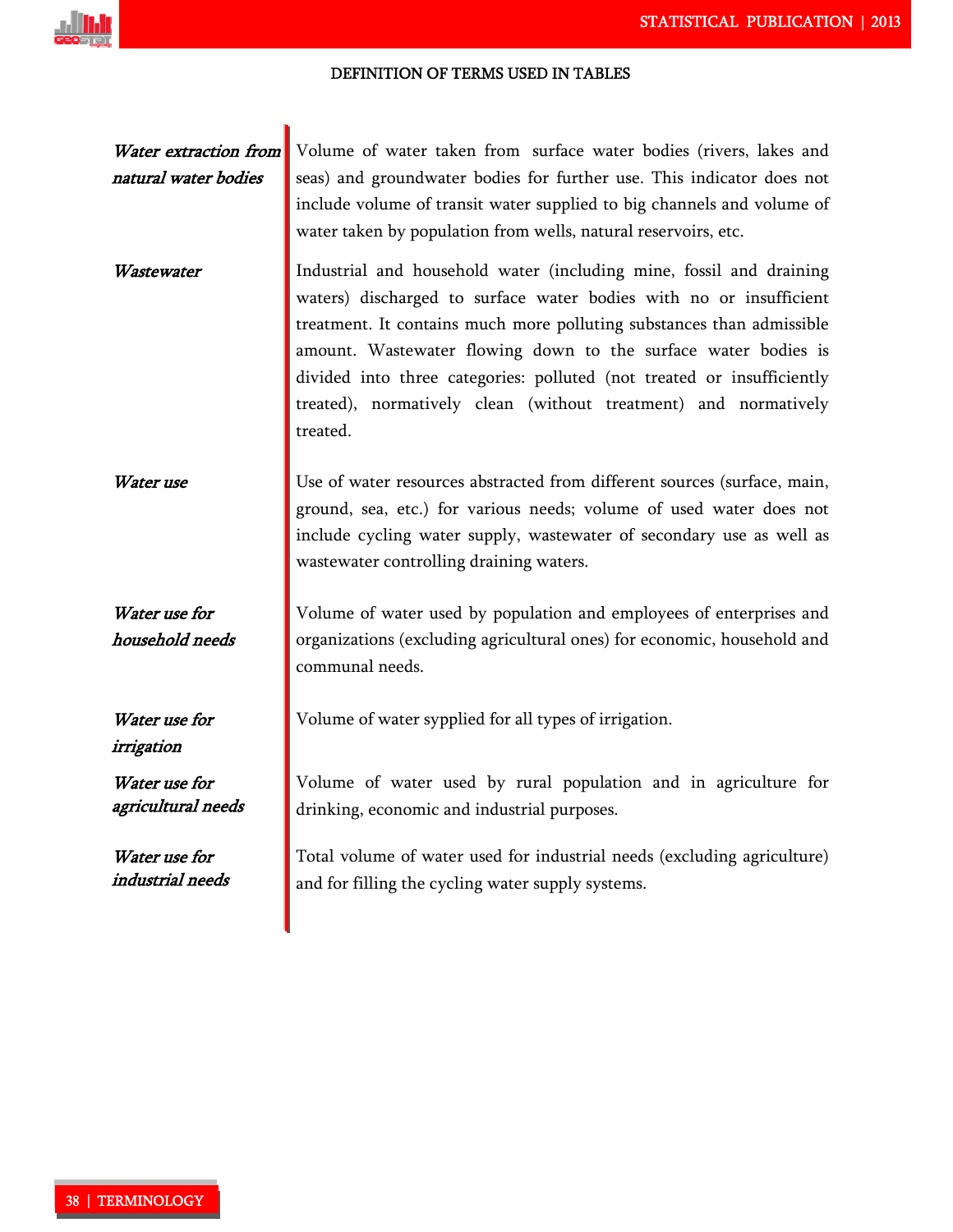## DEFINITION OF TERMS USED IN TABLES

***Water extraction from natural water bodies*** — Volume of water taken from surface water bodies (rivers, lakes and seas) and groundwater bodies for further use. This indicator does not include volume of transit water supplied to big channels and volume of water taken by population from wells, natural reservoirs, etc.

***Wastewater*** — Industrial and household water (including mine, fossil and draining waters) discharged to surface water bodies with no or insufficient treatment. It contains much more polluting substances than admissible amount. Wastewater flowing down to the surface water bodies is divided into three categories: polluted (not treated or insufficiently treated), normatively clean (without treatment) and normatively treated.

***Water use*** — Use of water resources abstracted from different sources (surface, main, ground, sea, etc.) for various needs; volume of used water does not include cycling water supply, wastewater of secondary use as well as wastewater controlling draining waters.

***Water use for household needs*** — Volume of water used by population and employees of enterprises and organizations (excluding agricultural ones) for economic, household and communal needs.

***Water use for irrigation*** — Volume of water sypplied for all types of irrigation.

***Water use for agricultural needs*** — Volume of water used by rural population and in agriculture for drinking, economic and industrial purposes.

***Water use for industrial needs*** — Total volume of water used for industrial needs (excluding agriculture) and for filling the cycling water supply systems.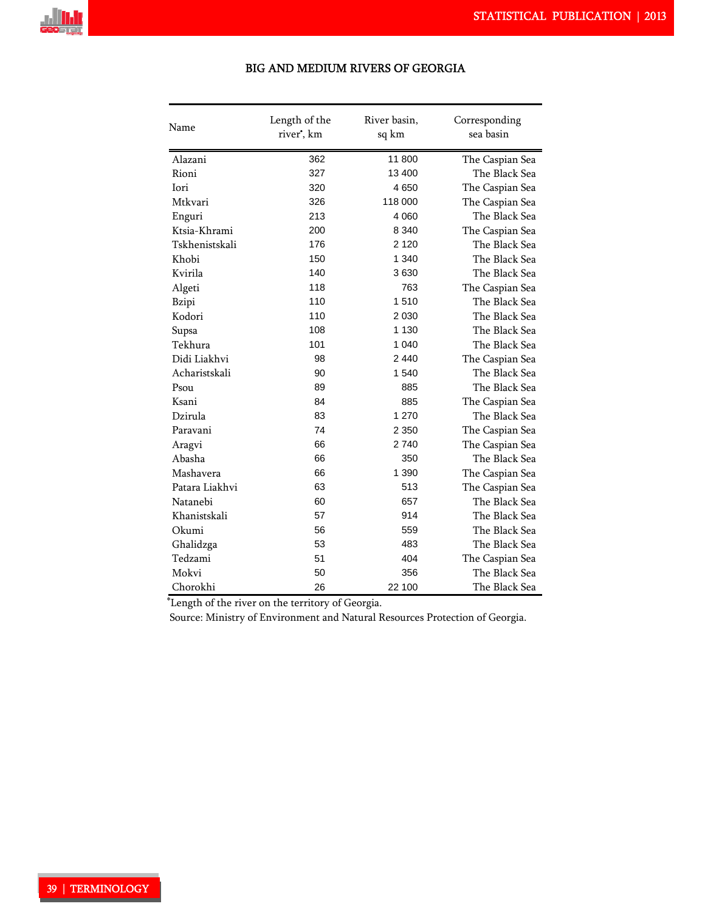# BIG AND MEDIUM RIVERS OF GEORGIA

| Name | Length of the river*, km | River basin, sq km | Corresponding sea basin |
|---|---|---|---|
| Alazani | 362 | 11 800 | The Caspian Sea |
| Rioni | 327 | 13 400 | The Black Sea |
| Iori | 320 | 4 650 | The Caspian Sea |
| Mtkvari | 326 | 118 000 | The Caspian Sea |
| Enguri | 213 | 4 060 | The Black Sea |
| Ktsia-Khrami | 200 | 8 340 | The Caspian Sea |
| Tskhenistskali | 176 | 2 120 | The Black Sea |
| Khobi | 150 | 1 340 | The Black Sea |
| Kvirila | 140 | 3 630 | The Black Sea |
| Algeti | 118 | 763 | The Caspian Sea |
| Bzipi | 110 | 1 510 | The Black Sea |
| Kodori | 110 | 2 030 | The Black Sea |
| Supsa | 108 | 1 130 | The Black Sea |
| Tekhura | 101 | 1 040 | The Black Sea |
| Didi Liakhvi | 98 | 2 440 | The Caspian Sea |
| Acharistskali | 90 | 1 540 | The Black Sea |
| Psou | 89 | 885 | The Black Sea |
| Ksani | 84 | 885 | The Caspian Sea |
| Dzirula | 83 | 1 270 | The Black Sea |
| Paravani | 74 | 2 350 | The Caspian Sea |
| Aragvi | 66 | 2 740 | The Caspian Sea |
| Abasha | 66 | 350 | The Black Sea |
| Mashavera | 66 | 1 390 | The Caspian Sea |
| Patara Liakhvi | 63 | 513 | The Caspian Sea |
| Natanebi | 60 | 657 | The Black Sea |
| Khanistskali | 57 | 914 | The Black Sea |
| Okumi | 56 | 559 | The Black Sea |
| Ghalidzga | 53 | 483 | The Black Sea |
| Tedzami | 51 | 404 | The Caspian Sea |
| Mokvi | 50 | 356 | The Black Sea |
| Chorokhi | 26 | 22 100 | The Black Sea |

*Length of the river on the territory of Georgia.

Source: Ministry of Environment and Natural Resources Protection of Georgia.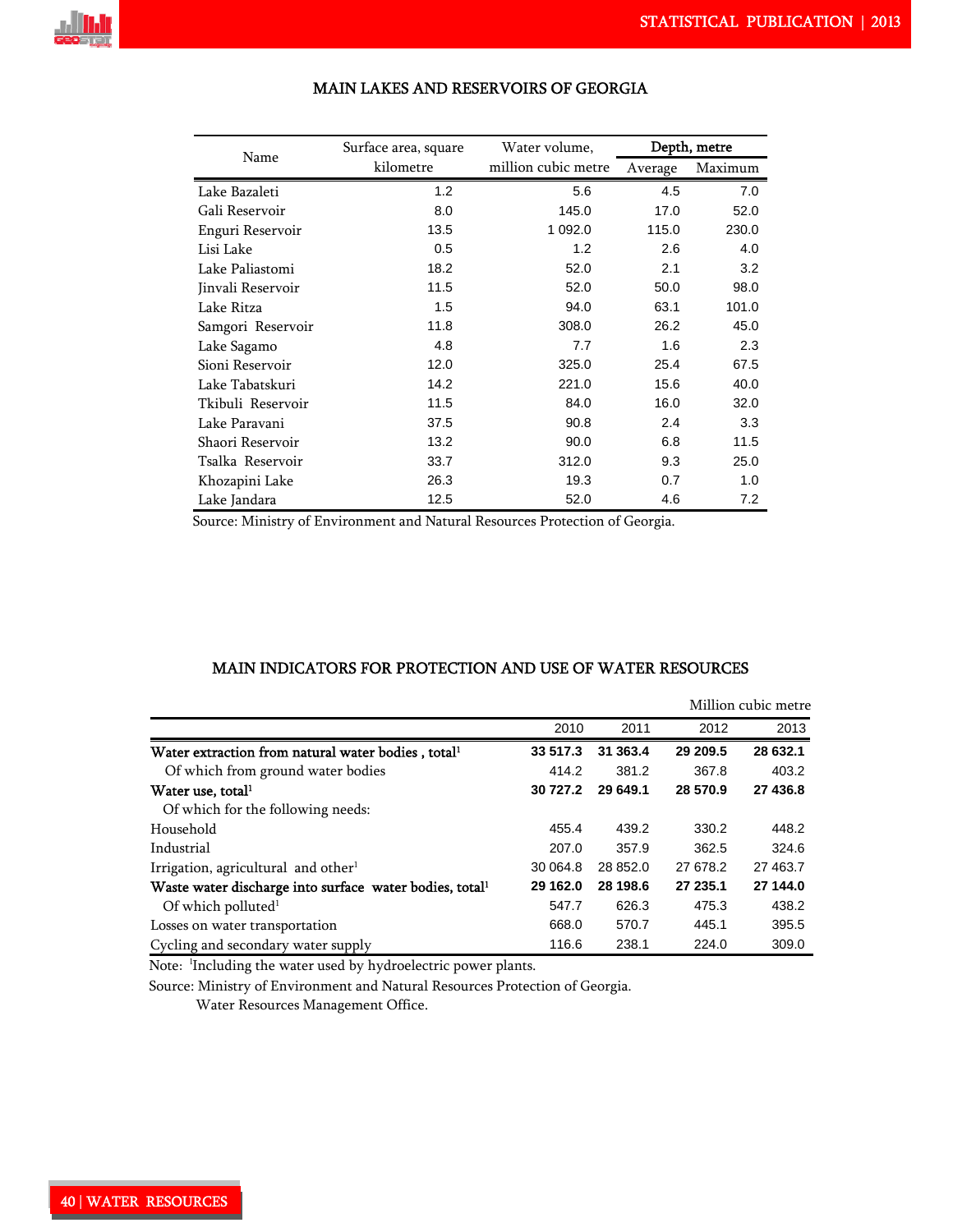## MAIN LAKES AND RESERVOIRS OF GEORGIA

| Name | Surface area, square kilometre | Water volume, million cubic metre | Depth, metre | |
|---|---|---|---|---|
| | | | Average | Maximum |
| Lake Bazaleti | 1.2 | 5.6 | 4.5 | 7.0 |
| Gali Reservoir | 8.0 | 145.0 | 17.0 | 52.0 |
| Enguri Reservoir | 13.5 | 1 092.0 | 115.0 | 230.0 |
| Lisi Lake | 0.5 | 1.2 | 2.6 | 4.0 |
| Lake Paliastomi | 18.2 | 52.0 | 2.1 | 3.2 |
| Jinvali Reservoir | 11.5 | 52.0 | 50.0 | 98.0 |
| Lake Ritza | 1.5 | 94.0 | 63.1 | 101.0 |
| Samgori Reservoir | 11.8 | 308.0 | 26.2 | 45.0 |
| Lake Sagamo | 4.8 | 7.7 | 1.6 | 2.3 |
| Sioni Reservoir | 12.0 | 325.0 | 25.4 | 67.5 |
| Lake Tabatskuri | 14.2 | 221.0 | 15.6 | 40.0 |
| Tkibuli Reservoir | 11.5 | 84.0 | 16.0 | 32.0 |
| Lake Paravani | 37.5 | 90.8 | 2.4 | 3.3 |
| Shaori Reservoir | 13.2 | 90.0 | 6.8 | 11.5 |
| Tsalka Reservoir | 33.7 | 312.0 | 9.3 | 25.0 |
| Khozapini Lake | 26.3 | 19.3 | 0.7 | 1.0 |
| Lake Jandara | 12.5 | 52.0 | 4.6 | 7.2 |

Source: Ministry of Environment and Natural Resources Protection of Georgia.

## MAIN INDICATORS FOR PROTECTION AND USE OF WATER RESOURCES

Million cubic metre

| | 2010 | 2011 | 2012 | 2013 |
|---|---|---|---|---|
| **Water extraction from natural water bodies , total[1]** | **33 517.3** | **31 363.4** | **29 209.5** | **28 632.1** |
| Of which from ground water bodies | 414.2 | 381.2 | 367.8 | 403.2 |
| **Water use, total[1]** | **30 727.2** | **29 649.1** | **28 570.9** | **27 436.8** |
| Of which for the following needs: | | | | |
| Household | 455.4 | 439.2 | 330.2 | 448.2 |
| Industrial | 207.0 | 357.9 | 362.5 | 324.6 |
| Irrigation, agricultural and other[1] | 30 064.8 | 28 852.0 | 27 678.2 | 27 463.7 |
| **Waste water discharge into surface water bodies, total[1]** | **29 162.0** | **28 198.6** | **27 235.1** | **27 144.0** |
| Of which polluted[1] | 547.7 | 626.3 | 475.3 | 438.2 |
| Losses on water transportation | 668.0 | 570.7 | 445.1 | 395.5 |
| Cycling and secondary water supply | 116.6 | 238.1 | 224.0 | 309.0 |

Note: [1]Including the water used by hydroelectric power plants.

Source: Ministry of Environment and Natural Resources Protection of Georgia.
Water Resources Management Office.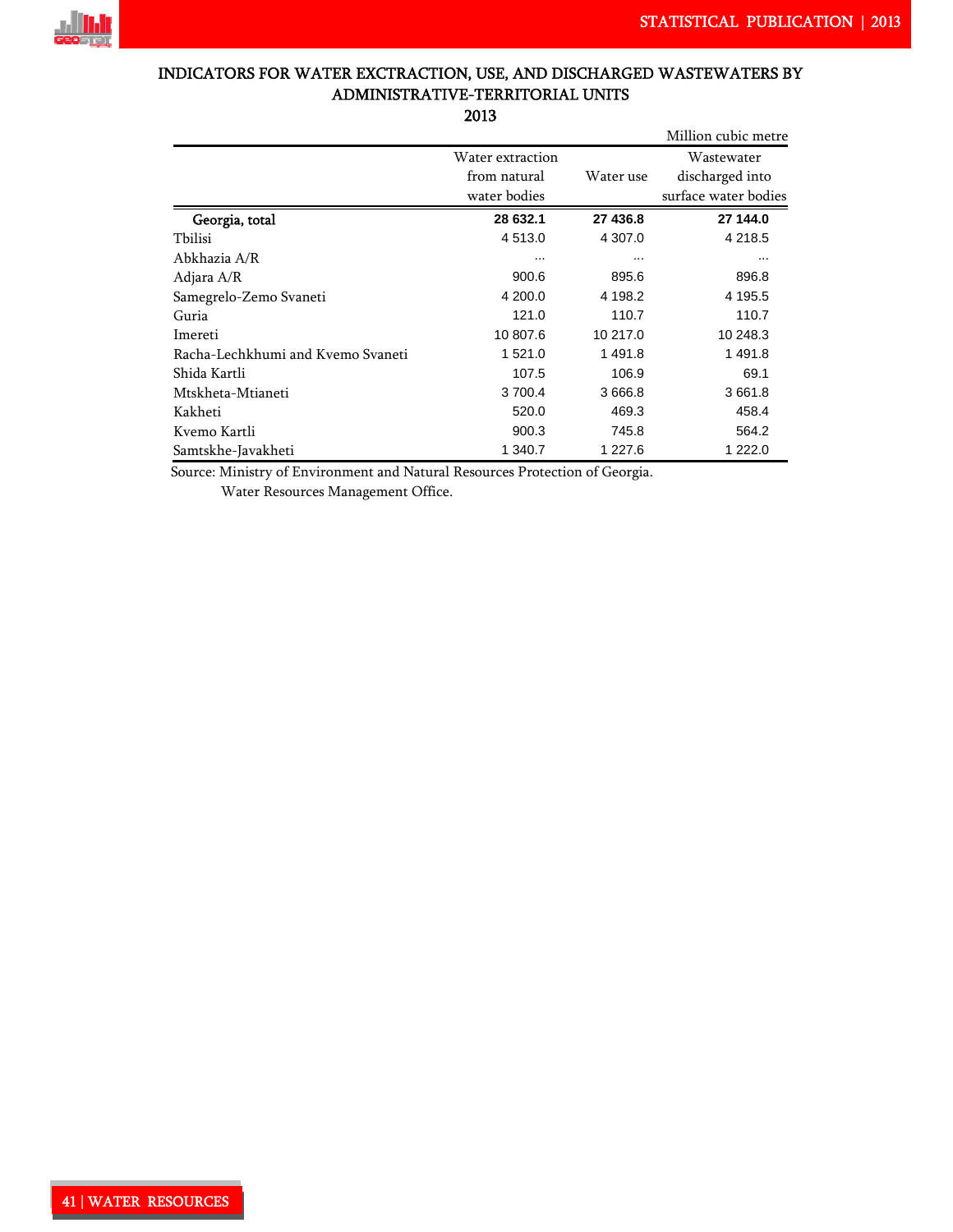## INDICATORS FOR WATER EXCTRACTION, USE, AND DISCHARGED WASTEWATERS BY ADMINISTRATIVE-TERRITORIAL UNITS

### 2013

Million cubic metre

| | Water extraction from natural water bodies | Water use | Wastewater discharged into surface water bodies |
|---|---|---|---|
| **Georgia, total** | **28 632.1** | **27 436.8** | **27 144.0** |
| Tbilisi | 4 513.0 | 4 307.0 | 4 218.5 |
| Abkhazia A/R | ... | ... | ... |
| Adjara A/R | 900.6 | 895.6 | 896.8 |
| Samegrelo-Zemo Svaneti | 4 200.0 | 4 198.2 | 4 195.5 |
| Guria | 121.0 | 110.7 | 110.7 |
| Imereti | 10 807.6 | 10 217.0 | 10 248.3 |
| Racha-Lechkhumi and Kvemo Svaneti | 1 521.0 | 1 491.8 | 1 491.8 |
| Shida Kartli | 107.5 | 106.9 | 69.1 |
| Mtskheta-Mtianeti | 3 700.4 | 3 666.8 | 3 661.8 |
| Kakheti | 520.0 | 469.3 | 458.4 |
| Kvemo Kartli | 900.3 | 745.8 | 564.2 |
| Samtskhe-Javakheti | 1 340.7 | 1 227.6 | 1 222.0 |

Source: Ministry of Environment and Natural Resources Protection of Georgia.
Water Resources Management Office.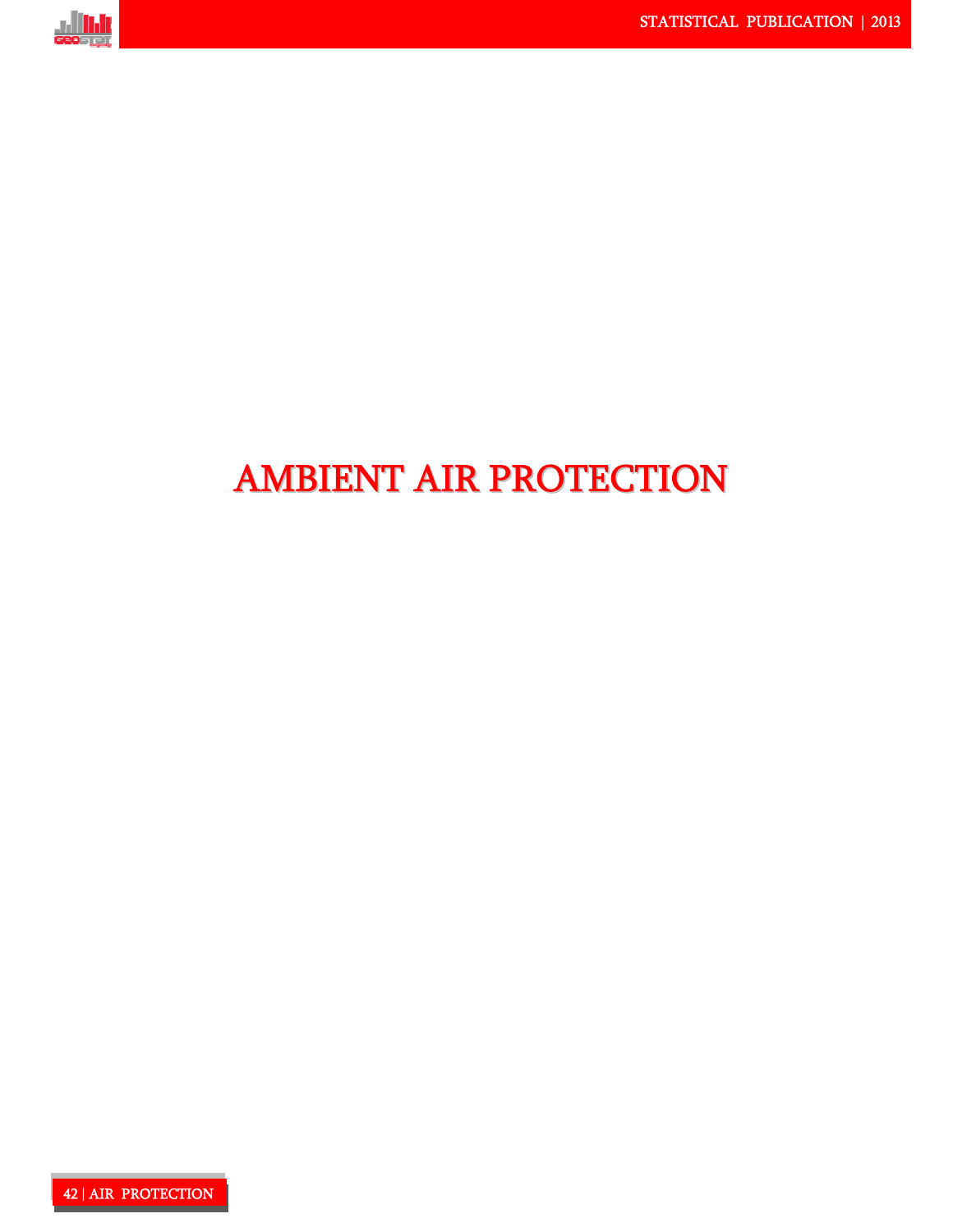# AMBIENT AIR PROTECTION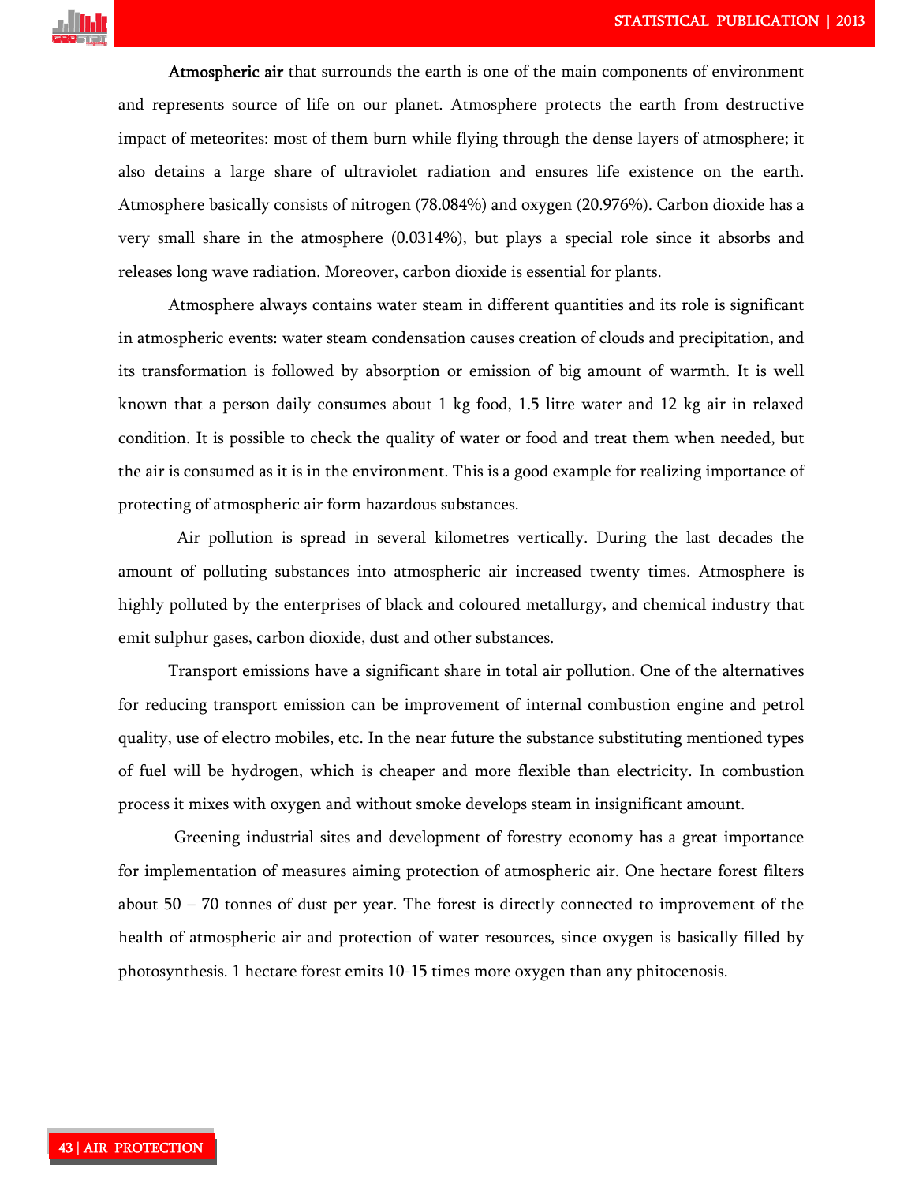**Atmospheric air** that surrounds the earth is one of the main components of environment and represents source of life on our planet. Atmosphere protects the earth from destructive impact of meteorites: most of them burn while flying through the dense layers of atmosphere; it also detains a large share of ultraviolet radiation and ensures life existence on the earth. Atmosphere basically consists of nitrogen (78.084%) and oxygen (20.976%). Carbon dioxide has a very small share in the atmosphere (0.0314%), but plays a special role since it absorbs and releases long wave radiation. Moreover, carbon dioxide is essential for plants.

Atmosphere always contains water steam in different quantities and its role is significant in atmospheric events: water steam condensation causes creation of clouds and precipitation, and its transformation is followed by absorption or emission of big amount of warmth. It is well known that a person daily consumes about 1 kg food, 1.5 litre water and 12 kg air in relaxed condition. It is possible to check the quality of water or food and treat them when needed, but the air is consumed as it is in the environment. This is a good example for realizing importance of protecting of atmospheric air form hazardous substances.

Air pollution is spread in several kilometres vertically. During the last decades the amount of polluting substances into atmospheric air increased twenty times. Atmosphere is highly polluted by the enterprises of black and coloured metallurgy, and chemical industry that emit sulphur gases, carbon dioxide, dust and other substances.

Transport emissions have a significant share in total air pollution. One of the alternatives for reducing transport emission can be improvement of internal combustion engine and petrol quality, use of electro mobiles, etc. In the near future the substance substituting mentioned types of fuel will be hydrogen, which is cheaper and more flexible than electricity. In combustion process it mixes with oxygen and without smoke develops steam in insignificant amount.

Greening industrial sites and development of forestry economy has a great importance for implementation of measures aiming protection of atmospheric air. One hectare forest filters about 50 – 70 tonnes of dust per year. The forest is directly connected to improvement of the health of atmospheric air and protection of water resources, since oxygen is basically filled by photosynthesis. 1 hectare forest emits 10-15 times more oxygen than any phitocenosis.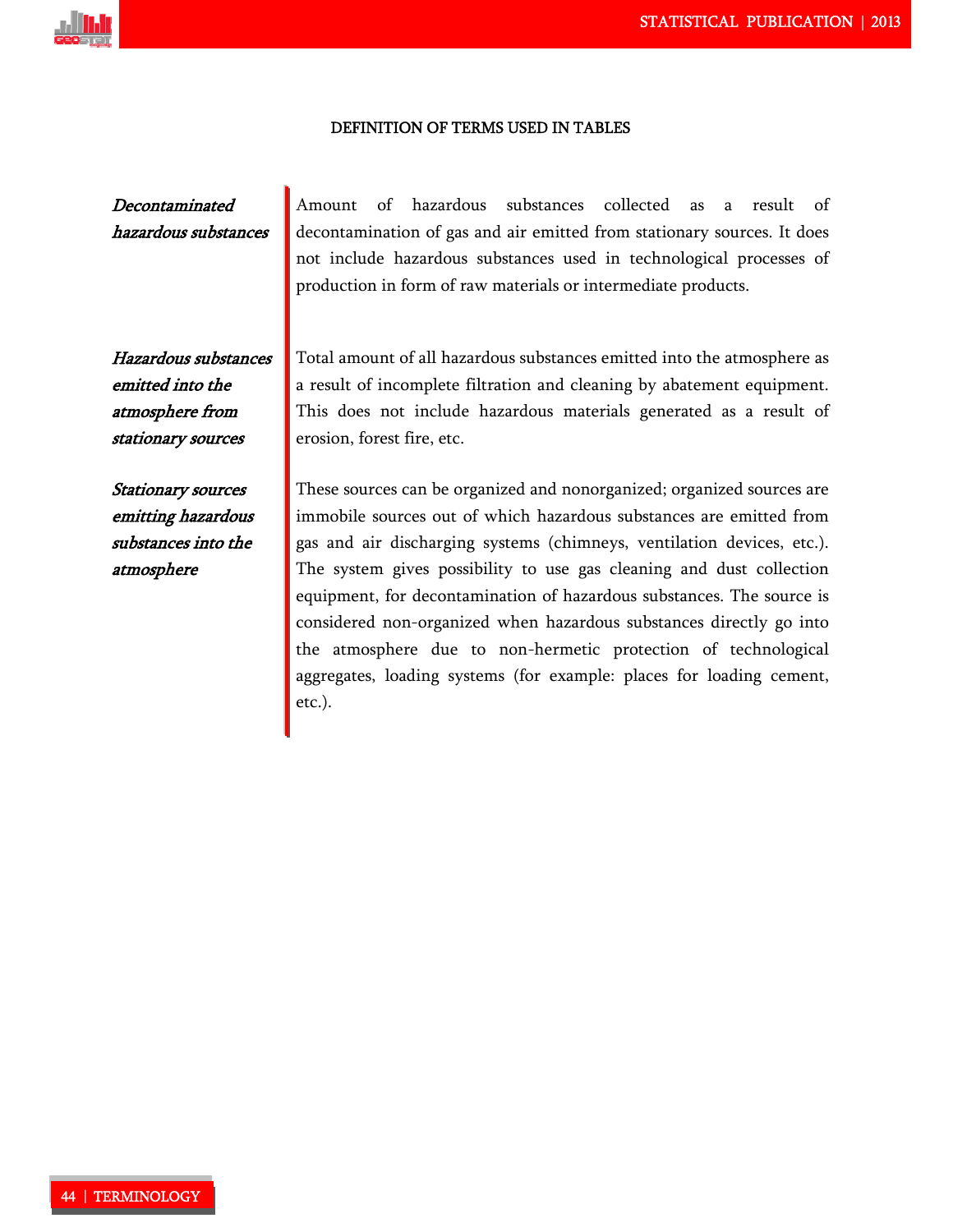## DEFINITION OF TERMS USED IN TABLES

***Decontaminated hazardous substances***

Amount of hazardous substances collected as a result of decontamination of gas and air emitted from stationary sources. It does not include hazardous substances used in technological processes of production in form of raw materials or intermediate products.

***Hazardous substances emitted into the atmosphere from stationary sources***

Total amount of all hazardous substances emitted into the atmosphere as a result of incomplete filtration and cleaning by abatement equipment. This does not include hazardous materials generated as a result of erosion, forest fire, etc.

***Stationary sources emitting hazardous substances into the atmosphere***

These sources can be organized and nonorganized; organized sources are immobile sources out of which hazardous substances are emitted from gas and air discharging systems (chimneys, ventilation devices, etc.). The system gives possibility to use gas cleaning and dust collection equipment, for decontamination of hazardous substances. The source is considered non-organized when hazardous substances directly go into the atmosphere due to non-hermetic protection of technological aggregates, loading systems (for example: places for loading cement, etc.).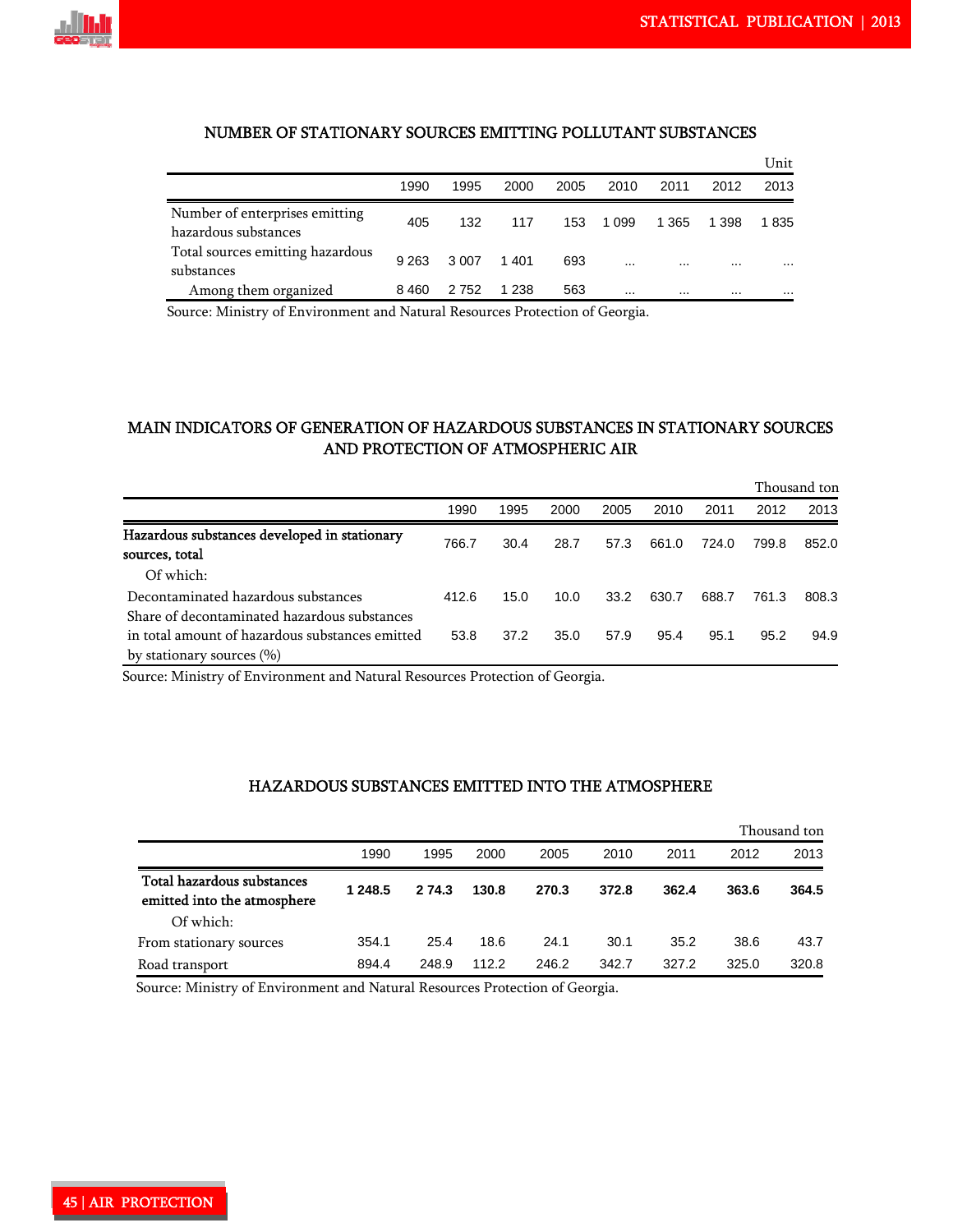## NUMBER OF STATIONARY SOURCES EMITTING POLLUTANT SUBSTANCES

Unit

| | 1990 | 1995 | 2000 | 2005 | 2010 | 2011 | 2012 | 2013 |
|---|---|---|---|---|---|---|---|---|
| Number of enterprises emitting hazardous substances | 405 | 132 | 117 | 153 | 1 099 | 1 365 | 1 398 | 1 835 |
| Total sources emitting hazardous substances | 9 263 | 3 007 | 1 401 | 693 | ... | ... | ... | ... |
| Among them organized | 8 460 | 2 752 | 1 238 | 563 | ... | ... | ... | ... |

Source: Ministry of Environment and Natural Resources Protection of Georgia.

## MAIN INDICATORS OF GENERATION OF HAZARDOUS SUBSTANCES IN STATIONARY SOURCES AND PROTECTION OF ATMOSPHERIC AIR

Thousand ton

| | 1990 | 1995 | 2000 | 2005 | 2010 | 2011 | 2012 | 2013 |
|---|---|---|---|---|---|---|---|---|
| **Hazardous substances developed in stationary sources, total** | 766.7 | 30.4 | 28.7 | 57.3 | 661.0 | 724.0 | 799.8 | 852.0 |
| Of which: | | | | | | | | |
| Decontaminated hazardous substances | 412.6 | 15.0 | 10.0 | 33.2 | 630.7 | 688.7 | 761.3 | 808.3 |
| Share of decontaminated hazardous substances in total amount of hazardous substances emitted by stationary sources (%) | 53.8 | 37.2 | 35.0 | 57.9 | 95.4 | 95.1 | 95.2 | 94.9 |

Source: Ministry of Environment and Natural Resources Protection of Georgia.

## HAZARDOUS SUBSTANCES EMITTED INTO THE ATMOSPHERE

Thousand ton

| | 1990 | 1995 | 2000 | 2005 | 2010 | 2011 | 2012 | 2013 |
|---|---|---|---|---|---|---|---|---|
| **Total hazardous substances emitted into the atmosphere** | **1 248.5** | **2 74.3** | **130.8** | **270.3** | **372.8** | **362.4** | **363.6** | **364.5** |
| Of which: | | | | | | | | |
| From stationary sources | 354.1 | 25.4 | 18.6 | 24.1 | 30.1 | 35.2 | 38.6 | 43.7 |
| Road transport | 894.4 | 248.9 | 112.2 | 246.2 | 342.7 | 327.2 | 325.0 | 320.8 |

Source: Ministry of Environment and Natural Resources Protection of Georgia.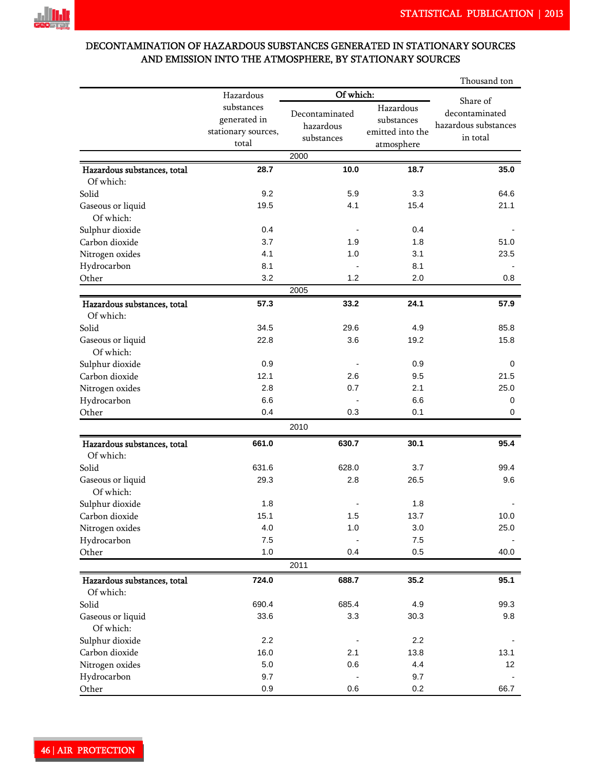## DECONTAMINATION OF HAZARDOUS SUBSTANCES GENERATED IN STATIONARY SOURCES AND EMISSION INTO THE ATMOSPHERE, BY STATIONARY SOURCES

Thousand ton

| | Hazardous substances generated in stationary sources, total | Of which: | | Share of decontaminated hazardous substances in total |
|---|---|---|---|---|
| | | Decontaminated hazardous substances | Hazardous substances emitted into the atmosphere | |
| **2000** | | | | |
| **Hazardous substances, total** | **28.7** | **10.0** | **18.7** | **35.0** |
| Of which: | | | | |
| Solid | 9.2 | 5.9 | 3.3 | 64.6 |
| Gaseous or liquid | 19.5 | 4.1 | 15.4 | 21.1 |
| Of which: | | | | |
| Sulphur dioxide | 0.4 | - | 0.4 | - |
| Carbon dioxide | 3.7 | 1.9 | 1.8 | 51.0 |
| Nitrogen oxides | 4.1 | 1.0 | 3.1 | 23.5 |
| Hydrocarbon | 8.1 | - | 8.1 | - |
| Other | 3.2 | 1.2 | 2.0 | 0.8 |
| **2005** | | | | |
| **Hazardous substances, total** | **57.3** | **33.2** | **24.1** | **57.9** |
| Of which: | | | | |
| Solid | 34.5 | 29.6 | 4.9 | 85.8 |
| Gaseous or liquid | 22.8 | 3.6 | 19.2 | 15.8 |
| Of which: | | | | |
| Sulphur dioxide | 0.9 | - | 0.9 | 0 |
| Carbon dioxide | 12.1 | 2.6 | 9.5 | 21.5 |
| Nitrogen oxides | 2.8 | 0.7 | 2.1 | 25.0 |
| Hydrocarbon | 6.6 | - | 6.6 | 0 |
| Other | 0.4 | 0.3 | 0.1 | 0 |
| **2010** | | | | |
| **Hazardous substances, total** | **661.0** | **630.7** | **30.1** | **95.4** |
| Of which: | | | | |
| Solid | 631.6 | 628.0 | 3.7 | 99.4 |
| Gaseous or liquid | 29.3 | 2.8 | 26.5 | 9.6 |
| Of which: | | | | |
| Sulphur dioxide | 1.8 | - | 1.8 | - |
| Carbon dioxide | 15.1 | 1.5 | 13.7 | 10.0 |
| Nitrogen oxides | 4.0 | 1.0 | 3.0 | 25.0 |
| Hydrocarbon | 7.5 | - | 7.5 | - |
| Other | 1.0 | 0.4 | 0.5 | 40.0 |
| **2011** | | | | |
| **Hazardous substances, total** | **724.0** | **688.7** | **35.2** | **95.1** |
| Of which: | | | | |
| Solid | 690.4 | 685.4 | 4.9 | 99.3 |
| Gaseous or liquid | 33.6 | 3.3 | 30.3 | 9.8 |
| Of which: | | | | |
| Sulphur dioxide | 2.2 | - | 2.2 | - |
| Carbon dioxide | 16.0 | 2.1 | 13.8 | 13.1 |
| Nitrogen oxides | 5.0 | 0.6 | 4.4 | 12 |
| Hydrocarbon | 9.7 | - | 9.7 | - |
| Other | 0.9 | 0.6 | 0.2 | 66.7 |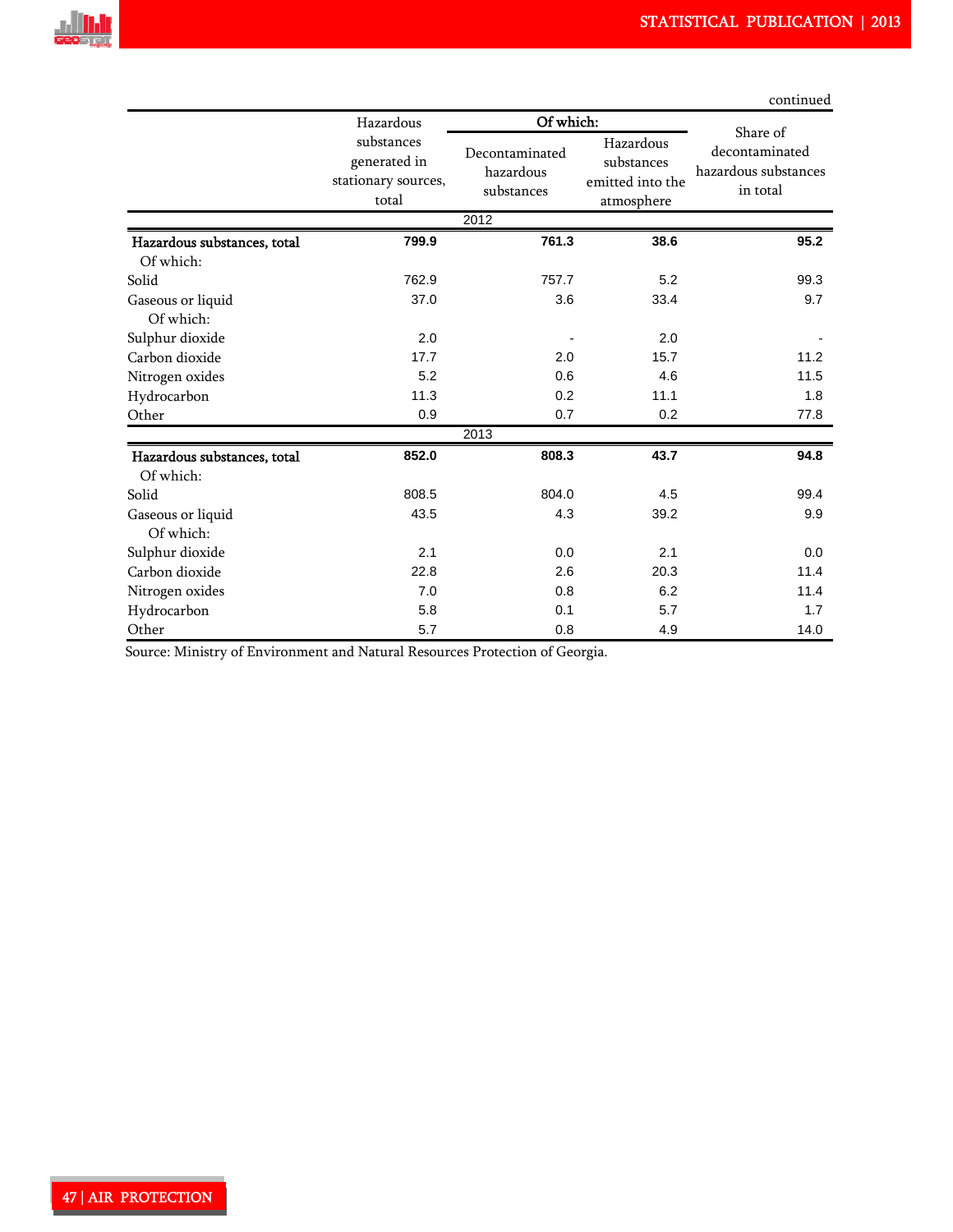continued

| | Hazardous substances generated in stationary sources, total | Of which: | | Share of decontaminated hazardous substances in total |
|---|---|---|---|---|
| | | Decontaminated hazardous substances | Hazardous substances emitted into the atmosphere | |
| **2012** | | | | |
| **Hazardous substances, total** | **799.9** | **761.3** | **38.6** | **95.2** |
| Of which: | | | | |
| Solid | 762.9 | 757.7 | 5.2 | 99.3 |
| Gaseous or liquid | 37.0 | 3.6 | 33.4 | 9.7 |
| Of which: | | | | |
| Sulphur dioxide | 2.0 | - | 2.0 | - |
| Carbon dioxide | 17.7 | 2.0 | 15.7 | 11.2 |
| Nitrogen oxides | 5.2 | 0.6 | 4.6 | 11.5 |
| Hydrocarbon | 11.3 | 0.2 | 11.1 | 1.8 |
| Other | 0.9 | 0.7 | 0.2 | 77.8 |
| **2013** | | | | |
| **Hazardous substances, total** | **852.0** | **808.3** | **43.7** | **94.8** |
| Of which: | | | | |
| Solid | 808.5 | 804.0 | 4.5 | 99.4 |
| Gaseous or liquid | 43.5 | 4.3 | 39.2 | 9.9 |
| Of which: | | | | |
| Sulphur dioxide | 2.1 | 0.0 | 2.1 | 0.0 |
| Carbon dioxide | 22.8 | 2.6 | 20.3 | 11.4 |
| Nitrogen oxides | 7.0 | 0.8 | 6.2 | 11.4 |
| Hydrocarbon | 5.8 | 0.1 | 5.7 | 1.7 |
| Other | 5.7 | 0.8 | 4.9 | 14.0 |

Source: Ministry of Environment and Natural Resources Protection of Georgia.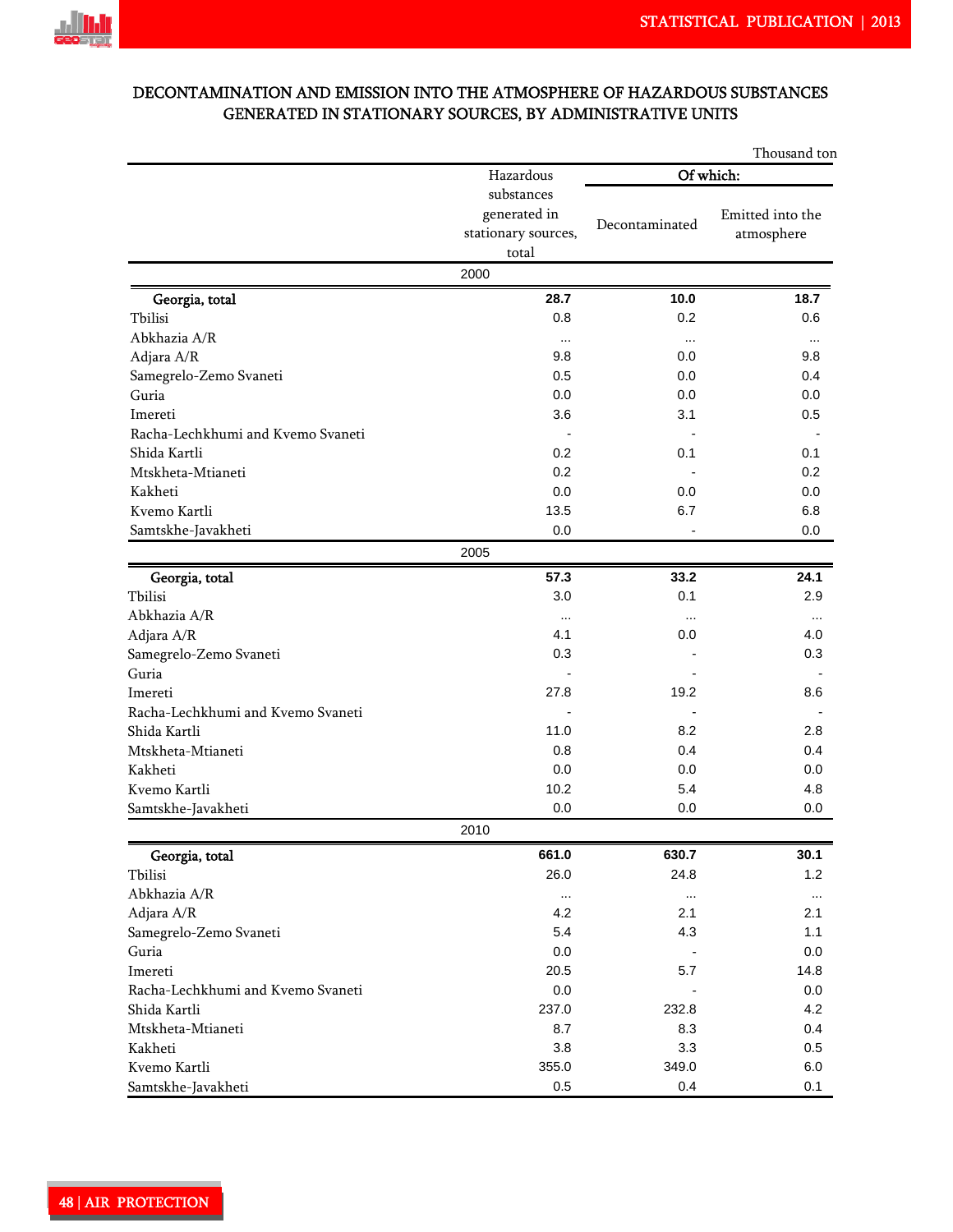## DECONTAMINATION AND EMISSION INTO THE ATMOSPHERE OF HAZARDOUS SUBSTANCES GENERATED IN STATIONARY SOURCES, BY ADMINISTRATIVE UNITS

Thousand ton

| | Hazardous substances generated in stationary sources, total | Of which: | |
|---|---|---|---|
| | | Decontaminated | Emitted into the atmosphere |
| **2000** | | | |
| **Georgia, total** | **28.7** | **10.0** | **18.7** |
| Tbilisi | 0.8 | 0.2 | 0.6 |
| Abkhazia A/R | ... | ... | ... |
| Adjara A/R | 9.8 | 0.0 | 9.8 |
| Samegrelo-Zemo Svaneti | 0.5 | 0.0 | 0.4 |
| Guria | 0.0 | 0.0 | 0.0 |
| Imereti | 3.6 | 3.1 | 0.5 |
| Racha-Lechkhumi and Kvemo Svaneti | - | - | - |
| Shida Kartli | 0.2 | 0.1 | 0.1 |
| Mtskheta-Mtianeti | 0.2 | - | 0.2 |
| Kakheti | 0.0 | 0.0 | 0.0 |
| Kvemo Kartli | 13.5 | 6.7 | 6.8 |
| Samtskhe-Javakheti | 0.0 | - | 0.0 |
| **2005** | | | |
| **Georgia, total** | **57.3** | **33.2** | **24.1** |
| Tbilisi | 3.0 | 0.1 | 2.9 |
| Abkhazia A/R | ... | ... | ... |
| Adjara A/R | 4.1 | 0.0 | 4.0 |
| Samegrelo-Zemo Svaneti | 0.3 | - | 0.3 |
| Guria | - | - | - |
| Imereti | 27.8 | 19.2 | 8.6 |
| Racha-Lechkhumi and Kvemo Svaneti | - | - | - |
| Shida Kartli | 11.0 | 8.2 | 2.8 |
| Mtskheta-Mtianeti | 0.8 | 0.4 | 0.4 |
| Kakheti | 0.0 | 0.0 | 0.0 |
| Kvemo Kartli | 10.2 | 5.4 | 4.8 |
| Samtskhe-Javakheti | 0.0 | 0.0 | 0.0 |
| **2010** | | | |
| **Georgia, total** | **661.0** | **630.7** | **30.1** |
| Tbilisi | 26.0 | 24.8 | 1.2 |
| Abkhazia A/R | ... | ... | ... |
| Adjara A/R | 4.2 | 2.1 | 2.1 |
| Samegrelo-Zemo Svaneti | 5.4 | 4.3 | 1.1 |
| Guria | 0.0 | - | 0.0 |
| Imereti | 20.5 | 5.7 | 14.8 |
| Racha-Lechkhumi and Kvemo Svaneti | 0.0 | - | 0.0 |
| Shida Kartli | 237.0 | 232.8 | 4.2 |
| Mtskheta-Mtianeti | 8.7 | 8.3 | 0.4 |
| Kakheti | 3.8 | 3.3 | 0.5 |
| Kvemo Kartli | 355.0 | 349.0 | 6.0 |
| Samtskhe-Javakheti | 0.5 | 0.4 | 0.1 |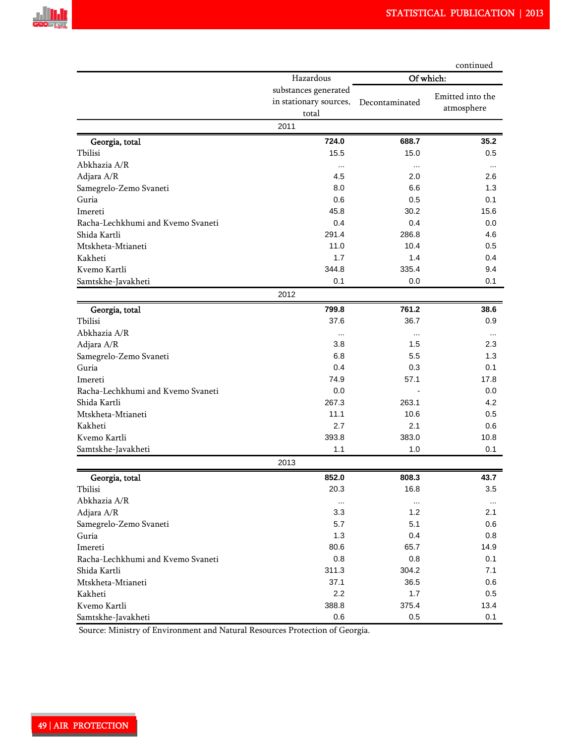continued

| | Hazardous substances generated in stationary sources, total | Of which: | |
|---|---|---|---|
| | | Decontaminated | Emitted into the atmosphere |
| **2011** | | | |
| **Georgia, total** | **724.0** | **688.7** | **35.2** |
| Tbilisi | 15.5 | 15.0 | 0.5 |
| Abkhazia A/R | ... | ... | ... |
| Adjara A/R | 4.5 | 2.0 | 2.6 |
| Samegrelo-Zemo Svaneti | 8.0 | 6.6 | 1.3 |
| Guria | 0.6 | 0.5 | 0.1 |
| Imereti | 45.8 | 30.2 | 15.6 |
| Racha-Lechkhumi and Kvemo Svaneti | 0.4 | 0.4 | 0.0 |
| Shida Kartli | 291.4 | 286.8 | 4.6 |
| Mtskheta-Mtianeti | 11.0 | 10.4 | 0.5 |
| Kakheti | 1.7 | 1.4 | 0.4 |
| Kvemo Kartli | 344.8 | 335.4 | 9.4 |
| Samtskhe-Javakheti | 0.1 | 0.0 | 0.1 |
| **2012** | | | |
| **Georgia, total** | **799.8** | **761.2** | **38.6** |
| Tbilisi | 37.6 | 36.7 | 0.9 |
| Abkhazia A/R | ... | ... | ... |
| Adjara A/R | 3.8 | 1.5 | 2.3 |
| Samegrelo-Zemo Svaneti | 6.8 | 5.5 | 1.3 |
| Guria | 0.4 | 0.3 | 0.1 |
| Imereti | 74.9 | 57.1 | 17.8 |
| Racha-Lechkhumi and Kvemo Svaneti | 0.0 | - | 0.0 |
| Shida Kartli | 267.3 | 263.1 | 4.2 |
| Mtskheta-Mtianeti | 11.1 | 10.6 | 0.5 |
| Kakheti | 2.7 | 2.1 | 0.6 |
| Kvemo Kartli | 393.8 | 383.0 | 10.8 |
| Samtskhe-Javakheti | 1.1 | 1.0 | 0.1 |
| **2013** | | | |
| **Georgia, total** | **852.0** | **808.3** | **43.7** |
| Tbilisi | 20.3 | 16.8 | 3.5 |
| Abkhazia A/R | ... | ... | ... |
| Adjara A/R | 3.3 | 1.2 | 2.1 |
| Samegrelo-Zemo Svaneti | 5.7 | 5.1 | 0.6 |
| Guria | 1.3 | 0.4 | 0.8 |
| Imereti | 80.6 | 65.7 | 14.9 |
| Racha-Lechkhumi and Kvemo Svaneti | 0.8 | 0.8 | 0.1 |
| Shida Kartli | 311.3 | 304.2 | 7.1 |
| Mtskheta-Mtianeti | 37.1 | 36.5 | 0.6 |
| Kakheti | 2.2 | 1.7 | 0.5 |
| Kvemo Kartli | 388.8 | 375.4 | 13.4 |
| Samtskhe-Javakheti | 0.6 | 0.5 | 0.1 |

Source: Ministry of Environment and Natural Resources Protection of Georgia.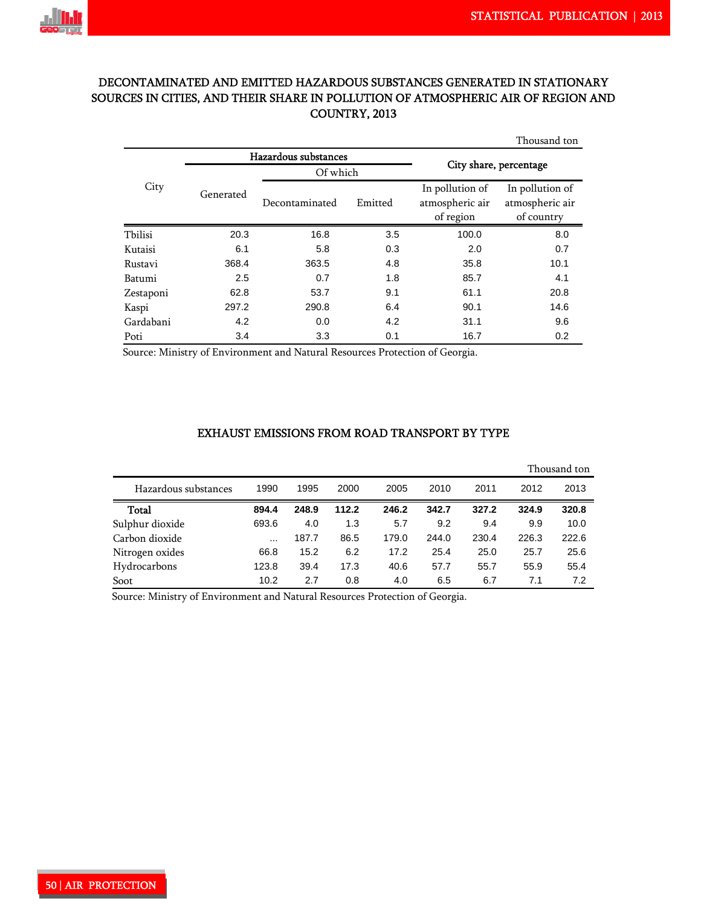## DECONTAMINATED AND EMITTED HAZARDOUS SUBSTANCES GENERATED IN STATIONARY SOURCES IN CITIES, AND THEIR SHARE IN POLLUTION OF ATMOSPHERIC AIR OF REGION AND COUNTRY, 2013

Thousand ton

| City | Hazardous substances | | | City share, percentage | |
|---|---|---|---|---|---|
| | Generated | Of which | | | |
| | | Decontaminated | Emitted | In pollution of atmospheric air of region | In pollution of atmospheric air of country |
| Tbilisi | 20.3 | 16.8 | 3.5 | 100.0 | 8.0 |
| Kutaisi | 6.1 | 5.8 | 0.3 | 2.0 | 0.7 |
| Rustavi | 368.4 | 363.5 | 4.8 | 35.8 | 10.1 |
| Batumi | 2.5 | 0.7 | 1.8 | 85.7 | 4.1 |
| Zestaponi | 62.8 | 53.7 | 9.1 | 61.1 | 20.8 |
| Kaspi | 297.2 | 290.8 | 6.4 | 90.1 | 14.6 |
| Gardabani | 4.2 | 0.0 | 4.2 | 31.1 | 9.6 |
| Poti | 3.4 | 3.3 | 0.1 | 16.7 | 0.2 |

Source: Ministry of Environment and Natural Resources Protection of Georgia.

## EXHAUST EMISSIONS FROM ROAD TRANSPORT BY TYPE

Thousand ton

| Hazardous substances | 1990 | 1995 | 2000 | 2005 | 2010 | 2011 | 2012 | 2013 |
|---|---|---|---|---|---|---|---|---|
| **Total** | **894.4** | **248.9** | **112.2** | **246.2** | **342.7** | **327.2** | **324.9** | **320.8** |
| Sulphur dioxide | 693.6 | 4.0 | 1.3 | 5.7 | 9.2 | 9.4 | 9.9 | 10.0 |
| Carbon dioxide | ... | 187.7 | 86.5 | 179.0 | 244.0 | 230.4 | 226.3 | 222.6 |
| Nitrogen oxides | 66.8 | 15.2 | 6.2 | 17.2 | 25.4 | 25.0 | 25.7 | 25.6 |
| Hydrocarbons | 123.8 | 39.4 | 17.3 | 40.6 | 57.7 | 55.7 | 55.9 | 55.4 |
| Soot | 10.2 | 2.7 | 0.8 | 4.0 | 6.5 | 6.7 | 7.1 | 7.2 |

Source: Ministry of Environment and Natural Resources Protection of Georgia.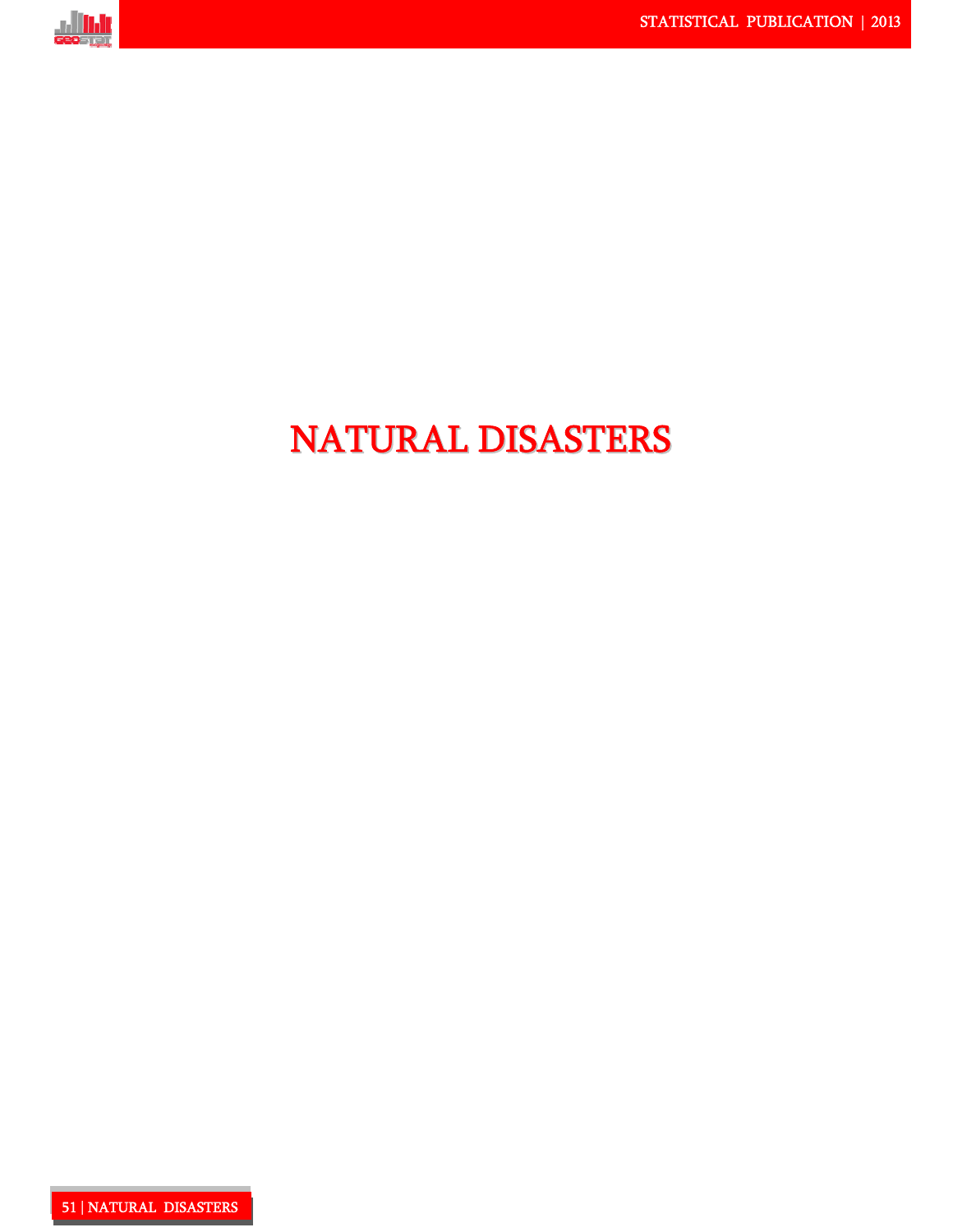# NATURAL DISASTERS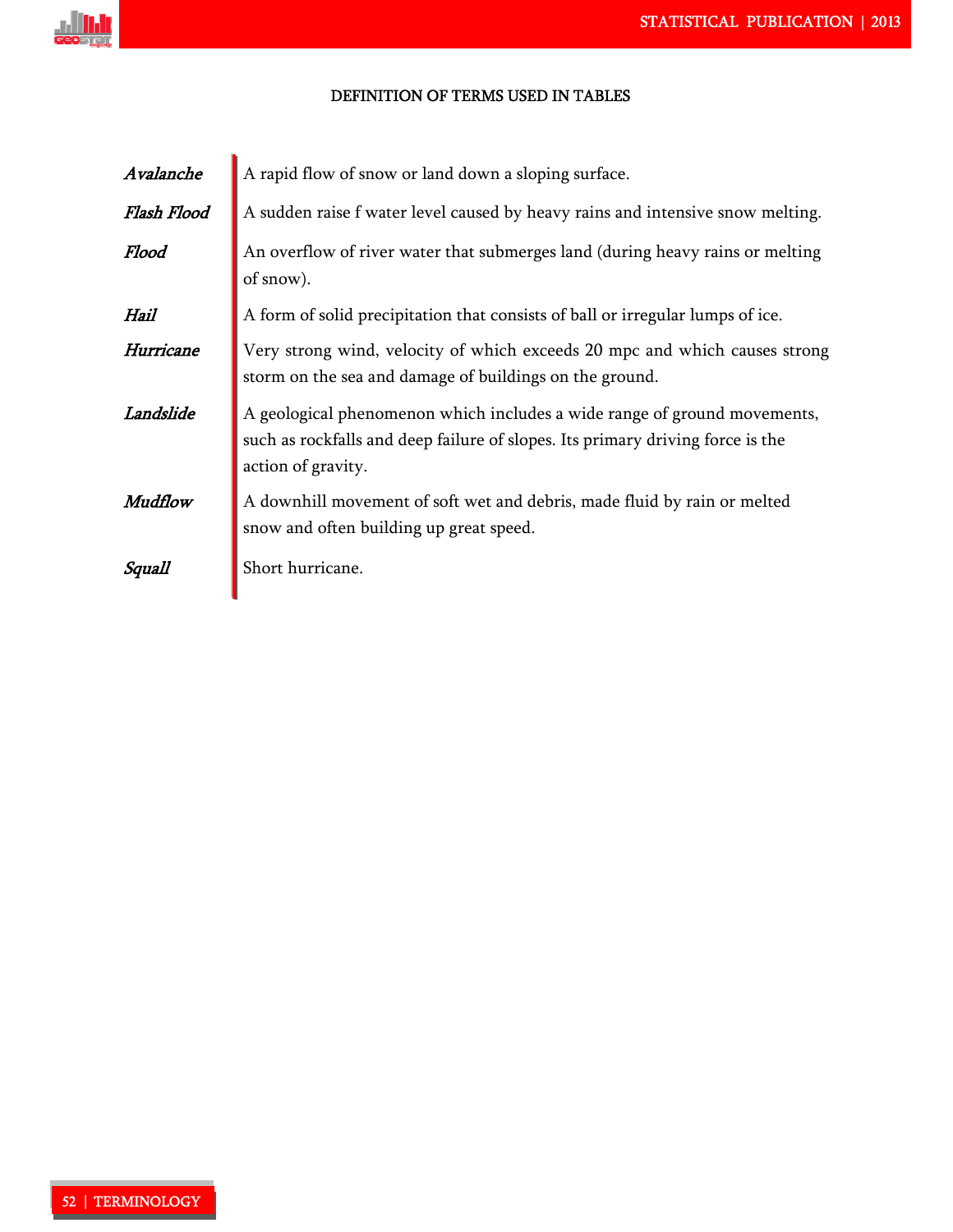## DEFINITION OF TERMS USED IN TABLES

***Avalanche*** A rapid flow of snow or land down a sloping surface.

***Flash Flood*** A sudden raise f water level caused by heavy rains and intensive snow melting.

***Flood*** An overflow of river water that submerges land (during heavy rains or melting of snow).

***Hail*** A form of solid precipitation that consists of ball or irregular lumps of ice.

***Hurricane*** Very strong wind, velocity of which exceeds 20 mpc and which causes strong storm on the sea and damage of buildings on the ground.

***Landslide*** A geological phenomenon which includes a wide range of ground movements, such as rockfalls and deep failure of slopes. Its primary driving force is the action of gravity.

***Mudflow*** A downhill movement of soft wet and debris, made fluid by rain or melted snow and often building up great speed.

***Squall*** Short hurricane.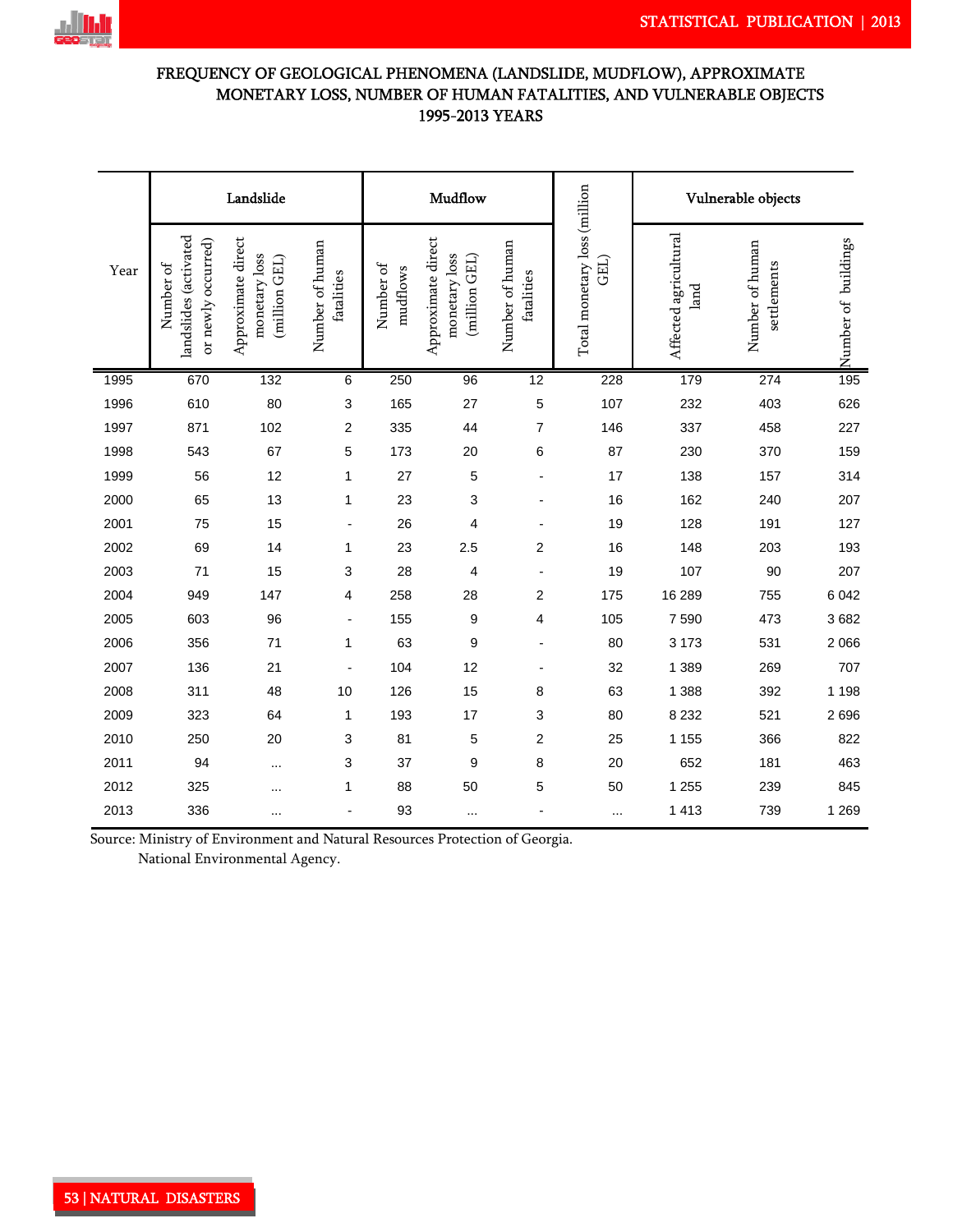# FREQUENCY OF GEOLOGICAL PHENOMENA (LANDSLIDE, MUDFLOW), APPROXIMATE MONETARY LOSS, NUMBER OF HUMAN FATALITIES, AND VULNERABLE OBJECTS 1995-2013 YEARS

| Year | Landslide | | | Mudflow | | | Total monetary loss (million GEL) | Vulnerable objects | | |
|---|---|---|---|---|---|---|---|---|---|---|
| | Number of landslides (activated or newly occurred) | Approximate direct monetary loss (million GEL) | Number of human fatalities | Number of mudflows | Approximate direct monetary loss (million GEL) | Number of human fatalities | | Affected agricultural land | Number of human settlements | Number of buildings |
| 1995 | 670 | 132 | 6 | 250 | 96 | 12 | 228 | 179 | 274 | 195 |
| 1996 | 610 | 80 | 3 | 165 | 27 | 5 | 107 | 232 | 403 | 626 |
| 1997 | 871 | 102 | 2 | 335 | 44 | 7 | 146 | 337 | 458 | 227 |
| 1998 | 543 | 67 | 5 | 173 | 20 | 6 | 87 | 230 | 370 | 159 |
| 1999 | 56 | 12 | 1 | 27 | 5 | - | 17 | 138 | 157 | 314 |
| 2000 | 65 | 13 | 1 | 23 | 3 | - | 16 | 162 | 240 | 207 |
| 2001 | 75 | 15 | - | 26 | 4 | - | 19 | 128 | 191 | 127 |
| 2002 | 69 | 14 | 1 | 23 | 2.5 | 2 | 16 | 148 | 203 | 193 |
| 2003 | 71 | 15 | 3 | 28 | 4 | - | 19 | 107 | 90 | 207 |
| 2004 | 949 | 147 | 4 | 258 | 28 | 2 | 175 | 16 289 | 755 | 6 042 |
| 2005 | 603 | 96 | - | 155 | 9 | 4 | 105 | 7 590 | 473 | 3 682 |
| 2006 | 356 | 71 | 1 | 63 | 9 | - | 80 | 3 173 | 531 | 2 066 |
| 2007 | 136 | 21 | - | 104 | 12 | - | 32 | 1 389 | 269 | 707 |
| 2008 | 311 | 48 | 10 | 126 | 15 | 8 | 63 | 1 388 | 392 | 1 198 |
| 2009 | 323 | 64 | 1 | 193 | 17 | 3 | 80 | 8 232 | 521 | 2 696 |
| 2010 | 250 | 20 | 3 | 81 | 5 | 2 | 25 | 1 155 | 366 | 822 |
| 2011 | 94 | ... | 3 | 37 | 9 | 8 | 20 | 652 | 181 | 463 |
| 2012 | 325 | ... | 1 | 88 | 50 | 5 | 50 | 1 255 | 239 | 845 |
| 2013 | 336 | ... | - | 93 | ... | - | ... | 1 413 | 739 | 1 269 |

Source: Ministry of Environment and Natural Resources Protection of Georgia.
National Environmental Agency.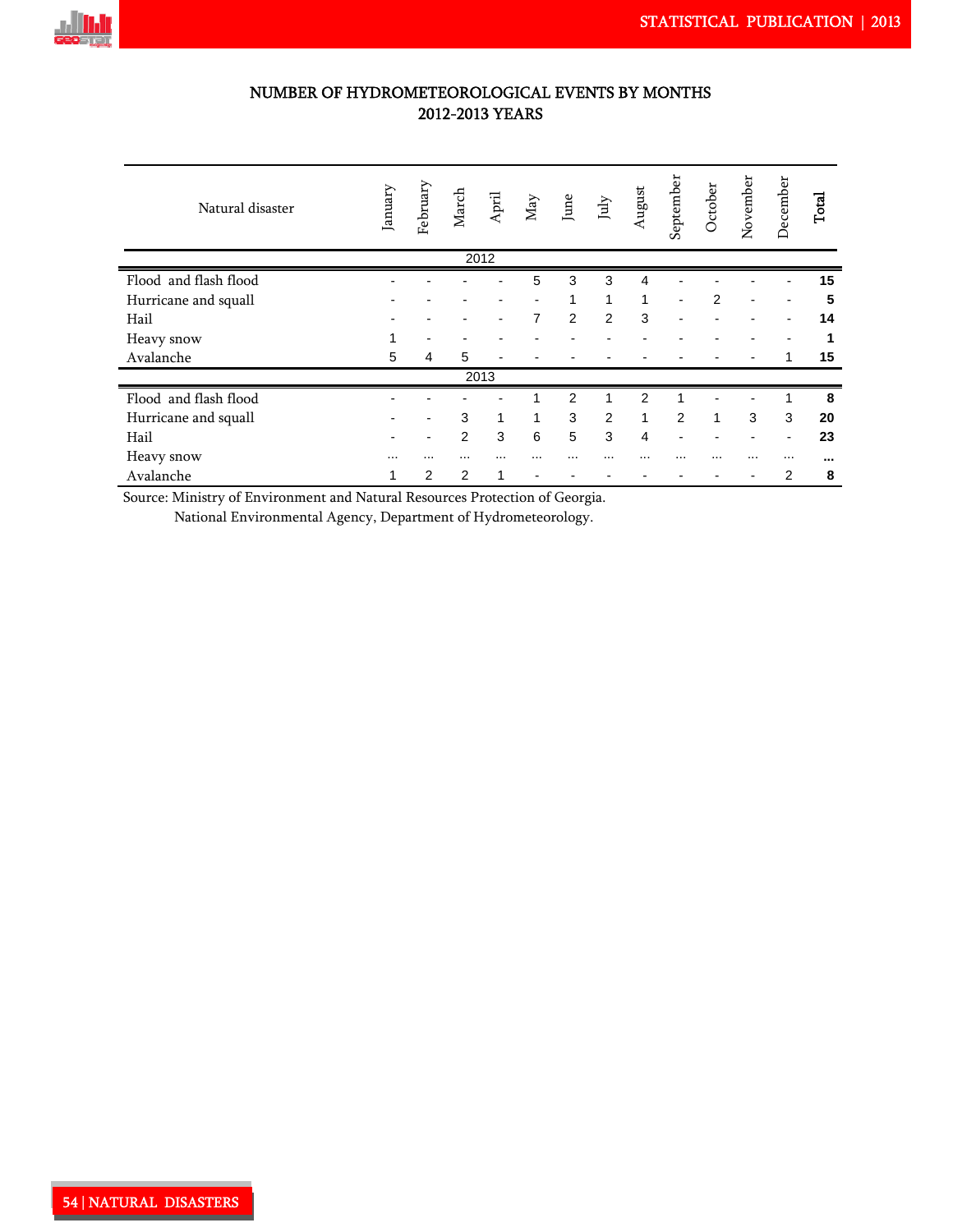# NUMBER OF HYDROMETEOROLOGICAL EVENTS BY MONTHS 2012-2013 YEARS

| Natural disaster | January | February | March | April | May | June | July | August | September | October | November | December | Total |
|---|---|---|---|---|---|---|---|---|---|---|---|---|---|
| **2012** | | | | | | | | | | | | | |
| Flood and flash flood | - | - | - | - | 5 | 3 | 3 | 4 | - | - | - | - | **15** |
| Hurricane and squall | - | - | - | - | - | 1 | 1 | 1 | - | 2 | - | - | **5** |
| Hail | - | - | - | - | 7 | 2 | 2 | 3 | - | - | - | - | **14** |
| Heavy snow | 1 | - | - | - | - | - | - | - | - | - | - | - | **1** |
| Avalanche | 5 | 4 | 5 | - | - | - | - | - | - | - | - | 1 | **15** |
| **2013** | | | | | | | | | | | | | |
| Flood and flash flood | - | - | - | - | 1 | 2 | 1 | 2 | 1 | - | - | 1 | **8** |
| Hurricane and squall | - | - | 3 | 1 | 1 | 3 | 2 | 1 | 2 | 1 | 3 | 3 | **20** |
| Hail | - | - | 2 | 3 | 6 | 5 | 3 | 4 | - | - | - | - | **23** |
| Heavy snow | … | … | … | … | … | … | … | … | … | … | … | … | **…** |
| Avalanche | 1 | 2 | 2 | 1 | - | - | - | - | - | - | - | 2 | **8** |

Source: Ministry of Environment and Natural Resources Protection of Georgia.
National Environmental Agency, Department of Hydrometeorology.